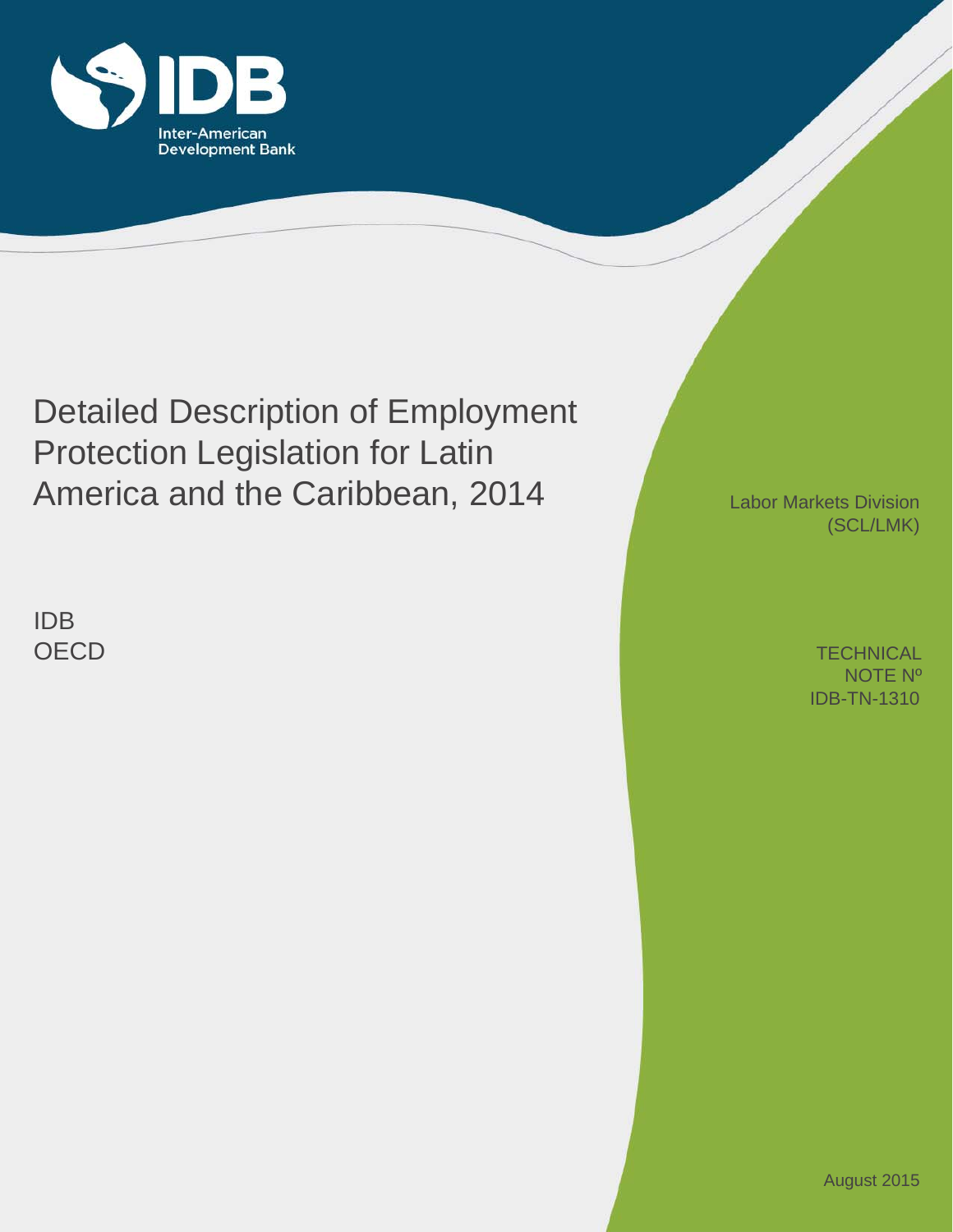IDB
Inter-American
Development Bank

# Detailed Description of Employment Protection Legislation for Latin America and the Caribbean, 2014

IDB
OECD

Labor Markets Division
(SCL/LMK)

TECHNICAL
NOTE Nº
IDB-TN-1310

August 2015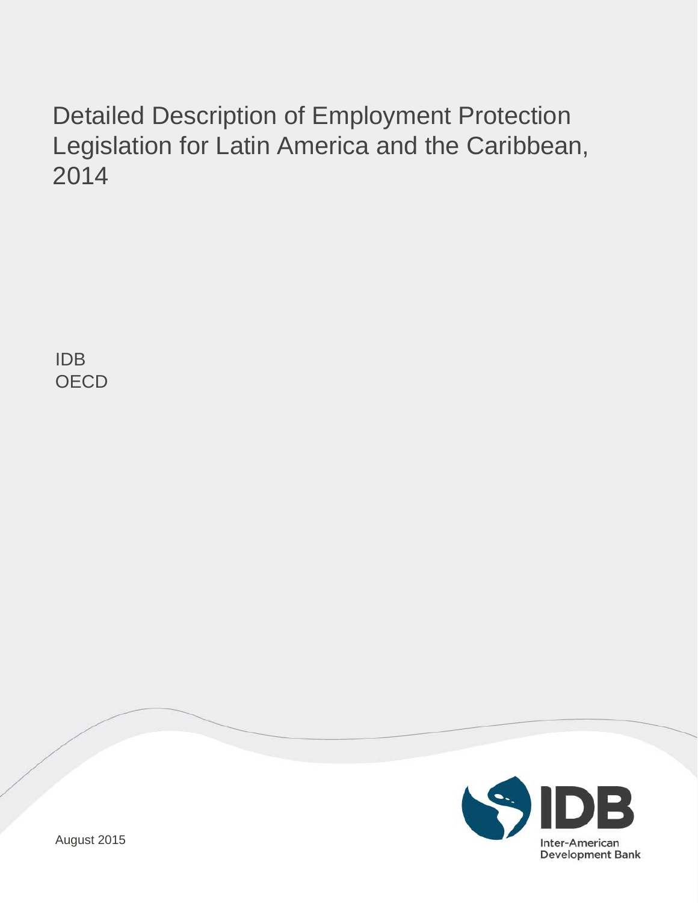# Detailed Description of Employment Protection Legislation for Latin America and the Caribbean, 2014

IDB
OECD

Inter-American Development Bank

August 2015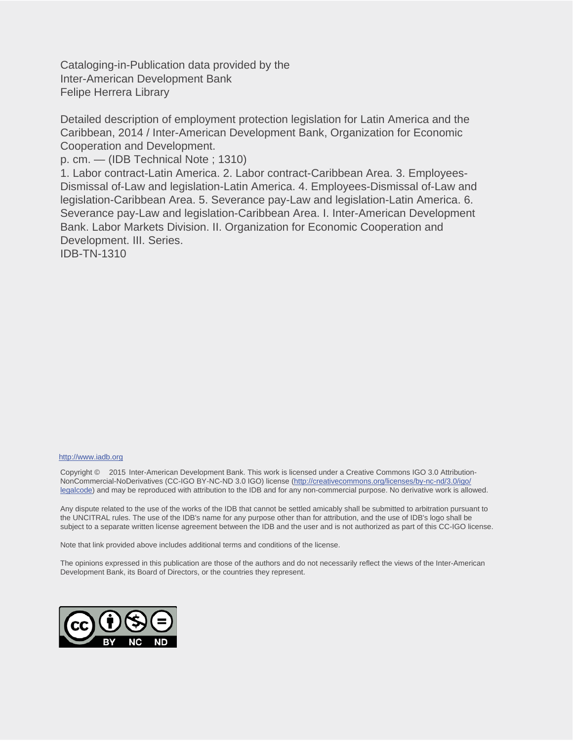Cataloging-in-Publication data provided by the
Inter-American Development Bank
Felipe Herrera Library

Detailed description of employment protection legislation for Latin America and the Caribbean, 2014 / Inter-American Development Bank, Organization for Economic Cooperation and Development.
p. cm. — (IDB Technical Note ; 1310)
1. Labor contract-Latin America. 2. Labor contract-Caribbean Area. 3. Employees-Dismissal of-Law and legislation-Latin America. 4. Employees-Dismissal of-Law and legislation-Caribbean Area. 5. Severance pay-Law and legislation-Latin America. 6. Severance pay-Law and legislation-Caribbean Area. I. Inter-American Development Bank. Labor Markets Division. II. Organization for Economic Cooperation and Development. III. Series.
IDB-TN-1310

http://www.iadb.org

Copyright © 2015 Inter-American Development Bank. This work is licensed under a Creative Commons IGO 3.0 Attribution-NonCommercial-NoDerivatives (CC-IGO BY-NC-ND 3.0 IGO) license (http://creativecommons.org/licenses/by-nc-nd/3.0/igo/legalcode) and may be reproduced with attribution to the IDB and for any non-commercial purpose. No derivative work is allowed.

Any dispute related to the use of the works of the IDB that cannot be settled amicably shall be submitted to arbitration pursuant to the UNCITRAL rules. The use of the IDB's name for any purpose other than for attribution, and the use of IDB's logo shall be subject to a separate written license agreement between the IDB and the user and is not authorized as part of this CC-IGO license.

Note that link provided above includes additional terms and conditions of the license.

The opinions expressed in this publication are those of the authors and do not necessarily reflect the views of the Inter-American Development Bank, its Board of Directors, or the countries they represent.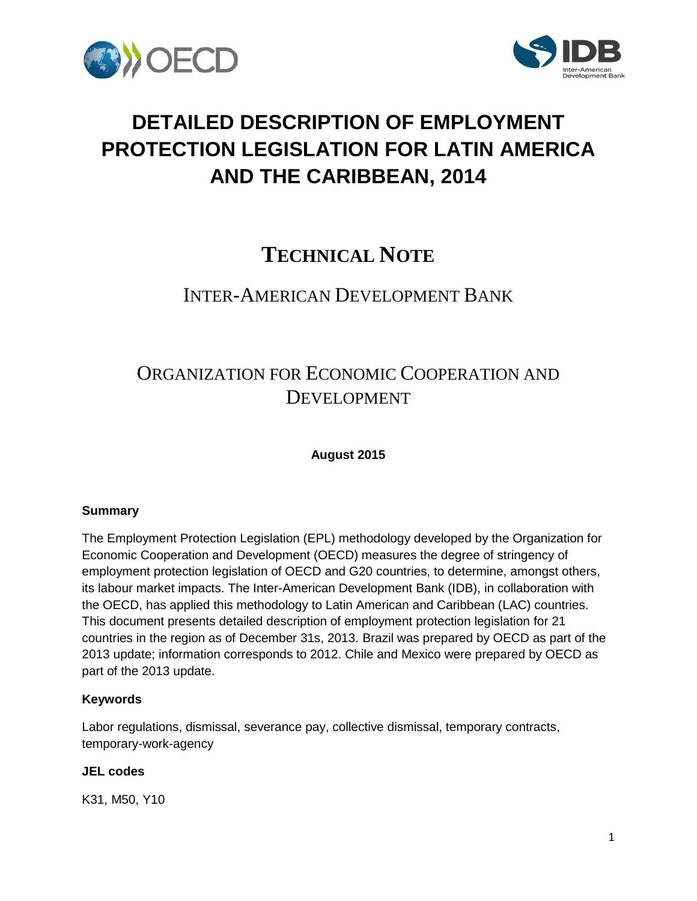# DETAILED DESCRIPTION OF EMPLOYMENT PROTECTION LEGISLATION FOR LATIN AMERICA AND THE CARIBBEAN, 2014

## TECHNICAL NOTE

### INTER-AMERICAN DEVELOPMENT BANK

### ORGANIZATION FOR ECONOMIC COOPERATION AND DEVELOPMENT

**August 2015**

**Summary**

The Employment Protection Legislation (EPL) methodology developed by the Organization for Economic Cooperation and Development (OECD) measures the degree of stringency of employment protection legislation of OECD and G20 countries, to determine, amongst others, its labour market impacts. The Inter-American Development Bank (IDB), in collaboration with the OECD, has applied this methodology to Latin American and Caribbean (LAC) countries. This document presents detailed description of employment protection legislation for 21 countries in the region as of December 31s, 2013. Brazil was prepared by OECD as part of the 2013 update; information corresponds to 2012. Chile and Mexico were prepared by OECD as part of the 2013 update.

**Keywords**

Labor regulations, dismissal, severance pay, collective dismissal, temporary contracts, temporary-work-agency

**JEL codes**

K31, M50, Y10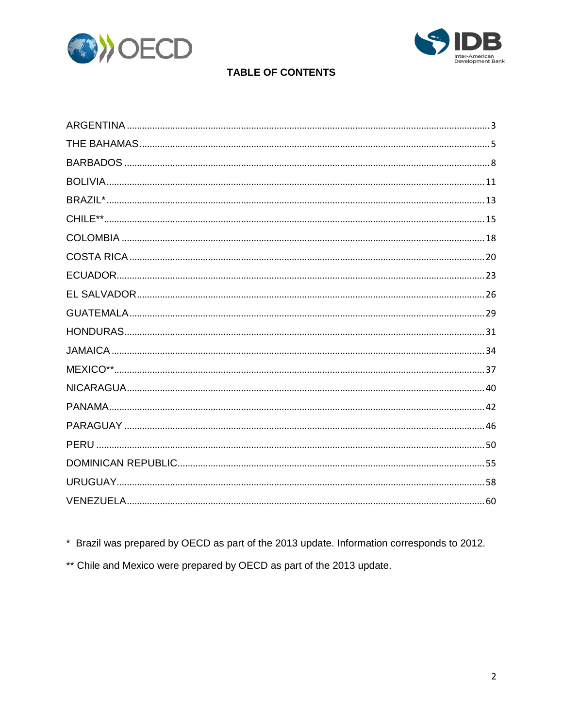# TABLE OF CONTENTS

ARGENTINA ............ 3
THE BAHAMAS ............ 5
BARBADOS ............ 8
BOLIVIA ............ 11
BRAZIL* ............ 13
CHILE** ............ 15
COLOMBIA ............ 18
COSTA RICA ............ 20
ECUADOR ............ 23
EL SALVADOR ............ 26
GUATEMALA ............ 29
HONDURAS ............ 31
JAMAICA ............ 34
MEXICO** ............ 37
NICARAGUA ............ 40
PANAMA ............ 42
PARAGUAY ............ 46
PERU ............ 50
DOMINICAN REPUBLIC ............ 55
URUGUAY ............ 58
VENEZUELA ............ 60

\* Brazil was prepared by OECD as part of the 2013 update. Information corresponds to 2012.

\*\* Chile and Mexico were prepared by OECD as part of the 2013 update.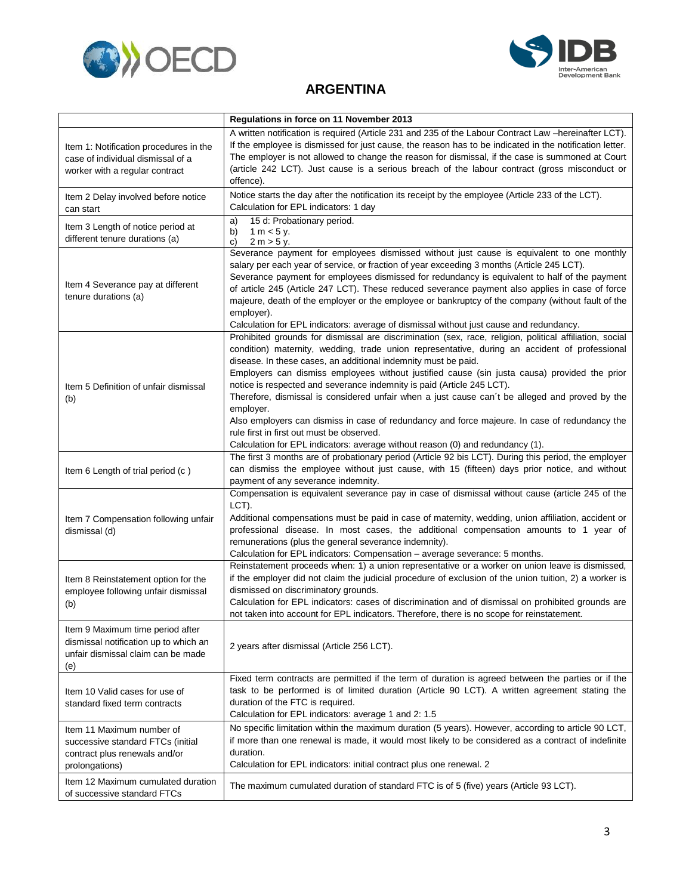# ARGENTINA

| | Regulations in force on 11 November 2013 |
|---|---|
| Item 1: Notification procedures in the case of individual dismissal of a worker with a regular contract | A written notification is required (Article 231 and 235 of the Labour Contract Law –hereinafter LCT). If the employee is dismissed for just cause, the reason has to be indicated in the notification letter. The employer is not allowed to change the reason for dismissal, if the case is summoned at Court (article 242 LCT). Just cause is a serious breach of the labour contract (gross misconduct or offence). |
| Item 2 Delay involved before notice can start | Notice starts the day after the notification its receipt by the employee (Article 233 of the LCT).<br>Calculation for EPL indicators: 1 day |
| Item 3 Length of notice period at different tenure durations (a) | a) 15 d: Probationary period.<br>b) 1 m < 5 y.<br>c) 2 m > 5 y. |
| Item 4 Severance pay at different tenure durations (a) | Severance payment for employees dismissed without just cause is equivalent to one monthly salary per each year of service, or fraction of year exceeding 3 months (Article 245 LCT).<br>Severance payment for employees dismissed for redundancy is equivalent to half of the payment of article 245 (Article 247 LCT). These reduced severance payment also applies in case of force majeure, death of the employer or the employee or bankruptcy of the company (without fault of the employer).<br>Calculation for EPL indicators: average of dismissal without just cause and redundancy. |
| Item 5 Definition of unfair dismissal (b) | Prohibited grounds for dismissal are discrimination (sex, race, religion, political affiliation, social condition) maternity, wedding, trade union representative, during an accident of professional disease. In these cases, an additional indemnity must be paid.<br>Employers can dismiss employees without justified cause (sin justa causa) provided the prior notice is respected and severance indemnity is paid (Article 245 LCT).<br>Therefore, dismissal is considered unfair when a just cause can´t be alleged and proved by the employer.<br>Also employers can dismiss in case of redundancy and force majeure. In case of redundancy the rule first in first out must be observed.<br>Calculation for EPL indicators: average without reason (0) and redundancy (1). |
| Item 6 Length of trial period (c ) | The first 3 months are of probationary period (Article 92 bis LCT). During this period, the employer can dismiss the employee without just cause, with 15 (fifteen) days prior notice, and without payment of any severance indemnity. |
| Item 7 Compensation following unfair dismissal (d) | Compensation is equivalent severance pay in case of dismissal without cause (article 245 of the LCT).<br>Additional compensations must be paid in case of maternity, wedding, union affiliation, accident or professional disease. In most cases, the additional compensation amounts to 1 year of remunerations (plus the general severance indemnity).<br>Calculation for EPL indicators: Compensation – average severance: 5 months. |
| Item 8 Reinstatement option for the employee following unfair dismissal (b) | Reinstatement proceeds when: 1) a union representative or a worker on union leave is dismissed, if the employer did not claim the judicial procedure of exclusion of the union tuition, 2) a worker is dismissed on discriminatory grounds.<br>Calculation for EPL indicators: cases of discrimination and of dismissal on prohibited grounds are not taken into account for EPL indicators. Therefore, there is no scope for reinstatement. |
| Item 9 Maximum time period after dismissal notification up to which an unfair dismissal claim can be made (e) | 2 years after dismissal (Article 256 LCT). |
| Item 10 Valid cases for use of standard fixed term contracts | Fixed term contracts are permitted if the term of duration is agreed between the parties or if the task to be performed is of limited duration (Article 90 LCT). A written agreement stating the duration of the FTC is required.<br>Calculation for EPL indicators: average 1 and 2: 1.5 |
| Item 11 Maximum number of successive standard FTCs (initial contract plus renewals and/or prolongations) | No specific limitation within the maximum duration (5 years). However, according to article 90 LCT, if more than one renewal is made, it would most likely to be considered as a contract of indefinite duration.<br>Calculation for EPL indicators: initial contract plus one renewal. 2 |
| Item 12 Maximum cumulated duration of successive standard FTCs | The maximum cumulated duration of standard FTC is of 5 (five) years (Article 93 LCT). |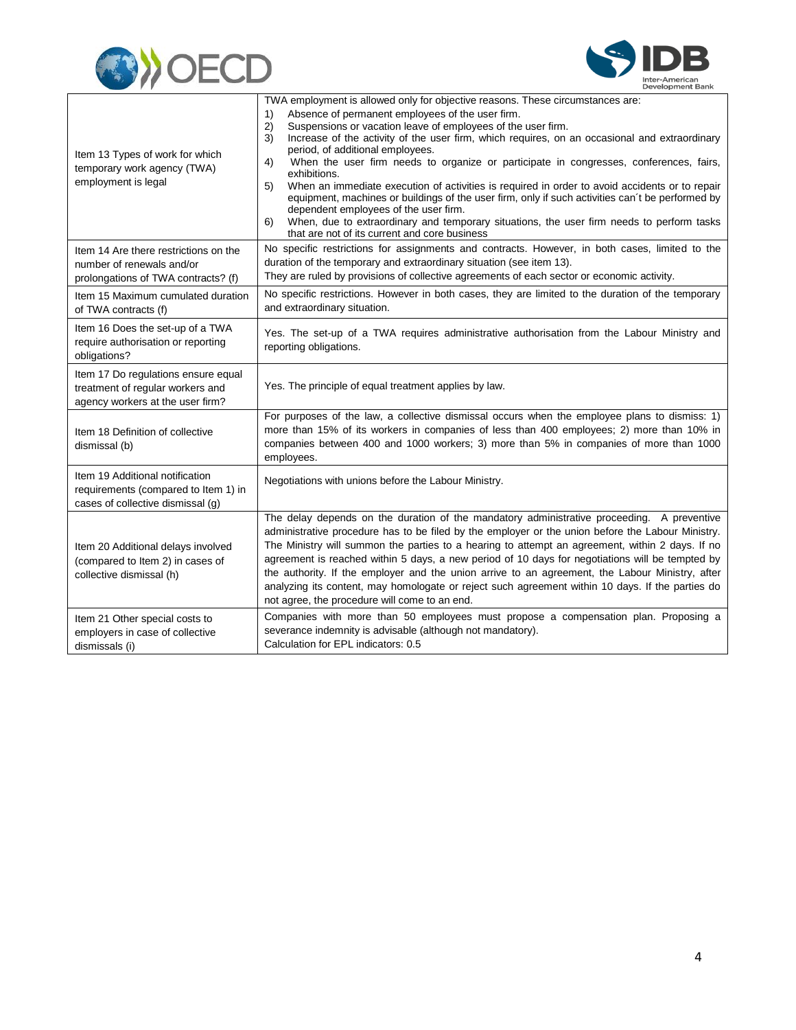| | |
|---|---|
| Item 13 Types of work for which temporary work agency (TWA) employment is legal | TWA employment is allowed only for objective reasons. These circumstances are:<br>1) Absence of permanent employees of the user firm.<br>2) Suspensions or vacation leave of employees of the user firm.<br>3) Increase of the activity of the user firm, which requires, on an occasional and extraordinary period, of additional employees.<br>4) When the user firm needs to organize or participate in congresses, conferences, fairs, exhibitions.<br>5) When an immediate execution of activities is required in order to avoid accidents or to repair equipment, machines or buildings of the user firm, only if such activities can´t be performed by dependent employees of the user firm.<br>6) When, due to extraordinary and temporary situations, the user firm needs to perform tasks that are not of its current and core business |
| Item 14 Are there restrictions on the number of renewals and/or prolongations of TWA contracts? (f) | No specific restrictions for assignments and contracts. However, in both cases, limited to the duration of the temporary and extraordinary situation (see item 13).<br>They are ruled by provisions of collective agreements of each sector or economic activity. |
| Item 15 Maximum cumulated duration of TWA contracts (f) | No specific restrictions. However in both cases, they are limited to the duration of the temporary and extraordinary situation. |
| Item 16 Does the set-up of a TWA require authorisation or reporting obligations? | Yes. The set-up of a TWA requires administrative authorisation from the Labour Ministry and reporting obligations. |
| Item 17 Do regulations ensure equal treatment of regular workers and agency workers at the user firm? | Yes. The principle of equal treatment applies by law. |
| Item 18 Definition of collective dismissal (b) | For purposes of the law, a collective dismissal occurs when the employee plans to dismiss: 1) more than 15% of its workers in companies of less than 400 employees; 2) more than 10% in companies between 400 and 1000 workers; 3) more than 5% in companies of more than 1000 employees. |
| Item 19 Additional notification requirements (compared to Item 1) in cases of collective dismissal (g) | Negotiations with unions before the Labour Ministry. |
| Item 20 Additional delays involved (compared to Item 2) in cases of collective dismissal (h) | The delay depends on the duration of the mandatory administrative proceeding. A preventive administrative procedure has to be filed by the employer or the union before the Labour Ministry. The Ministry will summon the parties to a hearing to attempt an agreement, within 2 days. If no agreement is reached within 5 days, a new period of 10 days for negotiations will be tempted by the authority. If the employer and the union arrive to an agreement, the Labour Ministry, after analyzing its content, may homologate or reject such agreement within 10 days. If the parties do not agree, the procedure will come to an end. |
| Item 21 Other special costs to employers in case of collective dismissals (i) | Companies with more than 50 employees must propose a compensation plan. Proposing a severance indemnity is advisable (although not mandatory).<br>Calculation for EPL indicators: 0.5 |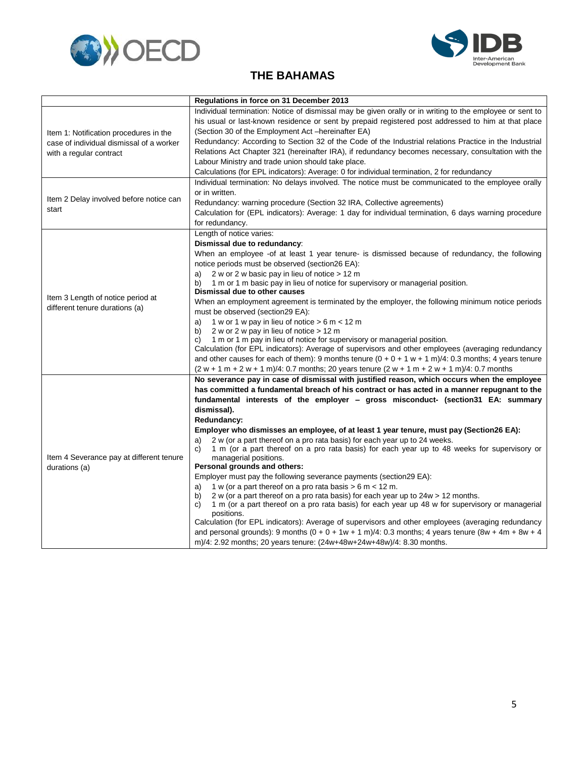# THE BAHAMAS

| | Regulations in force on 31 December 2013 |
|---|---|
| Item 1: Notification procedures in the case of individual dismissal of a worker with a regular contract | Individual termination: Notice of dismissal may be given orally or in writing to the employee or sent to his usual or last-known residence or sent by prepaid registered post addressed to him at that place (Section 30 of the Employment Act –hereinafter EA)<br>Redundancy: According to Section 32 of the Code of the Industrial relations Practice in the Industrial Relations Act Chapter 321 (hereinafter IRA), if redundancy becomes necessary, consultation with the Labour Ministry and trade union should take place.<br>Calculations (for EPL indicators): Average: 0 for individual termination, 2 for redundancy |
| Item 2 Delay involved before notice can start | Individual termination: No delays involved. The notice must be communicated to the employee orally or in written.<br>Redundancy: warning procedure (Section 32 IRA, Collective agreements)<br>Calculation for (EPL indicators): Average: 1 day for individual termination, 6 days warning procedure for redundancy. |
| Item 3 Length of notice period at different tenure durations (a) | Length of notice varies:<br>**Dismissal due to redundancy**:<br>When an employee -of at least 1 year tenure- is dismissed because of redundancy, the following notice periods must be observed (section26 EA):<br>a) 2 w or 2 w basic pay in lieu of notice > 12 m<br>b) 1 m or 1 m basic pay in lieu of notice for supervisory or managerial position.<br>**Dismissal due to other causes**<br>When an employment agreement is terminated by the employer, the following minimum notice periods must be observed (section29 EA):<br>a) 1 w or 1 w pay in lieu of notice > 6 m < 12 m<br>b) 2 w or 2 w pay in lieu of notice > 12 m<br>c) 1 m or 1 m pay in lieu of notice for supervisory or managerial position.<br>Calculation (for EPL indicators): Average of supervisors and other employees (averaging redundancy and other causes for each of them): 9 months tenure (0 + 0 + 1 w + 1 m)/4: 0.3 months; 4 years tenure (2 w + 1 m + 2 w + 1 m)/4: 0.7 months; 20 years tenure (2 w + 1 m + 2 w + 1 m)/4: 0.7 months |
| Item 4 Severance pay at different tenure durations (a) | **No severance pay in case of dismissal with justified reason, which occurs when the employee has committed a fundamental breach of his contract or has acted in a manner repugnant to the fundamental interests of the employer – gross misconduct- (section31 EA: summary dismissal).**<br>**Redundancy:**<br>**Employer who dismisses an employee, of at least 1 year tenure, must pay (Section26 EA):**<br>a) 2 w (or a part thereof on a pro rata basis) for each year up to 24 weeks.<br>c) 1 m (or a part thereof on a pro rata basis) for each year up to 48 weeks for supervisory or managerial positions.<br>**Personal grounds and others:**<br>Employer must pay the following severance payments (section29 EA):<br>a) 1 w (or a part thereof on a pro rata basis > 6 m < 12 m.<br>b) 2 w (or a part thereof on a pro rata basis) for each year up to 24w > 12 months.<br>c) 1 m (or a part thereof on a pro rata basis) for each year up 48 w for supervisory or managerial positions.<br>Calculation (for EPL indicators): Average of supervisors and other employees (averaging redundancy and personal grounds): 9 months (0 + 0 + 1w + 1 m)/4: 0.3 months; 4 years tenure (8w + 4m + 8w + 4 m)/4: 2.92 months; 20 years tenure: (24w+48w+24w+48w)/4: 8.30 months. |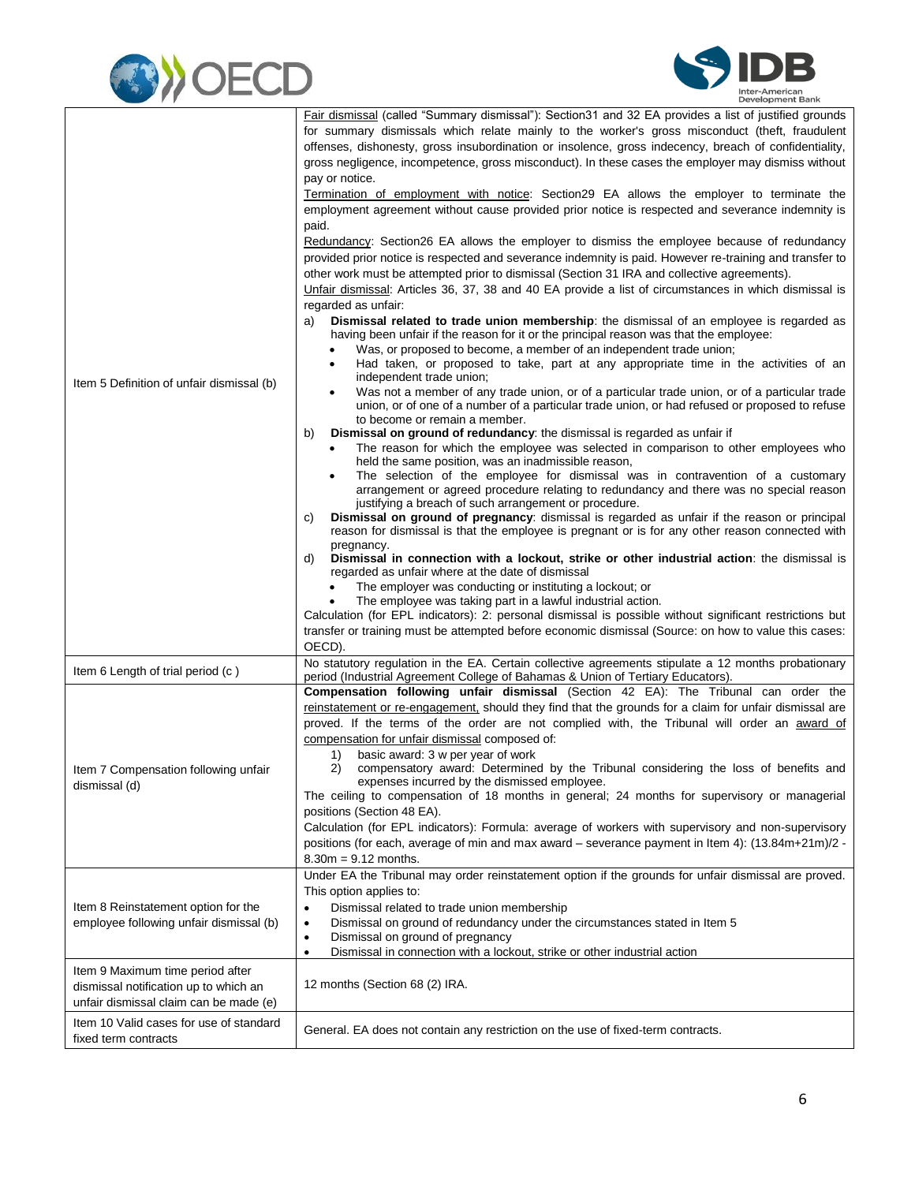| | |
|---|---|
| Item 5 Definition of unfair dismissal (b) | Fair dismissal (called "Summary dismissal"): Section31 and 32 EA provides a list of justified grounds for summary dismissals which relate mainly to the worker's gross misconduct (theft, fraudulent offenses, dishonesty, gross insubordination or insolence, gross indecency, breach of confidentiality, gross negligence, incompetence, gross misconduct). In these cases the employer may dismiss without pay or notice.<br>Termination of employment with notice: Section29 EA allows the employer to terminate the employment agreement without cause provided prior notice is respected and severance indemnity is paid.<br>Redundancy: Section26 EA allows the employer to dismiss the employee because of redundancy provided prior notice is respected and severance indemnity is paid. However re-training and transfer to other work must be attempted prior to dismissal (Section 31 IRA and collective agreements).<br>Unfair dismissal: Articles 36, 37, 38 and 40 EA provide a list of circumstances in which dismissal is regarded as unfair:<br>a) **Dismissal related to trade union membership**: the dismissal of an employee is regarded as having been unfair if the reason for it or the principal reason was that the employee:<br>• Was, or proposed to become, a member of an independent trade union;<br>• Had taken, or proposed to take, part at any appropriate time in the activities of an independent trade union;<br>• Was not a member of any trade union, or of a particular trade union, or of a particular trade union, or of one of a number of a particular trade union, or had refused or proposed to refuse to become or remain a member.<br>b) **Dismissal on ground of redundancy**: the dismissal is regarded as unfair if<br>• The reason for which the employee was selected in comparison to other employees who held the same position, was an inadmissible reason,<br>• The selection of the employee for dismissal was in contravention of a customary arrangement or agreed procedure relating to redundancy and there was no special reason justifying a breach of such arrangement or procedure.<br>c) **Dismissal on ground of pregnancy**: dismissal is regarded as unfair if the reason or principal reason for dismissal is that the employee is pregnant or is for any other reason connected with pregnancy.<br>d) **Dismissal in connection with a lockout, strike or other industrial action**: the dismissal is regarded as unfair where at the date of dismissal<br>• The employer was conducting or instituting a lockout; or<br>• The employee was taking part in a lawful industrial action.<br>Calculation (for EPL indicators): 2: personal dismissal is possible without significant restrictions but transfer or training must be attempted before economic dismissal (Source: on how to value this cases: OECD). |
| Item 6 Length of trial period (c ) | No statutory regulation in the EA. Certain collective agreements stipulate a 12 months probationary period (Industrial Agreement College of Bahamas & Union of Tertiary Educators). |
| Item 7 Compensation following unfair dismissal (d) | **Compensation following unfair dismissal** (Section 42 EA): The Tribunal can order the reinstatement or re-engagement, should they find that the grounds for a claim for unfair dismissal are proved. If the terms of the order are not complied with, the Tribunal will order an award of compensation for unfair dismissal composed of:<br>1) basic award: 3 w per year of work<br>2) compensatory award: Determined by the Tribunal considering the loss of benefits and expenses incurred by the dismissed employee.<br>The ceiling to compensation of 18 months in general; 24 months for supervisory or managerial positions (Section 48 EA).<br>Calculation (for EPL indicators): Formula: average of workers with supervisory and non-supervisory positions (for each, average of min and max award – severance payment in Item 4): (13.84m+21m)/2 - 8.30m = 9.12 months. |
| Item 8 Reinstatement option for the employee following unfair dismissal (b) | Under EA the Tribunal may order reinstatement option if the grounds for unfair dismissal are proved. This option applies to:<br>• Dismissal related to trade union membership<br>• Dismissal on ground of redundancy under the circumstances stated in Item 5<br>• Dismissal on ground of pregnancy<br>• Dismissal in connection with a lockout, strike or other industrial action |
| Item 9 Maximum time period after dismissal notification up to which an unfair dismissal claim can be made (e) | 12 months (Section 68 (2) IRA. |
| Item 10 Valid cases for use of standard fixed term contracts | General. EA does not contain any restriction on the use of fixed-term contracts. |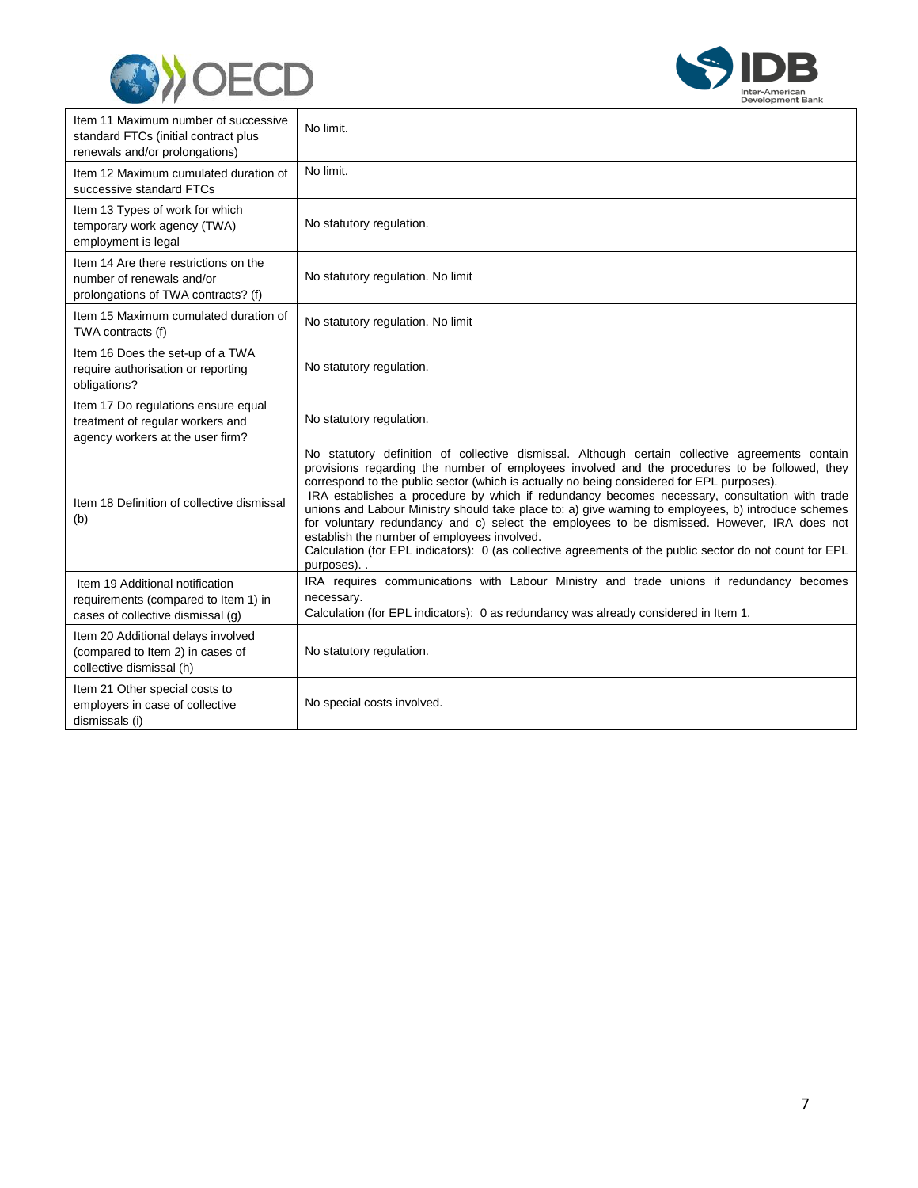| Item | Description |
|---|---|
| Item 11 Maximum number of successive standard FTCs (initial contract plus renewals and/or prolongations) | No limit. |
| Item 12 Maximum cumulated duration of successive standard FTCs | No limit. |
| Item 13 Types of work for which temporary work agency (TWA) employment is legal | No statutory regulation. |
| Item 14 Are there restrictions on the number of renewals and/or prolongations of TWA contracts? (f) | No statutory regulation. No limit |
| Item 15 Maximum cumulated duration of TWA contracts (f) | No statutory regulation. No limit |
| Item 16 Does the set-up of a TWA require authorisation or reporting obligations? | No statutory regulation. |
| Item 17 Do regulations ensure equal treatment of regular workers and agency workers at the user firm? | No statutory regulation. |
| Item 18 Definition of collective dismissal (b) | No statutory definition of collective dismissal. Although certain collective agreements contain provisions regarding the number of employees involved and the procedures to be followed, they correspond to the public sector (which is actually no being considered for EPL purposes).<br>IRA establishes a procedure by which if redundancy becomes necessary, consultation with trade unions and Labour Ministry should take place to: a) give warning to employees, b) introduce schemes for voluntary redundancy and c) select the employees to be dismissed. However, IRA does not establish the number of employees involved.<br>Calculation (for EPL indicators): 0 (as collective agreements of the public sector do not count for EPL purposes). . |
| Item 19 Additional notification requirements (compared to Item 1) in cases of collective dismissal (g) | IRA requires communications with Labour Ministry and trade unions if redundancy becomes necessary.<br>Calculation (for EPL indicators): 0 as redundancy was already considered in Item 1. |
| Item 20 Additional delays involved (compared to Item 2) in cases of collective dismissal (h) | No statutory regulation. |
| Item 21 Other special costs to employers in case of collective dismissals (i) | No special costs involved. |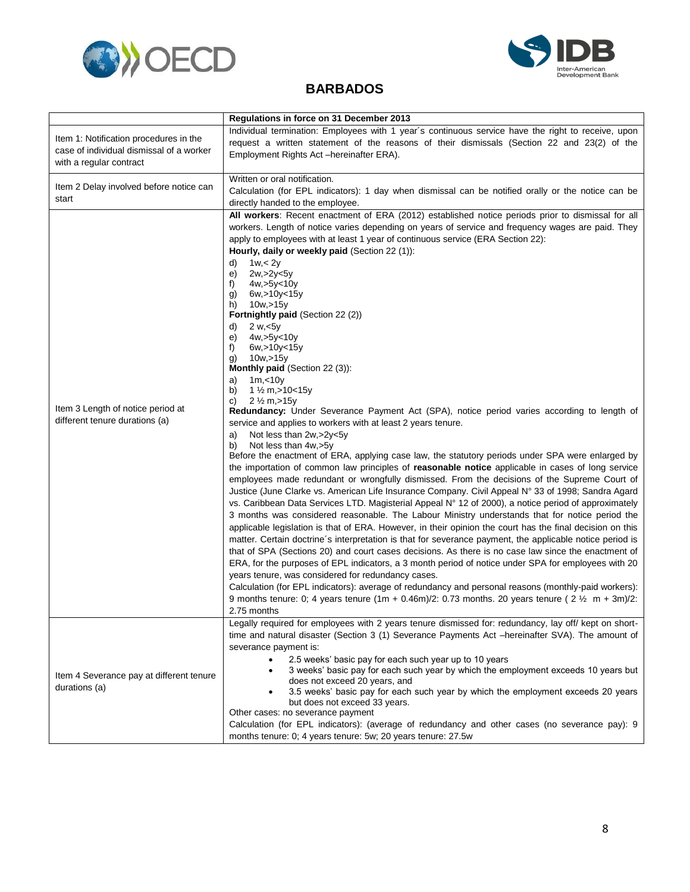## BARBADOS

| | Regulations in force on 31 December 2013 |
|---|---|
| Item 1: Notification procedures in the case of individual dismissal of a worker with a regular contract | Individual termination: Employees with 1 year´s continuous service have the right to receive, upon request a written statement of the reasons of their dismissals (Section 22 and 23(2) of the Employment Rights Act –hereinafter ERA). |
| Item 2 Delay involved before notice can start | Written or oral notification.<br>Calculation (for EPL indicators): 1 day when dismissal can be notified orally or the notice can be directly handed to the employee. |
| Item 3 Length of notice period at different tenure durations (a) | **All workers**: Recent enactment of ERA (2012) established notice periods prior to dismissal for all workers. Length of notice varies depending on years of service and frequency wages are paid. They apply to employees with at least 1 year of continuous service (ERA Section 22):<br>**Hourly, daily or weekly paid** (Section 22 (1)):<br>d) 1w,< 2y<br>e) 2w,>2y<5y<br>f) 4w,>5y<10y<br>g) 6w,>10y<15y<br>h) 10w,>15y<br>**Fortnightly paid** (Section 22 (2))<br>d) 2 w,<5y<br>e) 4w,>5y<10y<br>f) 6w,>10y<15y<br>g) 10w,>15y<br>**Monthly paid** (Section 22 (3)):<br>a) 1m,<10y<br>b) 1 ½ m,>10<15y<br>c) 2 ½ m,>15y<br>**Redundancy:** Under Severance Payment Act (SPA), notice period varies according to length of service and applies to workers with at least 2 years tenure.<br>a) Not less than 2w,>2y<5y<br>b) Not less than 4w,>5y<br>Before the enactment of ERA, applying case law, the statutory periods under SPA were enlarged by the importation of common law principles of **reasonable notice** applicable in cases of long service employees made redundant or wrongfully dismissed. From the decisions of the Supreme Court of Justice (June Clarke vs. American Life Insurance Company. Civil Appeal N° 33 of 1998; Sandra Agard vs. Caribbean Data Services LTD. Magisterial Appeal N° 12 of 2000), a notice period of approximately 3 months was considered reasonable. The Labour Ministry understands that for notice period the applicable legislation is that of ERA. However, in their opinion the court has the final decision on this matter. Certain doctrine´s interpretation is that for severance payment, the applicable notice period is that of SPA (Sections 20) and court cases decisions. As there is no case law since the enactment of ERA, for the purposes of EPL indicators, a 3 month period of notice under SPA for employees with 20 years tenure, was considered for redundancy cases.<br>Calculation (for EPL indicators): average of redundancy and personal reasons (monthly-paid workers): 9 months tenure: 0; 4 years tenure (1m + 0.46m)/2: 0.73 months. 20 years tenure ( 2 ½ m + 3m)/2: 2.75 months |
| Item 4 Severance pay at different tenure durations (a) | Legally required for employees with 2 years tenure dismissed for: redundancy, lay off/ kept on short-time and natural disaster (Section 3 (1) Severance Payments Act –hereinafter SVA). The amount of severance payment is:<br>• 2.5 weeks' basic pay for each such year up to 10 years<br>• 3 weeks' basic pay for each such year by which the employment exceeds 10 years but does not exceed 20 years, and<br>• 3.5 weeks' basic pay for each such year by which the employment exceeds 20 years but does not exceed 33 years.<br>Other cases: no severance payment<br>Calculation (for EPL indicators): (average of redundancy and other cases (no severance pay): 9 months tenure: 0; 4 years tenure: 5w; 20 years tenure: 27.5w |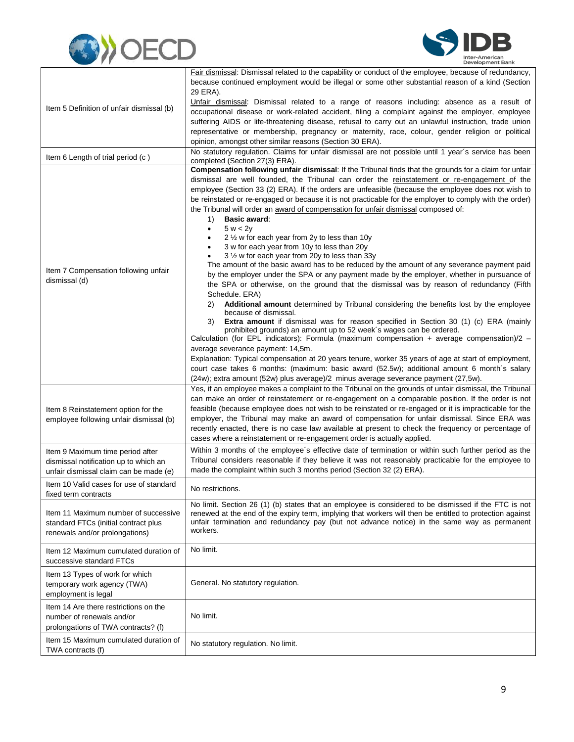| | |
|---|---|
| Item 5 Definition of unfair dismissal (b) | Fair dismissal: Dismissal related to the capability or conduct of the employee, because of redundancy, because continued employment would be illegal or some other substantial reason of a kind (Section 29 ERA).<br>Unfair dismissal: Dismissal related to a range of reasons including: absence as a result of occupational disease or work-related accident, filing a complaint against the employer, employee suffering AIDS or life-threatening disease, refusal to carry out an unlawful instruction, trade union representative or membership, pregnancy or maternity, race, colour, gender religion or political opinion, amongst other similar reasons (Section 30 ERA). |
| Item 6 Length of trial period (c ) | No statutory regulation. Claims for unfair dismissal are not possible until 1 year´s service has been completed (Section 27(3) ERA). |
| Item 7 Compensation following unfair dismissal (d) | **Compensation following unfair dismissal**: If the Tribunal finds that the grounds for a claim for unfair dismissal are well founded, the Tribunal can order the reinstatement or re-engagement of the employee (Section 33 (2) ERA). If the orders are unfeasible (because the employee does not wish to be reinstated or re-engaged or because it is not practicable for the employer to comply with the order) the Tribunal will order an award of compensation for unfair dismissal composed of:<br>1) **Basic award**:<br>• 5 w < 2y<br>• 2 ½ w for each year from 2y to less than 10y<br>• 3 w for each year from 10y to less than 20y<br>• 3 ½ w for each year from 20y to less than 33y<br>The amount of the basic award has to be reduced by the amount of any severance payment paid by the employer under the SPA or any payment made by the employer, whether in pursuance of the SPA or otherwise, on the ground that the dismissal was by reason of redundancy (Fifth Schedule. ERA)<br>2) **Additional amount** determined by Tribunal considering the benefits lost by the employee because of dismissal.<br>3) **Extra amount** if dismissal was for reason specified in Section 30 (1) (c) ERA (mainly prohibited grounds) an amount up to 52 week´s wages can be ordered.<br>Calculation (for EPL indicators): Formula (maximum compensation + average compensation)/2 – average severance payment: 14,5m.<br>Explanation: Typical compensation at 20 years tenure, worker 35 years of age at start of employment, court case takes 6 months: (maximum: basic award (52.5w); additional amount 6 month´s salary (24w); extra amount (52w) plus average)/2 minus average severance payment (27,5w). |
| Item 8 Reinstatement option for the employee following unfair dismissal (b) | Yes, if an employee makes a complaint to the Tribunal on the grounds of unfair dismissal, the Tribunal can make an order of reinstatement or re-engagement on a comparable position. If the order is not feasible (because employee does not wish to be reinstated or re-engaged or it is impracticable for the employer, the Tribunal may make an award of compensation for unfair dismissal. Since ERA was recently enacted, there is no case law available at present to check the frequency or percentage of cases where a reinstatement or re-engagement order is actually applied. |
| Item 9 Maximum time period after dismissal notification up to which an unfair dismissal claim can be made (e) | Within 3 months of the employee´s effective date of termination or within such further period as the Tribunal considers reasonable if they believe it was not reasonably practicable for the employee to made the complaint within such 3 months period (Section 32 (2) ERA). |
| Item 10 Valid cases for use of standard fixed term contracts | No restrictions. |
| Item 11 Maximum number of successive standard FTCs (initial contract plus renewals and/or prolongations) | No limit. Section 26 (1) (b) states that an employee is considered to be dismissed if the FTC is not renewed at the end of the expiry term, implying that workers will then be entitled to protection against unfair termination and redundancy pay (but not advance notice) in the same way as permanent workers. |
| Item 12 Maximum cumulated duration of successive standard FTCs | No limit. |
| Item 13 Types of work for which temporary work agency (TWA) employment is legal | General. No statutory regulation. |
| Item 14 Are there restrictions on the number of renewals and/or prolongations of TWA contracts? (f) | No limit. |
| Item 15 Maximum cumulated duration of TWA contracts (f) | No statutory regulation. No limit. |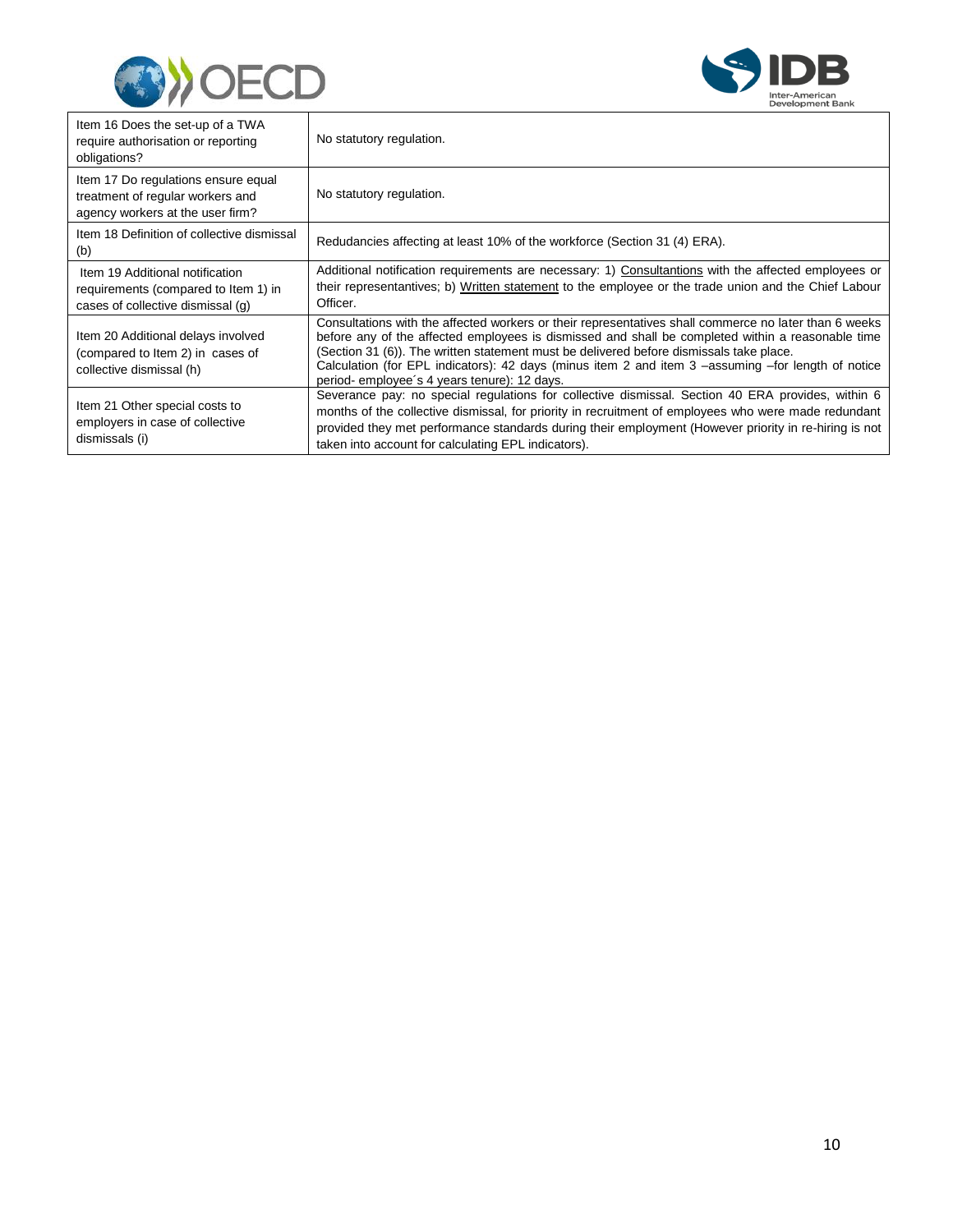| | |
|---|---|
| Item 16 Does the set-up of a TWA require authorisation or reporting obligations? | No statutory regulation. |
| Item 17 Do regulations ensure equal treatment of regular workers and agency workers at the user firm? | No statutory regulation. |
| Item 18 Definition of collective dismissal (b) | Redudancies affecting at least 10% of the workforce (Section 31 (4) ERA). |
| Item 19 Additional notification requirements (compared to Item 1) in cases of collective dismissal (g) | Additional notification requirements are necessary: 1) Consultantions with the affected employees or their representantives; b) Written statement to the employee or the trade union and the Chief Labour Officer. |
| Item 20 Additional delays involved (compared to Item 2) in cases of collective dismissal (h) | Consultations with the affected workers or their representatives shall commerce no later than 6 weeks before any of the affected employees is dismissed and shall be completed within a reasonable time (Section 31 (6)). The written statement must be delivered before dismissals take place.<br>Calculation (for EPL indicators): 42 days (minus item 2 and item 3 –assuming –for length of notice period- employee´s 4 years tenure): 12 days. |
| Item 21 Other special costs to employers in case of collective dismissals (i) | Severance pay: no special regulations for collective dismissal. Section 40 ERA provides, within 6 months of the collective dismissal, for priority in recruitment of employees who were made redundant provided they met performance standards during their employment (However priority in re-hiring is not taken into account for calculating EPL indicators). |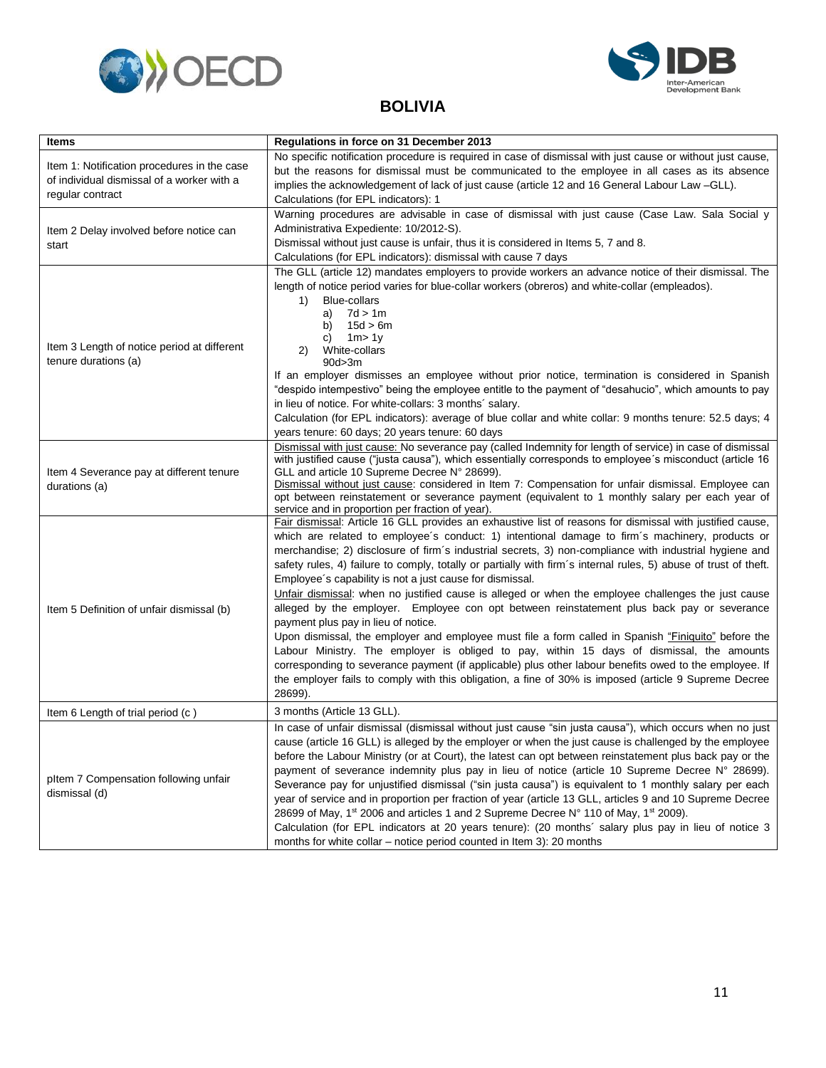# BOLIVIA

| Items | Regulations in force on 31 December 2013 |
|---|---|
| Item 1: Notification procedures in the case of individual dismissal of a worker with a regular contract | No specific notification procedure is required in case of dismissal with just cause or without just cause, but the reasons for dismissal must be communicated to the employee in all cases as its absence implies the acknowledgement of lack of just cause (article 12 and 16 General Labour Law –GLL).<br>Calculations (for EPL indicators): 1 |
| Item 2 Delay involved before notice can start | Warning procedures are advisable in case of dismissal with just cause (Case Law. Sala Social y Administrativa Expediente: 10/2012-S).<br>Dismissal without just cause is unfair, thus it is considered in Items 5, 7 and 8.<br>Calculations (for EPL indicators): dismissal with cause 7 days |
| Item 3 Length of notice period at different tenure durations (a) | The GLL (article 12) mandates employers to provide workers an advance notice of their dismissal. The length of notice period varies for blue-collar workers (obreros) and white-collar (empleados).<br>1) Blue-collars<br>a) 7d > 1m<br>b) 15d > 6m<br>c) 1m> 1y<br>2) White-collars<br>90d>3m<br>If an employer dismisses an employee without prior notice, termination is considered in Spanish "despido intempestivo" being the employee entitle to the payment of "desahucio", which amounts to pay in lieu of notice. For white-collars: 3 months´ salary.<br>Calculation (for EPL indicators): average of blue collar and white collar: 9 months tenure: 52.5 days; 4 years tenure: 60 days; 20 years tenure: 60 days |
| Item 4 Severance pay at different tenure durations (a) | Dismissal with just cause: No severance pay (called Indemnity for length of service) in case of dismissal with justified cause ("justa causa"), which essentially corresponds to employee´s misconduct (article 16 GLL and article 10 Supreme Decree N° 28699).<br>Dismissal without just cause: considered in Item 7: Compensation for unfair dismissal. Employee can opt between reinstatement or severance payment (equivalent to 1 monthly salary per each year of service and in proportion per fraction of year). |
| Item 5 Definition of unfair dismissal (b) | Fair dismissal: Article 16 GLL provides an exhaustive list of reasons for dismissal with justified cause, which are related to employee´s conduct: 1) intentional damage to firm´s machinery, products or merchandise; 2) disclosure of firm´s industrial secrets, 3) non-compliance with industrial hygiene and safety rules, 4) failure to comply, totally or partially with firm´s internal rules, 5) abuse of trust of theft. Employee´s capability is not a just cause for dismissal.<br>Unfair dismissal: when no justified cause is alleged or when the employee challenges the just cause alleged by the employer. Employee con opt between reinstatement plus back pay or severance payment plus pay in lieu of notice.<br>Upon dismissal, the employer and employee must file a form called in Spanish "Finiquito" before the Labour Ministry. The employer is obliged to pay, within 15 days of dismissal, the amounts corresponding to severance payment (if applicable) plus other labour benefits owed to the employee. If the employer fails to comply with this obligation, a fine of 30% is imposed (article 9 Supreme Decree 28699). |
| Item 6 Length of trial period (c ) | 3 months (Article 13 GLL). |
| pItem 7 Compensation following unfair dismissal (d) | In case of unfair dismissal (dismissal without just cause "sin justa causa"), which occurs when no just cause (article 16 GLL) is alleged by the employer or when the just cause is challenged by the employee before the Labour Ministry (or at Court), the latest can opt between reinstatement plus back pay or the payment of severance indemnity plus pay in lieu of notice (article 10 Supreme Decree N° 28699). Severance pay for unjustified dismissal ("sin justa causa") is equivalent to 1 monthly salary per each year of service and in proportion per fraction of year (article 13 GLL, articles 9 and 10 Supreme Decree 28699 of May, 1st 2006 and articles 1 and 2 Supreme Decree N° 110 of May, 1st 2009).<br>Calculation (for EPL indicators at 20 years tenure): (20 months´ salary plus pay in lieu of notice 3 months for white collar – notice period counted in Item 3): 20 months |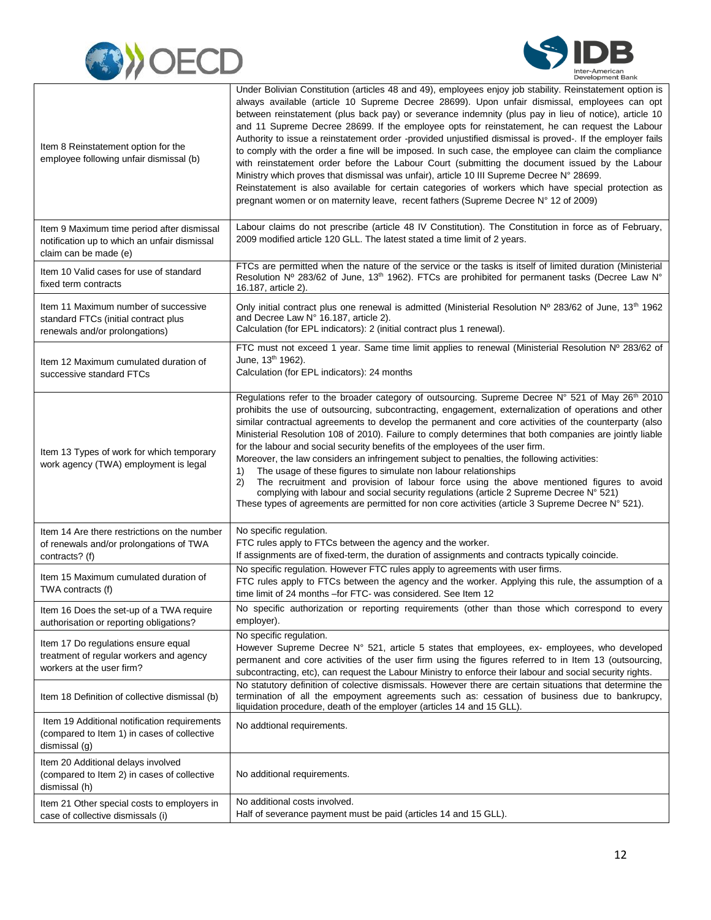| | |
|---|---|
| Item 8 Reinstatement option for the employee following unfair dismissal (b) | Under Bolivian Constitution (articles 48 and 49), employees enjoy job stability. Reinstatement option is always available (article 10 Supreme Decree 28699). Upon unfair dismissal, employees can opt between reinstatement (plus back pay) or severance indemnity (plus pay in lieu of notice), article 10 and 11 Supreme Decree 28699. If the employee opts for reinstatement, he can request the Labour Authority to issue a reinstatement order -provided unjustified dismissal is proved-. If the employer fails to comply with the order a fine will be imposed. In such case, the employee can claim the compliance with reinstatement order before the Labour Court (submitting the document issued by the Labour Ministry which proves that dismissal was unfair), article 10 III Supreme Decree N° 28699.<br>Reinstatement is also available for certain categories of workers which have special protection as pregnant women or on maternity leave, recent fathers (Supreme Decree N° 12 of 2009) |
| Item 9 Maximum time period after dismissal notification up to which an unfair dismissal claim can be made (e) | Labour claims do not prescribe (article 48 IV Constitution). The Constitution in force as of February, 2009 modified article 120 GLL. The latest stated a time limit of 2 years. |
| Item 10 Valid cases for use of standard fixed term contracts | FTCs are permitted when the nature of the service or the tasks is itself of limited duration (Ministerial Resolution Nº 283/62 of June, 13th 1962). FTCs are prohibited for permanent tasks (Decree Law N° 16.187, article 2). |
| Item 11 Maximum number of successive standard FTCs (initial contract plus renewals and/or prolongations) | Only initial contract plus one renewal is admitted (Ministerial Resolution Nº 283/62 of June, 13th 1962 and Decree Law N° 16.187, article 2).<br>Calculation (for EPL indicators): 2 (initial contract plus 1 renewal). |
| Item 12 Maximum cumulated duration of successive standard FTCs | FTC must not exceed 1 year. Same time limit applies to renewal (Ministerial Resolution Nº 283/62 of June, 13th 1962).<br>Calculation (for EPL indicators): 24 months |
| Item 13 Types of work for which temporary work agency (TWA) employment is legal | Regulations refer to the broader category of outsourcing. Supreme Decree N° 521 of May 26th 2010 prohibits the use of outsourcing, subcontracting, engagement, externalization of operations and other similar contractual agreements to develop the permanent and core activities of the counterparty (also Ministerial Resolution 108 of 2010). Failure to comply determines that both companies are jointly liable for the labour and social security benefits of the employees of the user firm.<br>Moreover, the law considers an infringement subject to penalties, the following activities:<br>1) The usage of these figures to simulate non labour relationships<br>2) The recruitment and provision of labour force using the above mentioned figures to avoid complying with labour and social security regulations (article 2 Supreme Decree N° 521)<br>These types of agreements are permitted for non core activities (article 3 Supreme Decree N° 521). |
| Item 14 Are there restrictions on the number of renewals and/or prolongations of TWA contracts? (f) | No specific regulation.<br>FTC rules apply to FTCs between the agency and the worker.<br>If assignments are of fixed-term, the duration of assignments and contracts typically coincide. |
| Item 15 Maximum cumulated duration of TWA contracts (f) | No specific regulation. However FTC rules apply to agreements with user firms.<br>FTC rules apply to FTCs between the agency and the worker. Applying this rule, the assumption of a time limit of 24 months –for FTC- was considered. See Item 12 |
| Item 16 Does the set-up of a TWA require authorisation or reporting obligations? | No specific authorization or reporting requirements (other than those which correspond to every employer). |
| Item 17 Do regulations ensure equal treatment of regular workers and agency workers at the user firm? | No specific regulation.<br>However Supreme Decree N° 521, article 5 states that employees, ex- employees, who developed permanent and core activities of the user firm using the figures referred to in Item 13 (outsourcing, subcontracting, etc), can request the Labour Ministry to enforce their labour and social security rights. |
| Item 18 Definition of collective dismissal (b) | No statutory definition of colective dismissals. However there are certain situations that determine the termination of all the empoyment agreements such as: cessation of business due to bankrupcy, liquidation procedure, death of the employer (articles 14 and 15 GLL). |
| Item 19 Additional notification requirements (compared to Item 1) in cases of collective dismissal (g) | No addtional requirements. |
| Item 20 Additional delays involved (compared to Item 2) in cases of collective dismissal (h) | No additional requirements. |
| Item 21 Other special costs to employers in case of collective dismissals (i) | No additional costs involved.<br>Half of severance payment must be paid (articles 14 and 15 GLL). |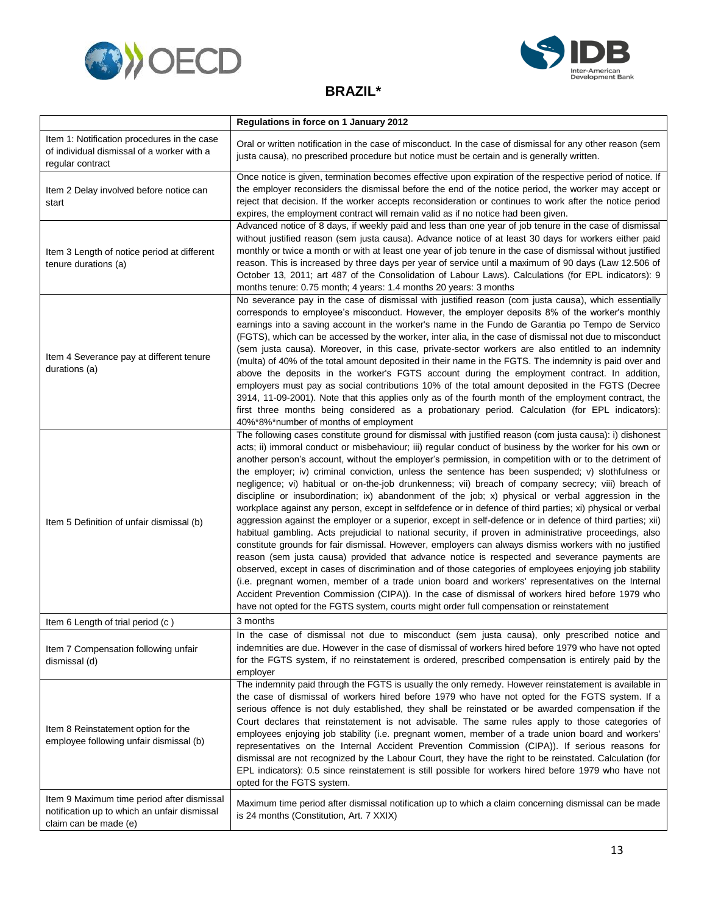## BRAZIL*

| | Regulations in force on 1 January 2012 |
|---|---|
| Item 1: Notification procedures in the case of individual dismissal of a worker with a regular contract | Oral or written notification in the case of misconduct. In the case of dismissal for any other reason (sem justa causa), no prescribed procedure but notice must be certain and is generally written. |
| Item 2 Delay involved before notice can start | Once notice is given, termination becomes effective upon expiration of the respective period of notice. If the employer reconsiders the dismissal before the end of the notice period, the worker may accept or reject that decision. If the worker accepts reconsideration or continues to work after the notice period expires, the employment contract will remain valid as if no notice had been given. |
| Item 3 Length of notice period at different tenure durations (a) | Advanced notice of 8 days, if weekly paid and less than one year of job tenure in the case of dismissal without justified reason (sem justa causa). Advance notice of at least 30 days for workers either paid monthly or twice a month or with at least one year of job tenure in the case of dismissal without justified reason. This is increased by three days per year of service until a maximum of 90 days (Law 12.506 of October 13, 2011; art 487 of the Consolidation of Labour Laws). Calculations (for EPL indicators): 9 months tenure: 0.75 month; 4 years: 1.4 months 20 years: 3 months |
| Item 4 Severance pay at different tenure durations (a) | No severance pay in the case of dismissal with justified reason (com justa causa), which essentially corresponds to employee's misconduct. However, the employer deposits 8% of the worker's monthly earnings into a saving account in the worker's name in the Fundo de Garantia po Tempo de Servico (FGTS), which can be accessed by the worker, inter alia, in the case of dismissal not due to misconduct (sem justa causa). Moreover, in this case, private-sector workers are also entitled to an indemnity (multa) of 40% of the total amount deposited in their name in the FGTS. The indemnity is paid over and above the deposits in the worker's FGTS account during the employment contract. In addition, employers must pay as social contributions 10% of the total amount deposited in the FGTS (Decree 3914, 11-09-2001). Note that this applies only as of the fourth month of the employment contract, the first three months being considered as a probationary period. Calculation (for EPL indicators): 40%*8%*number of months of employment |
| Item 5 Definition of unfair dismissal (b) | The following cases constitute ground for dismissal with justified reason (com justa causa): i) dishonest acts; ii) immoral conduct or misbehaviour; iii) regular conduct of business by the worker for his own or another person's account, without the employer's permission, in competition with or to the detriment of the employer; iv) criminal conviction, unless the sentence has been suspended; v) slothfulness or negligence; vi) habitual or on-the-job drunkenness; vii) breach of company secrecy; viii) breach of discipline or insubordination; ix) abandonment of the job; x) physical or verbal aggression in the workplace against any person, except in selfdefence or in defence of third parties; xi) physical or verbal aggression against the employer or a superior, except in self-defence or in defence of third parties; xii) habitual gambling. Acts prejudicial to national security, if proven in administrative proceedings, also constitute grounds for fair dismissal. However, employers can always dismiss workers with no justified reason (sem justa causa) provided that advance notice is respected and severance payments are observed, except in cases of discrimination and of those categories of employees enjoying job stability (i.e. pregnant women, member of a trade union board and workers' representatives on the Internal Accident Prevention Commission (CIPA)). In the case of dismissal of workers hired before 1979 who have not opted for the FGTS system, courts might order full compensation or reinstatement |
| Item 6 Length of trial period (c ) | 3 months |
| Item 7 Compensation following unfair dismissal (d) | In the case of dismissal not due to misconduct (sem justa causa), only prescribed notice and indemnities are due. However in the case of dismissal of workers hired before 1979 who have not opted for the FGTS system, if no reinstatement is ordered, prescribed compensation is entirely paid by the employer |
| Item 8 Reinstatement option for the employee following unfair dismissal (b) | The indemnity paid through the FGTS is usually the only remedy. However reinstatement is available in the case of dismissal of workers hired before 1979 who have not opted for the FGTS system. If a serious offence is not duly established, they shall be reinstated or be awarded compensation if the Court declares that reinstatement is not advisable. The same rules apply to those categories of employees enjoying job stability (i.e. pregnant women, member of a trade union board and workers' representatives on the Internal Accident Prevention Commission (CIPA)). If serious reasons for dismissal are not recognized by the Labour Court, they have the right to be reinstated. Calculation (for EPL indicators): 0.5 since reinstatement is still possible for workers hired before 1979 who have not opted for the FGTS system. |
| Item 9 Maximum time period after dismissal notification up to which an unfair dismissal claim can be made (e) | Maximum time period after dismissal notification up to which a claim concerning dismissal can be made is 24 months (Constitution, Art. 7 XXIX) |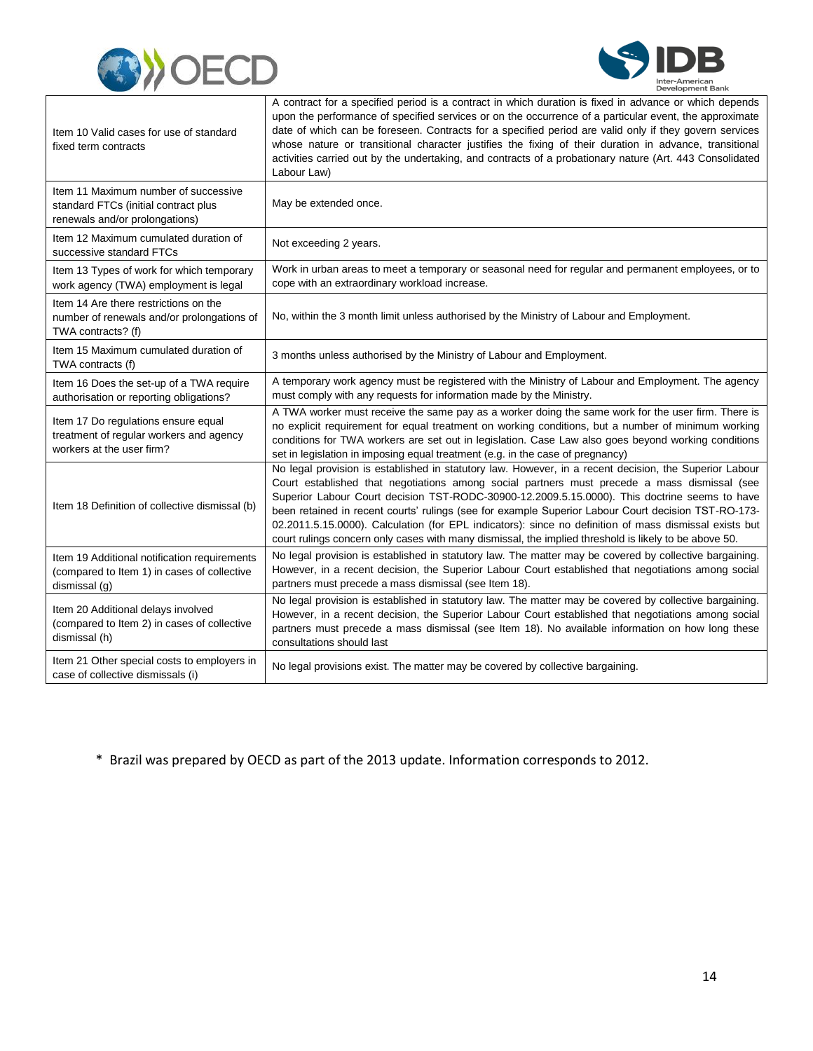| | |
|---|---|
| Item 10 Valid cases for use of standard fixed term contracts | A contract for a specified period is a contract in which duration is fixed in advance or which depends upon the performance of specified services or on the occurrence of a particular event, the approximate date of which can be foreseen. Contracts for a specified period are valid only if they govern services whose nature or transitional character justifies the fixing of their duration in advance, transitional activities carried out by the undertaking, and contracts of a probationary nature (Art. 443 Consolidated Labour Law) |
| Item 11 Maximum number of successive standard FTCs (initial contract plus renewals and/or prolongations) | May be extended once. |
| Item 12 Maximum cumulated duration of successive standard FTCs | Not exceeding 2 years. |
| Item 13 Types of work for which temporary work agency (TWA) employment is legal | Work in urban areas to meet a temporary or seasonal need for regular and permanent employees, or to cope with an extraordinary workload increase. |
| Item 14 Are there restrictions on the number of renewals and/or prolongations of TWA contracts? (f) | No, within the 3 month limit unless authorised by the Ministry of Labour and Employment. |
| Item 15 Maximum cumulated duration of TWA contracts (f) | 3 months unless authorised by the Ministry of Labour and Employment. |
| Item 16 Does the set-up of a TWA require authorisation or reporting obligations? | A temporary work agency must be registered with the Ministry of Labour and Employment. The agency must comply with any requests for information made by the Ministry. |
| Item 17 Do regulations ensure equal treatment of regular workers and agency workers at the user firm? | A TWA worker must receive the same pay as a worker doing the same work for the user firm. There is no explicit requirement for equal treatment on working conditions, but a number of minimum working conditions for TWA workers are set out in legislation. Case Law also goes beyond working conditions set in legislation in imposing equal treatment (e.g. in the case of pregnancy) |
| Item 18 Definition of collective dismissal (b) | No legal provision is established in statutory law. However, in a recent decision, the Superior Labour Court established that negotiations among social partners must precede a mass dismissal (see Superior Labour Court decision TST-RODC-30900-12.2009.5.15.0000). This doctrine seems to have been retained in recent courts' rulings (see for example Superior Labour Court decision TST-RO-173-02.2011.5.15.0000). Calculation (for EPL indicators): since no definition of mass dismissal exists but court rulings concern only cases with many dismissal, the implied threshold is likely to be above 50. |
| Item 19 Additional notification requirements (compared to Item 1) in cases of collective dismissal (g) | No legal provision is established in statutory law. The matter may be covered by collective bargaining. However, in a recent decision, the Superior Labour Court established that negotiations among social partners must precede a mass dismissal (see Item 18). |
| Item 20 Additional delays involved (compared to Item 2) in cases of collective dismissal (h) | No legal provision is established in statutory law. The matter may be covered by collective bargaining. However, in a recent decision, the Superior Labour Court established that negotiations among social partners must precede a mass dismissal (see Item 18). No available information on how long these consultations should last |
| Item 21 Other special costs to employers in case of collective dismissals (i) | No legal provisions exist. The matter may be covered by collective bargaining. |

* Brazil was prepared by OECD as part of the 2013 update. Information corresponds to 2012.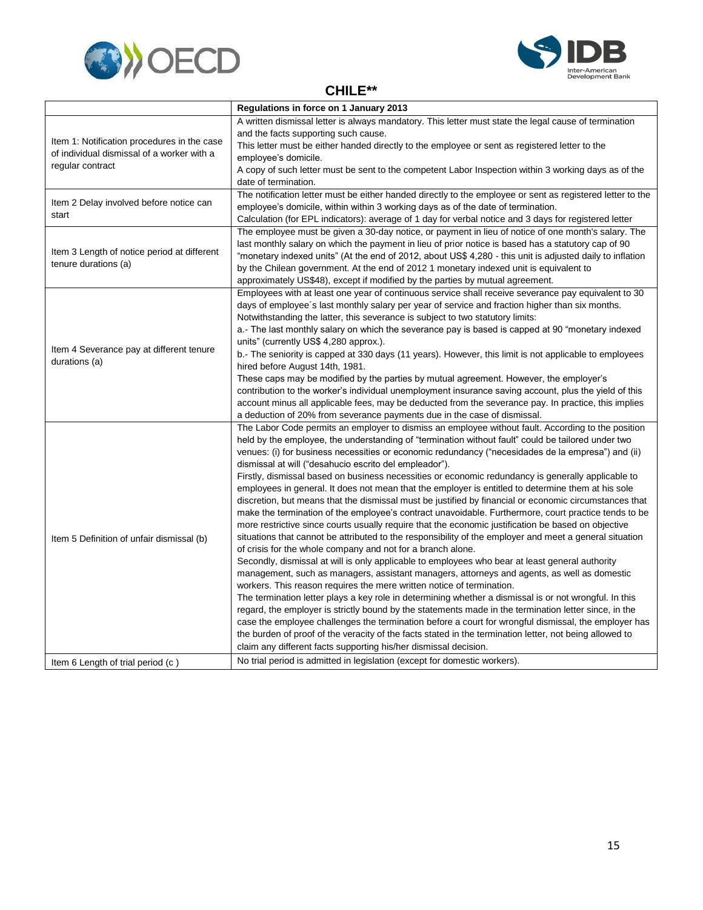## CHILE**

| | Regulations in force on 1 January 2013 |
|---|---|
| Item 1: Notification procedures in the case of individual dismissal of a worker with a regular contract | A written dismissal letter is always mandatory. This letter must state the legal cause of termination and the facts supporting such cause.<br>This letter must be either handed directly to the employee or sent as registered letter to the employee's domicile.<br>A copy of such letter must be sent to the competent Labor Inspection within 3 working days as of the date of termination. |
| Item 2 Delay involved before notice can start | The notification letter must be either handed directly to the employee or sent as registered letter to the employee's domicile, within within 3 working days as of the date of termination.<br>Calculation (for EPL indicators): average of 1 day for verbal notice and 3 days for registered letter |
| Item 3 Length of notice period at different tenure durations (a) | The employee must be given a 30-day notice, or payment in lieu of notice of one month's salary. The last monthly salary on which the payment in lieu of prior notice is based has a statutory cap of 90 "monetary indexed units" (At the end of 2012, about US$ 4,280 - this unit is adjusted daily to inflation by the Chilean government. At the end of 2012 1 monetary indexed unit is equivalent to approximately US$48), except if modified by the parties by mutual agreement. |
| Item 4 Severance pay at different tenure durations (a) | Employees with at least one year of continuous service shall receive severance pay equivalent to 30 days of employee´s last monthly salary per year of service and fraction higher than six months.<br>Notwithstanding the latter, this severance is subject to two statutory limits:<br>a.- The last monthly salary on which the severance pay is based is capped at 90 "monetary indexed units" (currently US$ 4,280 approx.).<br>b.- The seniority is capped at 330 days (11 years). However, this limit is not applicable to employees hired before August 14th, 1981.<br>These caps may be modified by the parties by mutual agreement. However, the employer's contribution to the worker's individual unemployment insurance saving account, plus the yield of this account minus all applicable fees, may be deducted from the severance pay. In practice, this implies a deduction of 20% from severance payments due in the case of dismissal. |
| Item 5 Definition of unfair dismissal (b) | The Labor Code permits an employer to dismiss an employee without fault. According to the position held by the employee, the understanding of "termination without fault" could be tailored under two venues: (i) for business necessities or economic redundancy ("necesidades de la empresa") and (ii) dismissal at will ("desahucio escrito del empleador").<br>Firstly, dismissal based on business necessities or economic redundancy is generally applicable to employees in general. It does not mean that the employer is entitled to determine them at his sole discretion, but means that the dismissal must be justified by financial or economic circumstances that make the termination of the employee's contract unavoidable. Furthermore, court practice tends to be more restrictive since courts usually require that the economic justification be based on objective situations that cannot be attributed to the responsibility of the employer and meet a general situation of crisis for the whole company and not for a branch alone.<br>Secondly, dismissal at will is only applicable to employees who bear at least general authority management, such as managers, assistant managers, attorneys and agents, as well as domestic workers. This reason requires the mere written notice of termination.<br>The termination letter plays a key role in determining whether a dismissal is or not wrongful. In this regard, the employer is strictly bound by the statements made in the termination letter since, in the case the employee challenges the termination before a court for wrongful dismissal, the employer has the burden of proof of the veracity of the facts stated in the termination letter, not being allowed to claim any different facts supporting his/her dismissal decision. |
| Item 6 Length of trial period (c ) | No trial period is admitted in legislation (except for domestic workers). |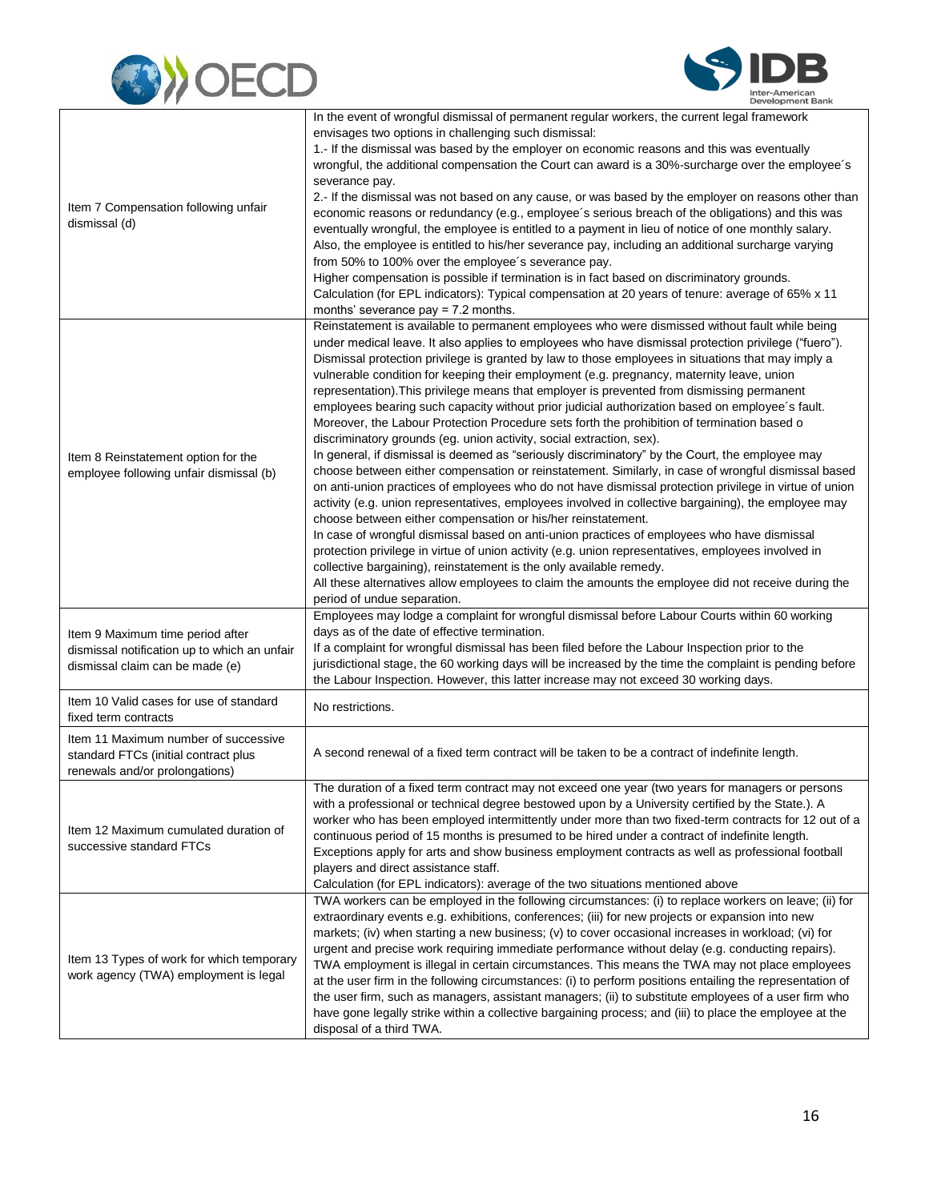| | |
|---|---|
| Item 7 Compensation following unfair dismissal (d) | In the event of wrongful dismissal of permanent regular workers, the current legal framework envisages two options in challenging such dismissal:<br>1.- If the dismissal was based by the employer on economic reasons and this was eventually wrongful, the additional compensation the Court can award is a 30%-surcharge over the employee´s severance pay.<br>2.- If the dismissal was not based on any cause, or was based by the employer on reasons other than economic reasons or redundancy (e.g., employee´s serious breach of the obligations) and this was eventually wrongful, the employee is entitled to a payment in lieu of notice of one monthly salary. Also, the employee is entitled to his/her severance pay, including an additional surcharge varying from 50% to 100% over the employee´s severance pay.<br>Higher compensation is possible if termination is in fact based on discriminatory grounds.<br>Calculation (for EPL indicators): Typical compensation at 20 years of tenure: average of 65% x 11 months' severance pay = 7.2 months. |
| Item 8 Reinstatement option for the employee following unfair dismissal (b) | Reinstatement is available to permanent employees who were dismissed without fault while being under medical leave. It also applies to employees who have dismissal protection privilege ("fuero"). Dismissal protection privilege is granted by law to those employees in situations that may imply a vulnerable condition for keeping their employment (e.g. pregnancy, maternity leave, union representation).This privilege means that employer is prevented from dismissing permanent employees bearing such capacity without prior judicial authorization based on employee´s fault. Moreover, the Labour Protection Procedure sets forth the prohibition of termination based o discriminatory grounds (eg. union activity, social extraction, sex).<br>In general, if dismissal is deemed as "seriously discriminatory" by the Court, the employee may choose between either compensation or reinstatement. Similarly, in case of wrongful dismissal based on anti-union practices of employees who do not have dismissal protection privilege in virtue of union activity (e.g. union representatives, employees involved in collective bargaining), the employee may choose between either compensation or his/her reinstatement.<br>In case of wrongful dismissal based on anti-union practices of employees who have dismissal protection privilege in virtue of union activity (e.g. union representatives, employees involved in collective bargaining), reinstatement is the only available remedy.<br>All these alternatives allow employees to claim the amounts the employee did not receive during the period of undue separation. |
| Item 9 Maximum time period after dismissal notification up to which an unfair dismissal claim can be made (e) | Employees may lodge a complaint for wrongful dismissal before Labour Courts within 60 working days as of the date of effective termination.<br>If a complaint for wrongful dismissal has been filed before the Labour Inspection prior to the jurisdictional stage, the 60 working days will be increased by the time the complaint is pending before the Labour Inspection. However, this latter increase may not exceed 30 working days. |
| Item 10 Valid cases for use of standard fixed term contracts | No restrictions. |
| Item 11 Maximum number of successive standard FTCs (initial contract plus renewals and/or prolongations) | A second renewal of a fixed term contract will be taken to be a contract of indefinite length. |
| Item 12 Maximum cumulated duration of successive standard FTCs | The duration of a fixed term contract may not exceed one year (two years for managers or persons with a professional or technical degree bestowed upon by a University certified by the State.). A worker who has been employed intermittently under more than two fixed-term contracts for 12 out of a continuous period of 15 months is presumed to be hired under a contract of indefinite length. Exceptions apply for arts and show business employment contracts as well as professional football players and direct assistance staff.<br>Calculation (for EPL indicators): average of the two situations mentioned above |
| Item 13 Types of work for which temporary work agency (TWA) employment is legal | TWA workers can be employed in the following circumstances: (i) to replace workers on leave; (ii) for extraordinary events e.g. exhibitions, conferences; (iii) for new projects or expansion into new markets; (iv) when starting a new business; (v) to cover occasional increases in workload; (vi) for urgent and precise work requiring immediate performance without delay (e.g. conducting repairs).<br>TWA employment is illegal in certain circumstances. This means the TWA may not place employees at the user firm in the following circumstances: (i) to perform positions entailing the representation of the user firm, such as managers, assistant managers; (ii) to substitute employees of a user firm who have gone legally strike within a collective bargaining process; and (iii) to place the employee at the disposal of a third TWA. |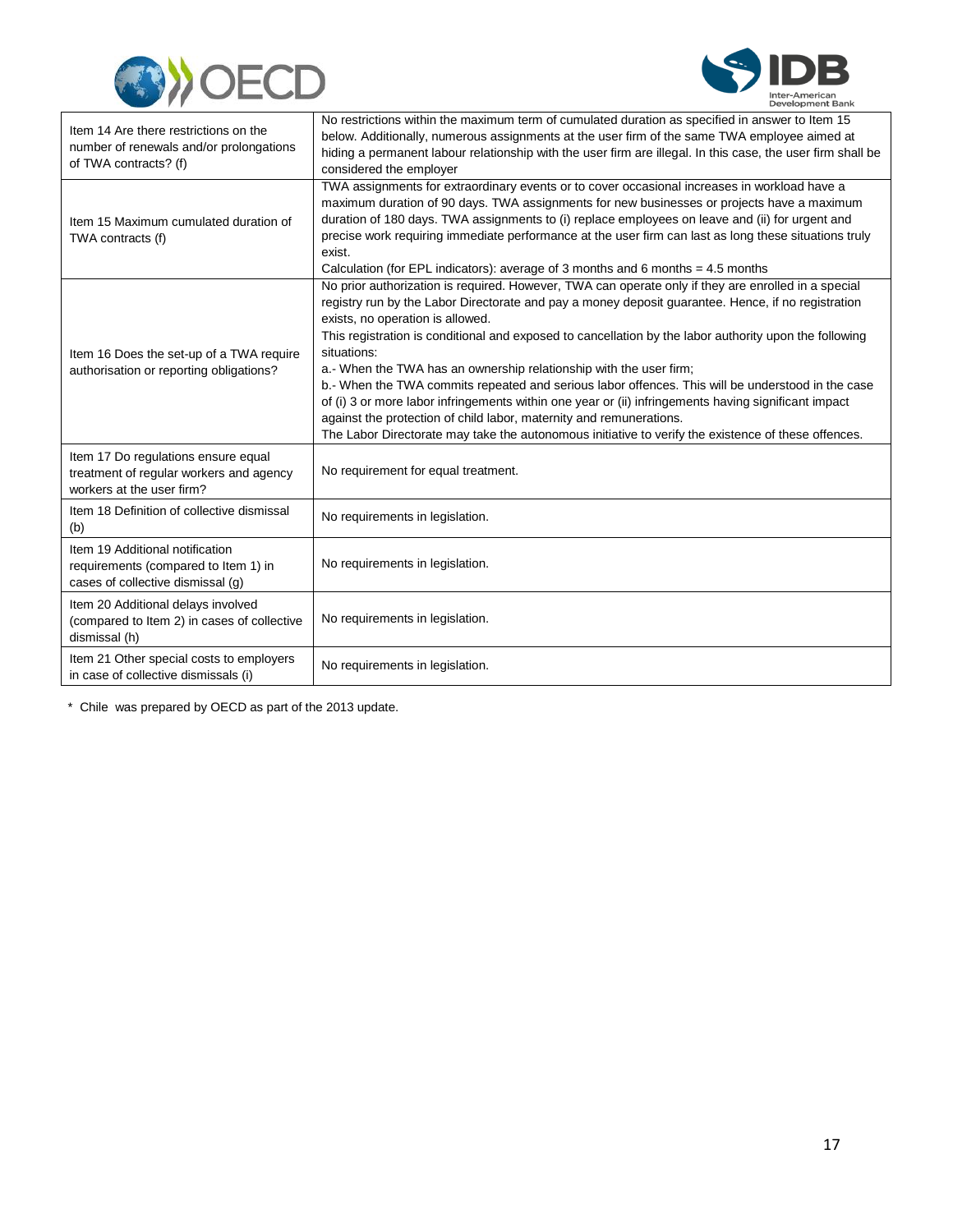| | |
|---|---|
| Item 14 Are there restrictions on the number of renewals and/or prolongations of TWA contracts? (f) | No restrictions within the maximum term of cumulated duration as specified in answer to Item 15 below. Additionally, numerous assignments at the user firm of the same TWA employee aimed at hiding a permanent labour relationship with the user firm are illegal. In this case, the user firm shall be considered the employer |
| Item 15 Maximum cumulated duration of TWA contracts (f) | TWA assignments for extraordinary events or to cover occasional increases in workload have a maximum duration of 90 days. TWA assignments for new businesses or projects have a maximum duration of 180 days. TWA assignments to (i) replace employees on leave and (ii) for urgent and precise work requiring immediate performance at the user firm can last as long these situations truly exist.<br>Calculation (for EPL indicators): average of 3 months and 6 months = 4.5 months |
| Item 16 Does the set-up of a TWA require authorisation or reporting obligations? | No prior authorization is required. However, TWA can operate only if they are enrolled in a special registry run by the Labor Directorate and pay a money deposit guarantee. Hence, if no registration exists, no operation is allowed.<br>This registration is conditional and exposed to cancellation by the labor authority upon the following situations:<br>a.- When the TWA has an ownership relationship with the user firm;<br>b.- When the TWA commits repeated and serious labor offences. This will be understood in the case of (i) 3 or more labor infringements within one year or (ii) infringements having significant impact against the protection of child labor, maternity and remunerations.<br>The Labor Directorate may take the autonomous initiative to verify the existence of these offences. |
| Item 17 Do regulations ensure equal treatment of regular workers and agency workers at the user firm? | No requirement for equal treatment. |
| Item 18 Definition of collective dismissal (b) | No requirements in legislation. |
| Item 19 Additional notification requirements (compared to Item 1) in cases of collective dismissal (g) | No requirements in legislation. |
| Item 20 Additional delays involved (compared to Item 2) in cases of collective dismissal (h) | No requirements in legislation. |
| Item 21 Other special costs to employers in case of collective dismissals (i) | No requirements in legislation. |

\* Chile was prepared by OECD as part of the 2013 update.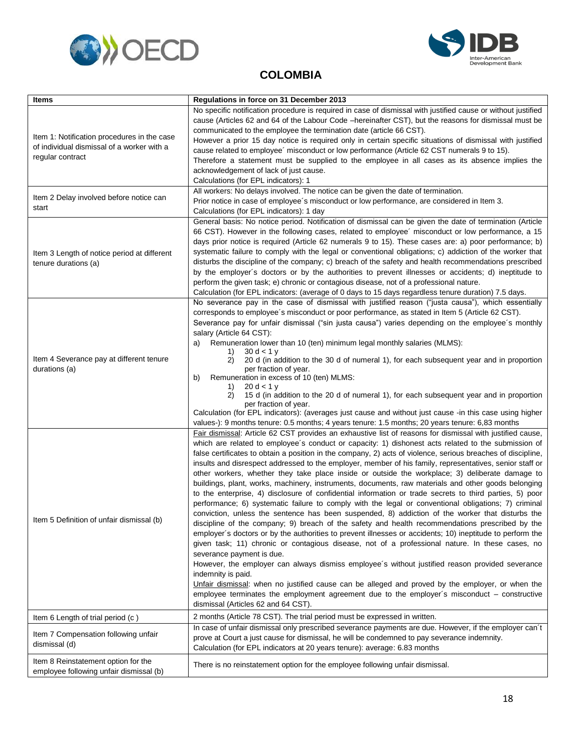# COLOMBIA

| Items | Regulations in force on 31 December 2013 |
|---|---|
| Item 1: Notification procedures in the case of individual dismissal of a worker with a regular contract | No specific notification procedure is required in case of dismissal with justified cause or without justified cause (Articles 62 and 64 of the Labour Code –hereinafter CST), but the reasons for dismissal must be communicated to the employee the termination date (article 66 CST).<br>However a prior 15 day notice is required only in certain specific situations of dismissal with justified cause related to employee´ misconduct or low performance (Article 62 CST numerals 9 to 15).<br>Therefore a statement must be supplied to the employee in all cases as its absence implies the acknowledgement of lack of just cause.<br>Calculations (for EPL indicators): 1 |
| Item 2 Delay involved before notice can start | All workers: No delays involved. The notice can be given the date of termination.<br>Prior notice in case of employee´s misconduct or low performance, are considered in Item 3.<br>Calculations (for EPL indicators): 1 day |
| Item 3 Length of notice period at different tenure durations (a) | General basis: No notice period. Notification of dismissal can be given the date of termination (Article 66 CST). However in the following cases, related to employee´ misconduct or low performance, a 15 days prior notice is required (Article 62 numerals 9 to 15). These cases are: a) poor performance; b) systematic failure to comply with the legal or conventional obligations; c) addiction of the worker that disturbs the discipline of the company; c) breach of the safety and health recommendations prescribed by the employer´s doctors or by the authorities to prevent illnesses or accidents; d) ineptitude to perform the given task; e) chronic or contagious disease, not of a professional nature.<br>Calculation (for EPL indicators: (average of 0 days to 15 days regardless tenure duration) 7.5 days. |
| Item 4 Severance pay at different tenure durations (a) | No severance pay in the case of dismissal with justified reason ("justa causa"), which essentially corresponds to employee´s misconduct or poor performance, as stated in Item 5 (Article 62 CST).<br>Severance pay for unfair dismissal ("sin justa causa") varies depending on the employee´s monthly salary (Article 64 CST):<br>a) Remuneration lower than 10 (ten) minimum legal monthly salaries (MLMS):<br>1) 30 d < 1 y<br>2) 20 d (in addition to the 30 d of numeral 1), for each subsequent year and in proportion per fraction of year.<br>b) Remuneration in excess of 10 (ten) MLMS:<br>1) 20 d < 1 y<br>2) 15 d (in addition to the 20 d of numeral 1), for each subsequent year and in proportion per fraction of year.<br>Calculation (for EPL indicators): (averages just cause and without just cause -in this case using higher values-): 9 months tenure: 0.5 months; 4 years tenure: 1.5 months; 20 years tenure: 6,83 months |
| Item 5 Definition of unfair dismissal (b) | Fair dismissal: Article 62 CST provides an exhaustive list of reasons for dismissal with justified cause, which are related to employee´s conduct or capacity: 1) dishonest acts related to the submission of false certificates to obtain a position in the company, 2) acts of violence, serious breaches of discipline, insults and disrespect addressed to the employer, member of his family, representatives, senior staff or other workers, whether they take place inside or outside the workplace; 3) deliberate damage to buildings, plant, works, machinery, instruments, documents, raw materials and other goods belonging to the enterprise, 4) disclosure of confidential information or trade secrets to third parties, 5) poor performance; 6) systematic failure to comply with the legal or conventional obligations; 7) criminal conviction, unless the sentence has been suspended, 8) addiction of the worker that disturbs the discipline of the company; 9) breach of the safety and health recommendations prescribed by the employer´s doctors or by the authorities to prevent illnesses or accidents; 10) ineptitude to perform the given task; 11) chronic or contagious disease, not of a professional nature. In these cases, no severance payment is due.<br>However, the employer can always dismiss employee´s without justified reason provided severance indemnity is paid.<br>Unfair dismissal: when no justified cause can be alleged and proved by the employer, or when the employee terminates the employment agreement due to the employer´s misconduct – constructive dismissal (Articles 62 and 64 CST). |
| Item 6 Length of trial period (c ) | 2 months (Article 78 CST). The trial period must be expressed in written. |
| Item 7 Compensation following unfair dismissal (d) | In case of unfair dismissal only prescribed severance payments are due. However, if the employer can´t prove at Court a just cause for dismissal, he will be condemned to pay severance indemnity.<br>Calculation (for EPL indicators at 20 years tenure): average: 6.83 months |
| Item 8 Reinstatement option for the employee following unfair dismissal (b) | There is no reinstatement option for the employee following unfair dismissal. |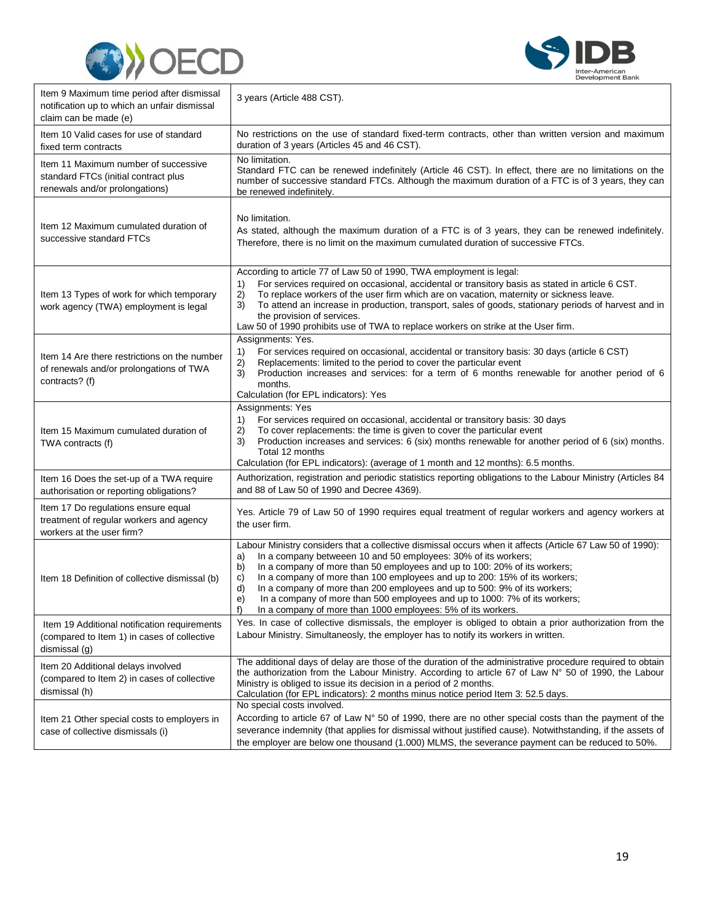| | |
|---|---|
| Item 9 Maximum time period after dismissal notification up to which an unfair dismissal claim can be made (e) | 3 years (Article 488 CST). |
| Item 10 Valid cases for use of standard fixed term contracts | No restrictions on the use of standard fixed-term contracts, other than written version and maximum duration of 3 years (Articles 45 and 46 CST). |
| Item 11 Maximum number of successive standard FTCs (initial contract plus renewals and/or prolongations) | No limitation.<br>Standard FTC can be renewed indefinitely (Article 46 CST). In effect, there are no limitations on the number of successive standard FTCs. Although the maximum duration of a FTC is of 3 years, they can be renewed indefinitely. |
| Item 12 Maximum cumulated duration of successive standard FTCs | No limitation.<br>As stated, although the maximum duration of a FTC is of 3 years, they can be renewed indefinitely. Therefore, there is no limit on the maximum cumulated duration of successive FTCs. |
| Item 13 Types of work for which temporary work agency (TWA) employment is legal | According to article 77 of Law 50 of 1990, TWA employment is legal:<br>1) For services required on occasional, accidental or transitory basis as stated in article 6 CST.<br>2) To replace workers of the user firm which are on vacation, maternity or sickness leave.<br>3) To attend an increase in production, transport, sales of goods, stationary periods of harvest and in the provision of services.<br>Law 50 of 1990 prohibits use of TWA to replace workers on strike at the User firm. |
| Item 14 Are there restrictions on the number of renewals and/or prolongations of TWA contracts? (f) | Assignments: Yes.<br>1) For services required on occasional, accidental or transitory basis: 30 days (article 6 CST)<br>2) Replacements: limited to the period to cover the particular event<br>3) Production increases and services: for a term of 6 months renewable for another period of 6 months.<br>Calculation (for EPL indicators): Yes |
| Item 15 Maximum cumulated duration of TWA contracts (f) | Assignments: Yes<br>1) For services required on occasional, accidental or transitory basis: 30 days<br>2) To cover replacements: the time is given to cover the particular event<br>3) Production increases and services: 6 (six) months renewable for another period of 6 (six) months. Total 12 months<br>Calculation (for EPL indicators): (average of 1 month and 12 months): 6.5 months. |
| Item 16 Does the set-up of a TWA require authorisation or reporting obligations? | Authorization, registration and periodic statistics reporting obligations to the Labour Ministry (Articles 84 and 88 of Law 50 of 1990 and Decree 4369). |
| Item 17 Do regulations ensure equal treatment of regular workers and agency workers at the user firm? | Yes. Article 79 of Law 50 of 1990 requires equal treatment of regular workers and agency workers at the user firm. |
| Item 18 Definition of collective dismissal (b) | Labour Ministry considers that a collective dismissal occurs when it affects (Article 67 Law 50 of 1990):<br>a) In a company betweeen 10 and 50 employees: 30% of its workers;<br>b) In a company of more than 50 employees and up to 100: 20% of its workers;<br>c) In a company of more than 100 employees and up to 200: 15% of its workers;<br>d) In a company of more than 200 employees and up to 500: 9% of its workers;<br>e) In a company of more than 500 employees and up to 1000: 7% of its workers;<br>f) In a company of more than 1000 employees: 5% of its workers. |
| Item 19 Additional notification requirements (compared to Item 1) in cases of collective dismissal (g) | Yes. In case of collective dismissals, the employer is obliged to obtain a prior authorization from the Labour Ministry. Simultaneosly, the employer has to notify its workers in written. |
| Item 20 Additional delays involved (compared to Item 2) in cases of collective dismissal (h) | The additional days of delay are those of the duration of the administrative procedure required to obtain the authorization from the Labour Ministry. According to article 67 of Law N° 50 of 1990, the Labour Ministry is obliged to issue its decision in a period of 2 months.<br>Calculation (for EPL indicators): 2 months minus notice period Item 3: 52.5 days. |
| Item 21 Other special costs to employers in case of collective dismissals (i) | No special costs involved.<br>According to article 67 of Law N° 50 of 1990, there are no other special costs than the payment of the severance indemnity (that applies for dismissal without justified cause). Notwithstanding, if the assets of the employer are below one thousand (1.000) MLMS, the severance payment can be reduced to 50%. |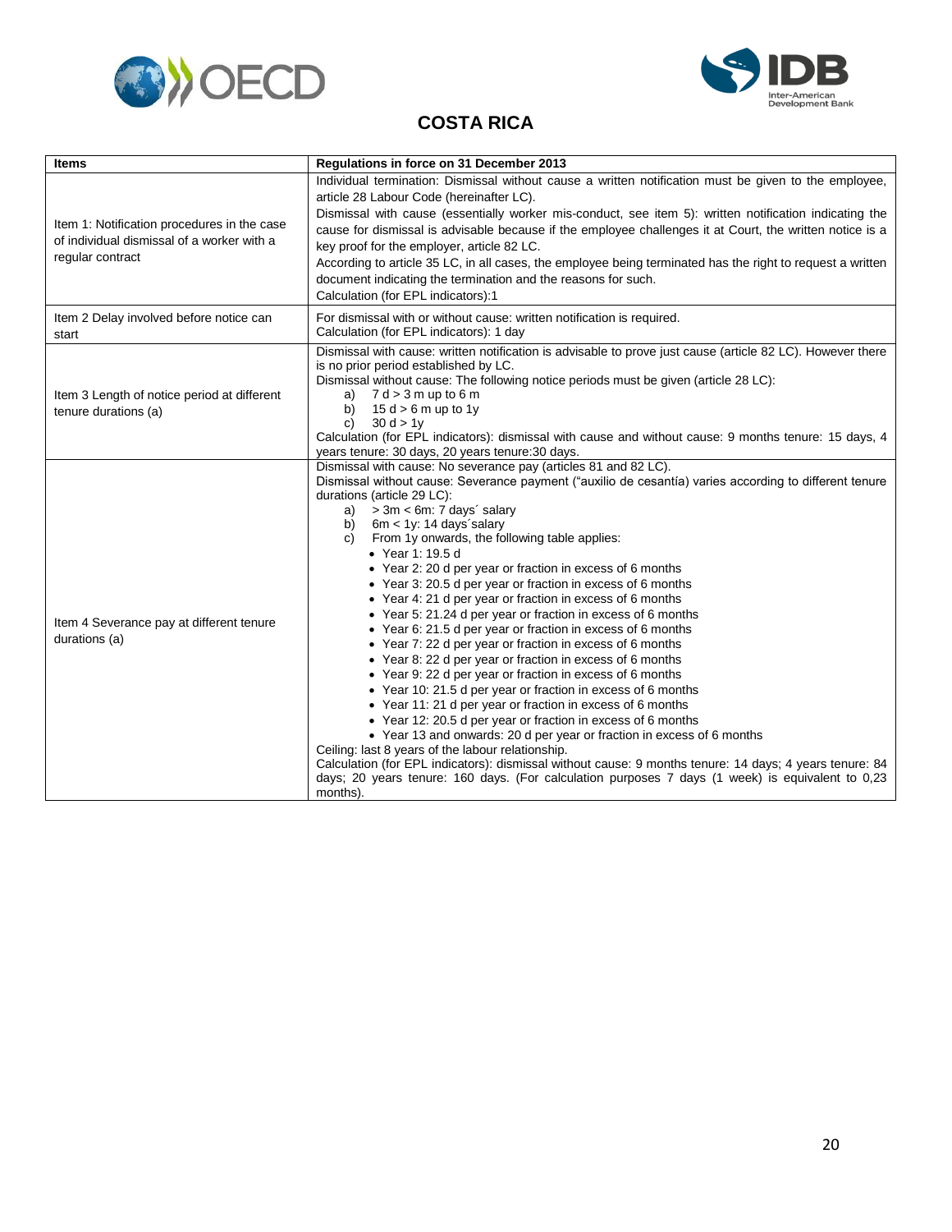# COSTA RICA

| Items | Regulations in force on 31 December 2013 |
|---|---|
| Item 1: Notification procedures in the case of individual dismissal of a worker with a regular contract | Individual termination: Dismissal without cause a written notification must be given to the employee, article 28 Labour Code (hereinafter LC).<br>Dismissal with cause (essentially worker mis-conduct, see item 5): written notification indicating the cause for dismissal is advisable because if the employee challenges it at Court, the written notice is a key proof for the employer, article 82 LC.<br>According to article 35 LC, in all cases, the employee being terminated has the right to request a written document indicating the termination and the reasons for such.<br>Calculation (for EPL indicators):1 |
| Item 2 Delay involved before notice can start | For dismissal with or without cause: written notification is required.<br>Calculation (for EPL indicators): 1 day |
| Item 3 Length of notice period at different tenure durations (a) | Dismissal with cause: written notification is advisable to prove just cause (article 82 LC). However there is no prior period established by LC.<br>Dismissal without cause: The following notice periods must be given (article 28 LC):<br>a) 7 d > 3 m up to 6 m<br>b) 15 d > 6 m up to 1y<br>c) 30 d > 1y<br>Calculation (for EPL indicators): dismissal with cause and without cause: 9 months tenure: 15 days, 4 years tenure: 30 days, 20 years tenure:30 days. |
| Item 4 Severance pay at different tenure durations (a) | Dismissal with cause: No severance pay (articles 81 and 82 LC).<br>Dismissal without cause: Severance payment ("auxilio de cesantía) varies according to different tenure durations (article 29 LC):<br>a) > 3m < 6m: 7 days´ salary<br>b) 6m < 1y: 14 days´salary<br>c) From 1y onwards, the following table applies:<br>• Year 1: 19.5 d<br>• Year 2: 20 d per year or fraction in excess of 6 months<br>• Year 3: 20.5 d per year or fraction in excess of 6 months<br>• Year 4: 21 d per year or fraction in excess of 6 months<br>• Year 5: 21.24 d per year or fraction in excess of 6 months<br>• Year 6: 21.5 d per year or fraction in excess of 6 months<br>• Year 7: 22 d per year or fraction in excess of 6 months<br>• Year 8: 22 d per year or fraction in excess of 6 months<br>• Year 9: 22 d per year or fraction in excess of 6 months<br>• Year 10: 21.5 d per year or fraction in excess of 6 months<br>• Year 11: 21 d per year or fraction in excess of 6 months<br>• Year 12: 20.5 d per year or fraction in excess of 6 months<br>• Year 13 and onwards: 20 d per year or fraction in excess of 6 months<br>Ceiling: last 8 years of the labour relationship.<br>Calculation (for EPL indicators): dismissal without cause: 9 months tenure: 14 days; 4 years tenure: 84 days; 20 years tenure: 160 days. (For calculation purposes 7 days (1 week) is equivalent to 0,23 months). |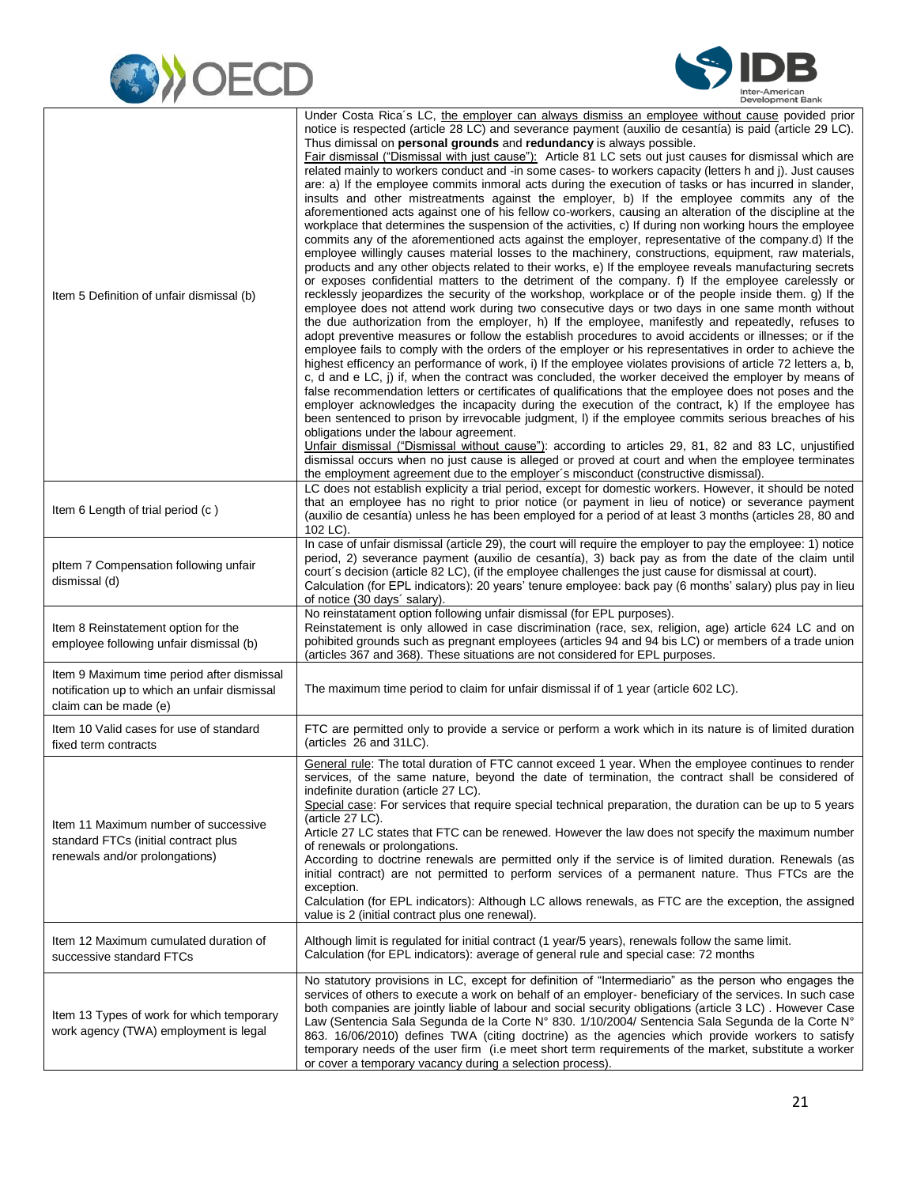| | |
|---|---|
| Item 5 Definition of unfair dismissal (b) | Under Costa Rica´s LC, the employer can always dismiss an employee without cause povided prior notice is respected (article 28 LC) and severance payment (auxilio de cesantía) is paid (article 29 LC). Thus dimissal on **personal grounds** and **redundancy** is always possible.<br>Fair dismissal ("Dismissal with just cause"): Article 81 LC sets out just causes for dismissal which are related mainly to workers conduct and -in some cases- to workers capacity (letters h and j). Just causes are: a) If the employee commits inmoral acts during the execution of tasks or has incurred in slander, insults and other mistreatments against the employer, b) If the employee commits any of the aforementioned acts against one of his fellow co-workers, causing an alteration of the discipline at the workplace that determines the suspension of the activities, c) If during non working hours the employee commits any of the aforementioned acts against the employer, representative of the company.d) If the employee willingly causes material losses to the machinery, constructions, equipment, raw materials, products and any other objects related to their works, e) If the employee reveals manufacturing secrets or exposes confidential matters to the detriment of the company. f) If the employee carelessly or recklessly jeopardizes the security of the workshop, workplace or of the people inside them. g) If the employee does not attend work during two consecutive days or two days in one same month without the due authorization from the employer, h) If the employee, manifestly and repeatedly, refuses to adopt preventive measures or follow the establish procedures to avoid accidents or illenses; or if the employee fails to comply with the orders of the employer or his representatives in order to achieve the highest efficency an performance of work, i) If the employee violates provisions of article 72 letters a, b, c, d and e LC, j) if, when the contract was concluded, the worker deceived the employer by means of false recommendation letters or certificates of qualifications that the employee does not poses and the employer acknowledges the incapacity during the execution of the contract, k) If the employee has been sentenced to prison by irrevocable judgment, l) if the employee commits serious breaches of his obligations under the labour agreement.<br>Unfair dismissal ("Dismissal without cause"): according to articles 29, 81, 82 and 83 LC, unjustified dismissal occurs when no just cause is alleged or proved at court and when the employee terminates the employment agreement due to the employer´s misconduct (constructive dismissal). |
| Item 6 Length of trial period (c ) | LC does not establish explicity a trial period, except for domestic workers. However, it should be noted that an employee has no right to prior notice (or payment in lieu of notice) or severance payment (auxilio de cesantía) unless he has been employed for a period of at least 3 months (articles 28, 80 and 102 LC). |
| pItem 7 Compensation following unfair dismissal (d) | In case of unfair dismissal (article 29), the court will require the employer to pay the employee: 1) notice period, 2) severance payment (auxilio de cesantía), 3) back pay as from the date of the claim until court´s decision (article 82 LC), (if the employee challenges the just cause for dismissal at court).<br>Calculation (for EPL indicators): 20 years' tenure employee: back pay (6 months' salary) plus pay in lieu of notice (30 days´ salary). |
| Item 8 Reinstatement option for the employee following unfair dismissal (b) | No reinstatament option following unfair dismissal (for EPL purposes).<br>Reinstatement is only allowed in case discrimination (race, sex, religion, age) article 624 LC and on pohibited grounds such as pregnant employees (articles 94 and 94 bis LC) or members of a trade union (articles 367 and 368). These situations are not considered for EPL purposes. |
| Item 9 Maximum time period after dismissal notification up to which an unfair dismissal claim can be made (e) | The maximum time period to claim for unfair dismissal if of 1 year (article 602 LC). |
| Item 10 Valid cases for use of standard fixed term contracts | FTC are permitted only to provide a service or perform a work which in its nature is of limited duration (articles 26 and 31LC). |
| Item 11 Maximum number of successive standard FTCs (initial contract plus renewals and/or prolongations) | General rule: The total duration of FTC cannot exceed 1 year. When the employee continues to render services, of the same nature, beyond the date of termination, the contract shall be considered of indefinite duration (article 27 LC).<br>Special case: For services that require special technical preparation, the duration can be up to 5 years (article 27 LC).<br>Article 27 LC states that FTC can be renewed. However the law does not specify the maximum number of renewals or prolongations.<br>According to doctrine renewals are permitted only if the service is of limited duration. Renewals (as initial contract) are not permitted to perform services of a permanent nature. Thus FTCs are the exception.<br>Calculation (for EPL indicators): Although LC allows renewals, as FTC are the exception, the assigned value is 2 (initial contract plus one renewal). |
| Item 12 Maximum cumulated duration of successive standard FTCs | Although limit is regulated for initial contract (1 year/5 years), renewals follow the same limit.<br>Calculation (for EPL indicators): average of general rule and special case: 72 months |
| Item 13 Types of work for which temporary work agency (TWA) employment is legal | No statutory provisions in LC, except for definition of "Intermediario" as the person who engages the services of others to execute a work on behalf of an employer- beneficiary of the services. In such case both companies are jointly liable of labour and social security obligations (article 3 LC) . However Case Law (Sentencia Sala Segunda de la Corte N° 830. 1/10/2004/ Sentencia Sala Segunda de la Corte N° 863. 16/06/2010) defines TWA (citing doctrine) as the agencies which provide workers to satisfy temporary needs of the user firm (i.e meet short term requirements of the market, substitute a worker or cover a temporary vacancy during a selection process). |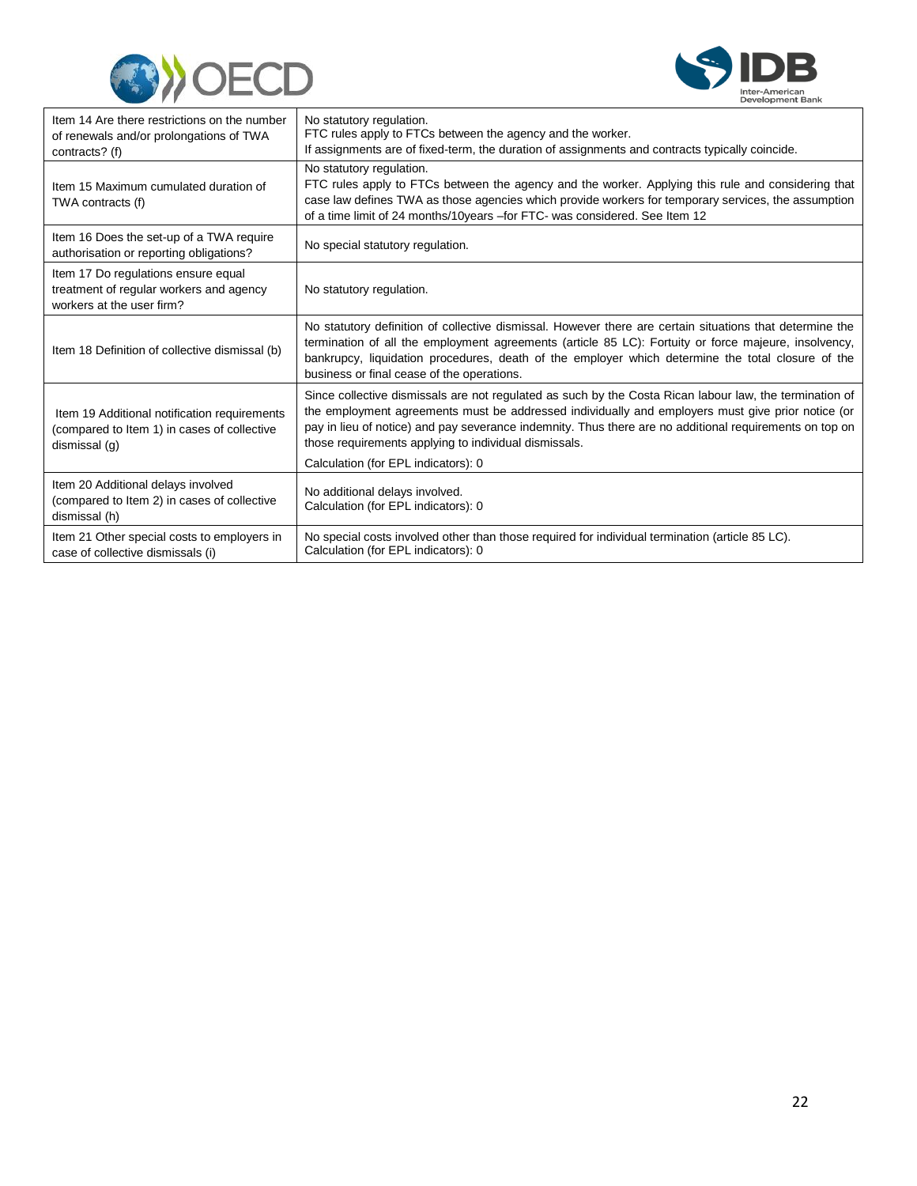| | |
|---|---|
| Item 14 Are there restrictions on the number of renewals and/or prolongations of TWA contracts? (f) | No statutory regulation.<br>FTC rules apply to FTCs between the agency and the worker.<br>If assignments are of fixed-term, the duration of assignments and contracts typically coincide. |
| Item 15 Maximum cumulated duration of TWA contracts (f) | No statutory regulation.<br>FTC rules apply to FTCs between the agency and the worker. Applying this rule and considering that case law defines TWA as those agencies which provide workers for temporary services, the assumption of a time limit of 24 months/10years –for FTC- was considered. See Item 12 |
| Item 16 Does the set-up of a TWA require authorisation or reporting obligations? | No special statutory regulation. |
| Item 17 Do regulations ensure equal treatment of regular workers and agency workers at the user firm? | No statutory regulation. |
| Item 18 Definition of collective dismissal (b) | No statutory definition of collective dismissal. However there are certain situations that determine the termination of all the employment agreements (article 85 LC): Fortuity or force majeure, insolvency, bankrupcy, liquidation procedures, death of the employer which determine the total closure of the business or final cease of the operations. |
| Item 19 Additional notification requirements (compared to Item 1) in cases of collective dismissal (g) | Since collective dismissals are not regulated as such by the Costa Rican labour law, the termination of the employment agreements must be addressed individually and employers must give prior notice (or pay in lieu of notice) and pay severance indemnity. Thus there are no additional requirements on top on those requirements applying to individual dismissals.<br>Calculation (for EPL indicators): 0 |
| Item 20 Additional delays involved (compared to Item 2) in cases of collective dismissal (h) | No additional delays involved.<br>Calculation (for EPL indicators): 0 |
| Item 21 Other special costs to employers in case of collective dismissals (i) | No special costs involved other than those required for individual termination (article 85 LC).<br>Calculation (for EPL indicators): 0 |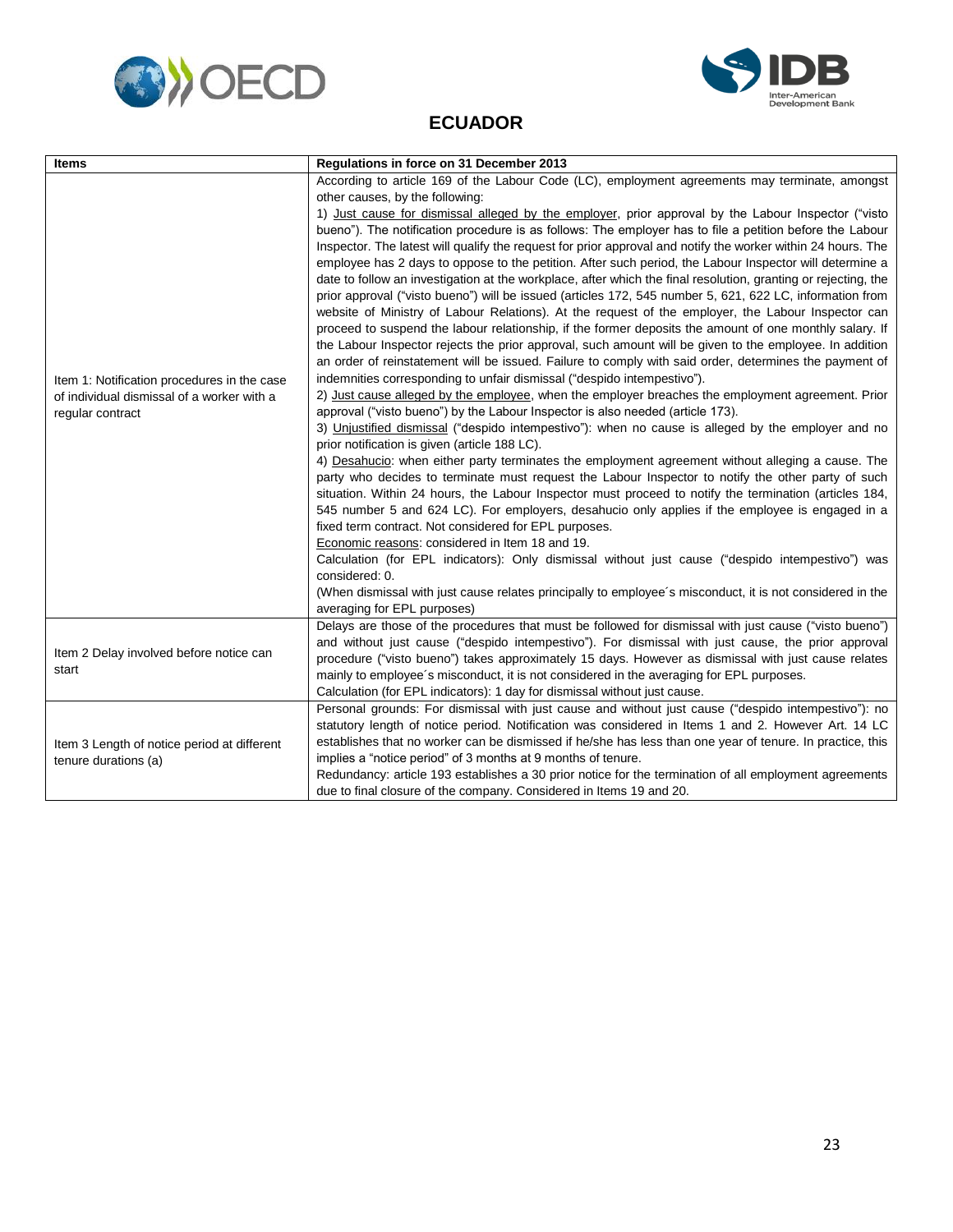## ECUADOR

| Items | Regulations in force on 31 December 2013 |
|---|---|
| Item 1: Notification procedures in the case of individual dismissal of a worker with a regular contract | According to article 169 of the Labour Code (LC), employment agreements may terminate, amongst other causes, by the following:<br>1) Just cause for dismissal alleged by the employer, prior approval by the Labour Inspector ("visto bueno"). The notification procedure is as follows: The employer has to file a petition before the Labour Inspector. The latest will qualify the request for prior approval and notify the worker within 24 hours. The employee has 2 days to oppose to the petition. After such period, the Labour Inspector will determine a date to follow an investigation at the workplace, after which the final resolution, granting or rejecting, the prior approval ("visto bueno") will be issued (articles 172, 545 number 5, 621, 622 LC, information from website of Ministry of Labour Relations). At the request of the employer, the Labour Inspector can proceed to suspend the labour relationship, if the former deposits the amount of one monthly salary. If the Labour Inspector rejects the prior approval, such amount will be given to the employee. In addition an order of reinstatement will be issued. Failure to comply with said order, determines the payment of indemnities corresponding to unfair dismissal ("despido intempestivo").<br>2) Just cause alleged by the employee, when the employer breaches the employment agreement. Prior approval ("visto bueno") by the Labour Inspector is also needed (article 173).<br>3) Unjustified dismissal ("despido intempestivo"): when no cause is alleged by the employer and no prior notification is given (article 188 LC).<br>4) Desahucio: when either party terminates the employment agreement without alleging a cause. The party who decides to terminate must request the Labour Inspector to notify the other party of such situation. Within 24 hours, the Labour Inspector must proceed to notify the termination (articles 184, 545 number 5 and 624 LC). For employers, desahucio only applies if the employee is engaged in a fixed term contract. Not considered for EPL purposes.<br>Economic reasons: considered in Item 18 and 19.<br>Calculation (for EPL indicators): Only dismissal without just cause ("despido intempestivo") was considered: 0.<br>(When dismissal with just cause relates principally to employee´s misconduct, it is not considered in the averaging for EPL purposes) |
| Item 2 Delay involved before notice can start | Delays are those of the procedures that must be followed for dismissal with just cause ("visto bueno") and without just cause ("despido intempestivo"). For dismissal with just cause, the prior approval procedure ("visto bueno") takes approximately 15 days. However as dismissal with just cause relates mainly to employee´s misconduct, it is not considered in the averaging for EPL purposes.<br>Calculation (for EPL indicators): 1 day for dismissal without just cause. |
| Item 3 Length of notice period at different tenure durations (a) | Personal grounds: For dismissal with just cause and without just cause ("despido intempestivo"): no statutory length of notice period. Notification was considered in Items 1 and 2. However Art. 14 LC establishes that no worker can be dismissed if he/she has less than one year of tenure. In practice, this implies a "notice period" of 3 months at 9 months of tenure.<br>Redundancy: article 193 establishes a 30 prior notice for the termination of all employment agreements due to final closure of the company. Considered in Items 19 and 20. |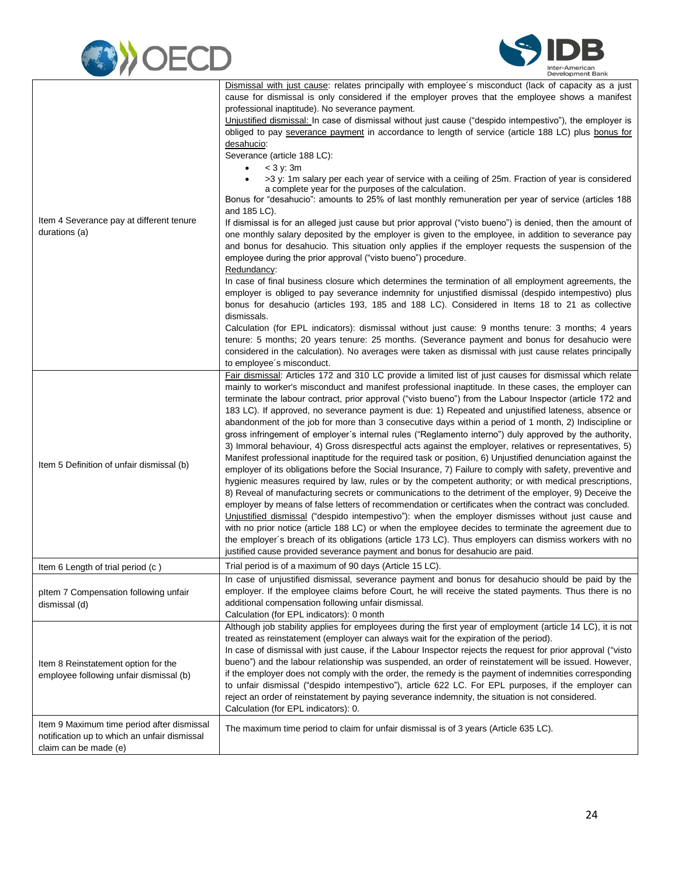| | |
|---|---|
| Item 4 Severance pay at different tenure durations (a) | Dismissal with just cause: relates principally with employee´s misconduct (lack of capacity as a just cause for dismissal is only considered if the employer proves that the employee shows a manifest professional inaptitude). No severance payment.<br>Unjustified dismissal: In case of dismissal without just cause ("despido intempestivo"), the employer is obliged to pay severance payment in accordance to length of service (article 188 LC) plus bonus for desahucio:<br>Severance (article 188 LC):<br>• < 3 y: 3m<br>• >3 y: 1m salary per each year of service with a ceiling of 25m. Fraction of year is considered a complete year for the purposes of the calculation.<br>Bonus for "desahucio": amounts to 25% of last monthly remuneration per year of service (articles 188 and 185 LC).<br>If dismissal is for an alleged just cause but prior approval ("visto bueno") is denied, then the amount of one monthly salary deposited by the employer is given to the employee, in addition to severance pay and bonus for desahucio. This situation only applies if the employer requests the suspension of the employee during the prior approval ("visto bueno") procedure.<br>Redundancy:<br>In case of final business closure which determines the termination of all employment agreements, the employer is obliged to pay severance indemnity for unjustified dismissal (despido intempestivo) plus bonus for desahucio (articles 193, 185 and 188 LC). Considered in Items 18 to 21 as collective dismissals.<br>Calculation (for EPL indicators): dismissal without just cause: 9 months tenure: 3 months; 4 years tenure: 5 months; 20 years tenure: 25 months. (Severance payment and bonus for desahucio were considered in the calculation). No averages were taken as dismissal with just cause relates principally to employee´s misconduct. |
| Item 5 Definition of unfair dismissal (b) | Fair dismissal: Articles 172 and 310 LC provide a limited list of just causes for dismissal which relate mainly to worker's misconduct and manifest professional inaptitude. In these cases, the employer can terminate the labour contract, prior approval ("visto bueno") from the Labour Inspector (article 172 and 183 LC). If approved, no severance payment is due: 1) Repeated and unjustified lateness, absence or abandonment of the job for more than 3 consecutive days within a period of 1 month, 2) Indiscipline or gross infringement of employer´s internal rules ("Reglamento interno") duly approved by the authority, 3) Immoral behaviour, 4) Gross disrespectful acts against the employer, relatives or representatives, 5) Manifest professional inaptitude for the required task or position, 6) Unjustified denunciation against the employer of its obligations before the Social Insurance, 7) Failure to comply with safety, preventive and hygienic measures required by law, rules or by the competent authority; or with medical prescriptions, 8) Reveal of manufacturing secrets or communications to the detriment of the employer, 9) Deceive the employer by means of false letters of recommendation or certificates when the contract was concluded.<br>Unjustified dismissal ("despido intempestivo"): when the employer dismisses without just cause and with no prior notice (article 188 LC) or when the employee decides to terminate the agreement due to the employer´s breach of its obligations (article 173 LC). Thus employers can dismiss workers with no justified cause provided severance payment and bonus for desahucio are paid. |
| Item 6 Length of trial period (c ) | Trial period is of a maximum of 90 days (Article 15 LC). |
| pItem 7 Compensation following unfair dismissal (d) | In case of unjustified dismissal, severance payment and bonus for desahucio should be paid by the employer. If the employee claims before Court, he will receive the stated payments. Thus there is no additional compensation following unfair dismissal.<br>Calculation (for EPL indicators): 0 month |
| Item 8 Reinstatement option for the employee following unfair dismissal (b) | Although job stability applies for employees during the first year of employment (article 14 LC), it is not treated as reinstatement (employer can always wait for the expiration of the period).<br>In case of dismissal with just cause, if the Labour Inspector rejects the request for prior approval ("visto bueno") and the labour relationship was suspended, an order of reinstatement will be issued. However, if the employer does not comply with the order, the remedy is the payment of indemnities corresponding to unfair dismissal ("despido intempestivo"), article 622 LC. For EPL purposes, if the employer can reject an order of reinstatement by paying severance indemnity, the situation is not considered.<br>Calculation (for EPL indicators): 0. |
| Item 9 Maximum time period after dismissal notification up to which an unfair dismissal claim can be made (e) | The maximum time period to claim for unfair dismissal is of 3 years (Article 635 LC). |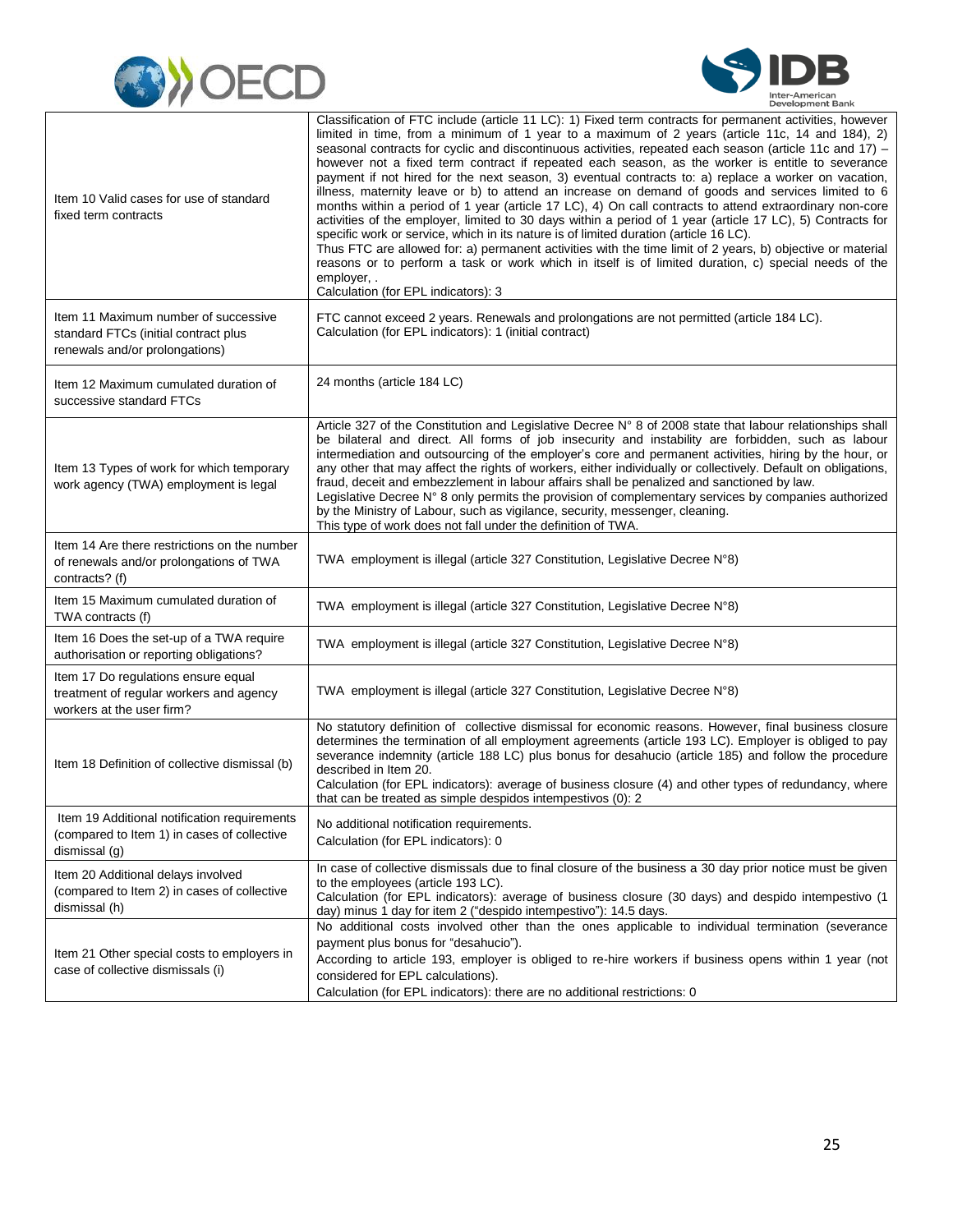| | |
|---|---|
| Item 10 Valid cases for use of standard fixed term contracts | Classification of FTC include (article 11 LC): 1) Fixed term contracts for permanent activities, however limited in time, from a minimum of 1 year to a maximum of 2 years (article 11c, 14 and 184), 2) seasonal contracts for cyclic and discontinuous activities, repeated each season (article 11c and 17) – however not a fixed term contract if repeated each season, as the worker is entitle to severance payment if not hired for the next season, 3) eventual contracts to: a) replace a worker on vacation, illness, maternity leave or b) to attend an increase on demand of goods and services limited to 6 months within a period of 1 year (article 17 LC), 4) On call contracts to attend extraordinary non-core activities of the employer, limited to 30 days within a period of 1 year (article 17 LC), 5) Contracts for specific work or service, which in its nature is of limited duration (article 16 LC).<br>Thus FTC are allowed for: a) permanent activities with the time limit of 2 years, b) objective or material reasons or to perform a task or work which in itself is of limited duration, c) special needs of the employer, .<br>Calculation (for EPL indicators): 3 |
| Item 11 Maximum number of successive standard FTCs (initial contract plus renewals and/or prolongations) | FTC cannot exceed 2 years. Renewals and prolongations are not permitted (article 184 LC).<br>Calculation (for EPL indicators): 1 (initial contract) |
| Item 12 Maximum cumulated duration of successive standard FTCs | 24 months (article 184 LC) |
| Item 13 Types of work for which temporary work agency (TWA) employment is legal | Article 327 of the Constitution and Legislative Decree N° 8 of 2008 state that labour relationships shall be bilateral and direct. All forms of job insecurity and instability are forbidden, such as labour intermediation and outsourcing of the employer's core and permanent activities, hiring by the hour, or any other that may affect the rights of workers, either individually or collectively. Default on obligations, fraud, deceit and embezzlement in labour affairs shall be penalized and sanctioned by law.<br>Legislative Decree N° 8 only permits the provision of complementary services by companies authorized by the Ministry of Labour, such as vigilance, security, messenger, cleaning.<br>This type of work does not fall under the definition of TWA. |
| Item 14 Are there restrictions on the number of renewals and/or prolongations of TWA contracts? (f) | TWA employment is illegal (article 327 Constitution, Legislative Decree N°8) |
| Item 15 Maximum cumulated duration of TWA contracts (f) | TWA employment is illegal (article 327 Constitution, Legislative Decree N°8) |
| Item 16 Does the set-up of a TWA require authorisation or reporting obligations? | TWA employment is illegal (article 327 Constitution, Legislative Decree N°8) |
| Item 17 Do regulations ensure equal treatment of regular workers and agency workers at the user firm? | TWA employment is illegal (article 327 Constitution, Legislative Decree N°8) |
| Item 18 Definition of collective dismissal (b) | No statutory definition of collective dismissal for economic reasons. However, final business closure determines the termination of all employment agreements (article 193 LC). Employer is obliged to pay severance indemnity (article 188 LC) plus bonus for desahucio (article 185) and follow the procedure described in Item 20.<br>Calculation (for EPL indicators): average of business closure (4) and other types of redundancy, where that can be treated as simple despidos intempestivos (0): 2 |
| Item 19 Additional notification requirements (compared to Item 1) in cases of collective dismissal (g) | No additional notification requirements.<br>Calculation (for EPL indicators): 0 |
| Item 20 Additional delays involved (compared to Item 2) in cases of collective dismissal (h) | In case of collective dismissals due to final closure of the business a 30 day prior notice must be given to the employees (article 193 LC).<br>Calculation (for EPL indicators): average of business closure (30 days) and despido intempestivo (1 day) minus 1 day for item 2 ("despido intempestivo"): 14.5 days. |
| Item 21 Other special costs to employers in case of collective dismissals (i) | No additional costs involved other than the ones applicable to individual termination (severance payment plus bonus for "desahucio").<br>According to article 193, employer is obliged to re-hire workers if business opens within 1 year (not considered for EPL calculations).<br>Calculation (for EPL indicators): there are no additional restrictions: 0 |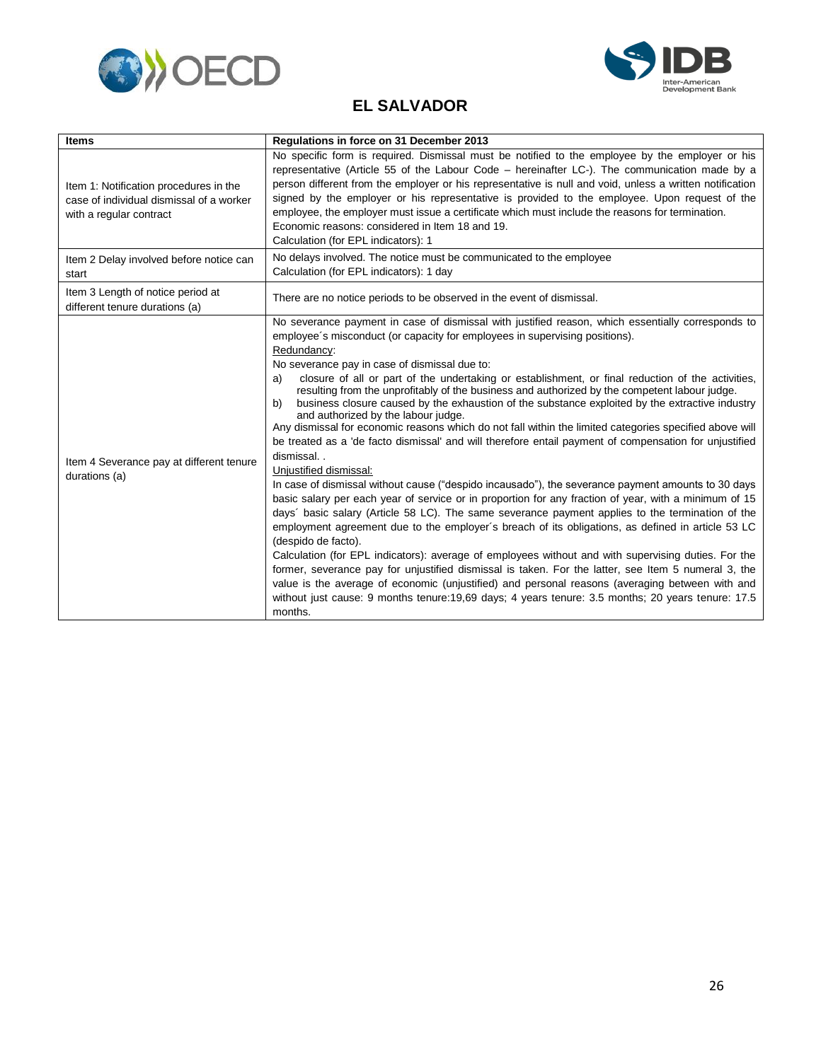# EL SALVADOR

| Items | Regulations in force on 31 December 2013 |
|---|---|
| Item 1: Notification procedures in the case of individual dismissal of a worker with a regular contract | No specific form is required. Dismissal must be notified to the employee by the employer or his representative (Article 55 of the Labour Code – hereinafter LC-). The communication made by a person different from the employer or his representative is null and void, unless a written notification signed by the employer or his representative is provided to the employee. Upon request of the employee, the employer must issue a certificate which must include the reasons for termination.<br>Economic reasons: considered in Item 18 and 19.<br>Calculation (for EPL indicators): 1 |
| Item 2 Delay involved before notice can start | No delays involved. The notice must be communicated to the employee<br>Calculation (for EPL indicators): 1 day |
| Item 3 Length of notice period at different tenure durations (a) | There are no notice periods to be observed in the event of dismissal. |
| Item 4 Severance pay at different tenure durations (a) | No severance payment in case of dismissal with justified reason, which essentially corresponds to employee´s misconduct (or capacity for employees in supervising positions).<br>Redundancy:<br>No severance pay in case of dismissal due to:<br>a) closure of all or part of the undertaking or establishment, or final reduction of the activities, resulting from the unprofitably of the business and authorized by the competent labour judge.<br>b) business closure caused by the exhaustion of the substance exploited by the extractive industry and authorized by the labour judge.<br>Any dismissal for economic reasons which do not fall within the limited categories specified above will be treated as a 'de facto dismissal' and will therefore entail payment of compensation for unjustified dismissal. .<br>Unjustified dismissal:<br>In case of dismissal without cause ("despido incausado"), the severance payment amounts to 30 days basic salary per each year of service or in proportion for any fraction of year, with a minimum of 15 days´ basic salary (Article 58 LC). The same severance payment applies to the termination of the employment agreement due to the employer´s breach of its obligations, as defined in article 53 LC (despido de facto).<br>Calculation (for EPL indicators): average of employees without and with supervising duties. For the former, severance pay for unjustified dismissal is taken. For the latter, see Item 5 numeral 3, the value is the average of economic (unjustified) and personal reasons (averaging between with and without just cause: 9 months tenure:19,69 days; 4 years tenure: 3.5 months; 20 years tenure: 17.5 months. |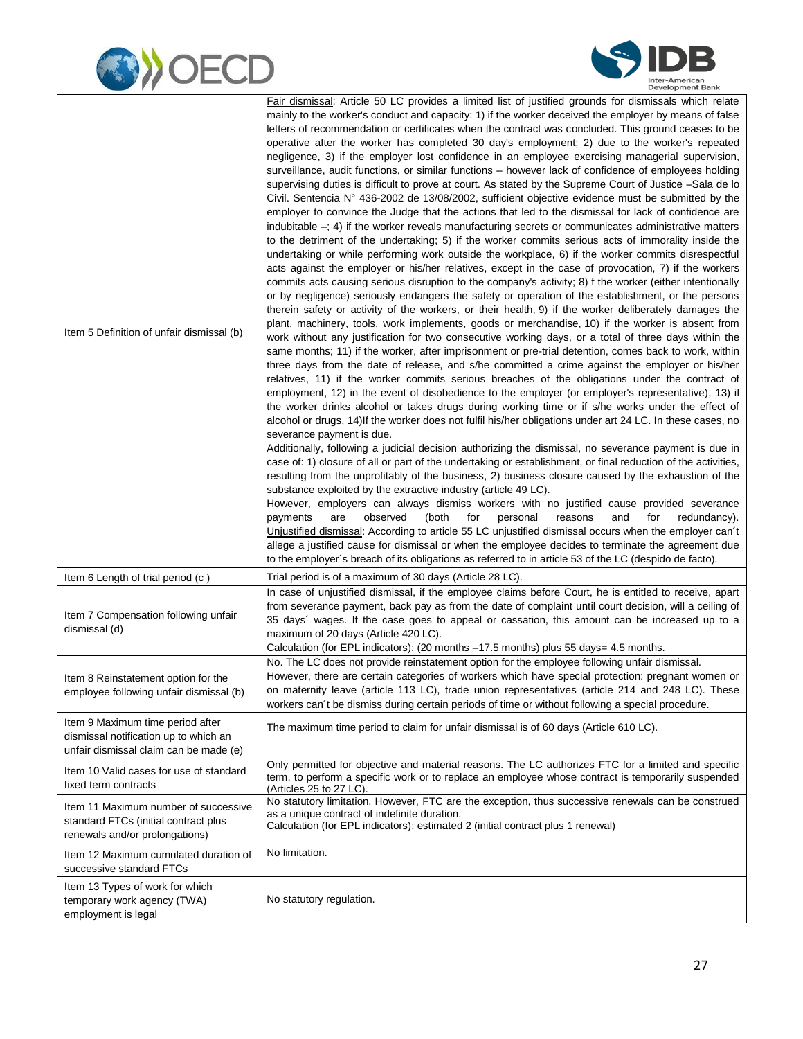| | |
|---|---|
| Item 5 Definition of unfair dismissal (b) | Fair dismissal: Article 50 LC provides a limited list of justified grounds for dismissals which relate mainly to the worker's conduct and capacity: 1) if the worker deceived the employer by means of false letters of recommendation or certificates when the contract was concluded. This ground ceases to be operative after the worker has completed 30 day's employment; 2) due to the worker's repeated negligence, 3) if the employer lost confidence in an employee exercising managerial supervision, surveillance, audit functions, or similar functions – however lack of confidence of employees holding supervising duties is difficult to prove at court. As stated by the Supreme Court of Justice –Sala de lo Civil. Sentencia N° 436-2002 de 13/08/2002, sufficient objective evidence must be submitted by the employer to convince the Judge that the actions that led to the dismissal for lack of confidence are indubitable –; 4) if the worker reveals manufacturing secrets or communicates administrative matters to the detriment of the undertaking; 5) if the worker commits serious acts of immorality inside the undertaking or while performing work outside the workplace, 6) if the worker commits disrespectful acts against the employer or his/her relatives, except in the case of provocation, 7) if the workers commits acts causing serious disruption to the company's activity; 8) f the worker (either intentionally or by negligence) seriously endangers the safety or operation of the establishment, or the persons therein safety or activity of the workers, or their health, 9) if the worker deliberately damages the plant, machinery, tools, work implements, goods or merchandise, 10) if the worker is absent from work without any justification for two consecutive working days, or a total of three days within the same months; 11) if the worker, after imprisonment or pre-trial detention, comes back to work, within three days from the date of release, and s/he committed a crime against the employer or his/her relatives, 11) if the worker commits serious breaches of the obligations under the contract of employment, 12) in the event of disobedience to the employer (or employer's representative), 13) if the worker drinks alcohol or takes drugs during working time or if s/he works under the effect of alcohol or drugs, 14)If the worker does not fulfil his/her obligations under art 24 LC. In these cases, no severance payment is due.<br>Additionally, following a judicial decision authorizing the dismissal, no severance payment is due in case of: 1) closure of all or part of the undertaking or establishment, or final reduction of the activities, resulting from the unprofitably of the business, 2) business closure caused by the exhaustion of the substance exploited by the extractive industry (article 49 LC).<br>However, employers can always dismiss workers with no justified cause provided severance payments are observed (both for personal reasons and for redundancy).<br>Unjustified dismissal: According to article 55 LC unjustified dismissal occurs when the employer can´t allege a justified cause for dismissal or when the employee decides to terminate the agreement due to the employer´s breach of its obligations as referred to in article 53 of the LC (despido de facto). |
| Item 6 Length of trial period (c ) | Trial period is of a maximum of 30 days (Article 28 LC). |
| Item 7 Compensation following unfair dismissal (d) | In case of unjustified dismissal, if the employee claims before Court, he is entitled to receive, apart from severance payment, back pay as from the date of complaint until court decision, will a ceiling of 35 days´ wages. If the case goes to appeal or cassation, this amount can be increased up to a maximum of 20 days (Article 420 LC).<br>Calculation (for EPL indicators): (20 months –17.5 months) plus 55 days= 4.5 months. |
| Item 8 Reinstatement option for the employee following unfair dismissal (b) | No. The LC does not provide reinstatement option for the employee following unfair dismissal.<br>However, there are certain categories of workers which have special protection: pregnant women or on maternity leave (article 113 LC), trade union representatives (article 214 and 248 LC). These workers can´t be dismiss during certain periods of time or without following a special procedure. |
| Item 9 Maximum time period after dismissal notification up to which an unfair dismissal claim can be made (e) | The maximum time period to claim for unfair dismissal is of 60 days (Article 610 LC). |
| Item 10 Valid cases for use of standard fixed term contracts | Only permitted for objective and material reasons. The LC authorizes FTC for a limited and specific term, to perform a specific work or to replace an employee whose contract is temporarily suspended (Articles 25 to 27 LC). |
| Item 11 Maximum number of successive standard FTCs (initial contract plus renewals and/or prolongations) | No statutory limitation. However, FTC are the exception, thus successive renewals can be construed as a unique contract of indefinite duration.<br>Calculation (for EPL indicators): estimated 2 (initial contract plus 1 renewal) |
| Item 12 Maximum cumulated duration of successive standard FTCs | No limitation. |
| Item 13 Types of work for which temporary work agency (TWA) employment is legal | No statutory regulation. |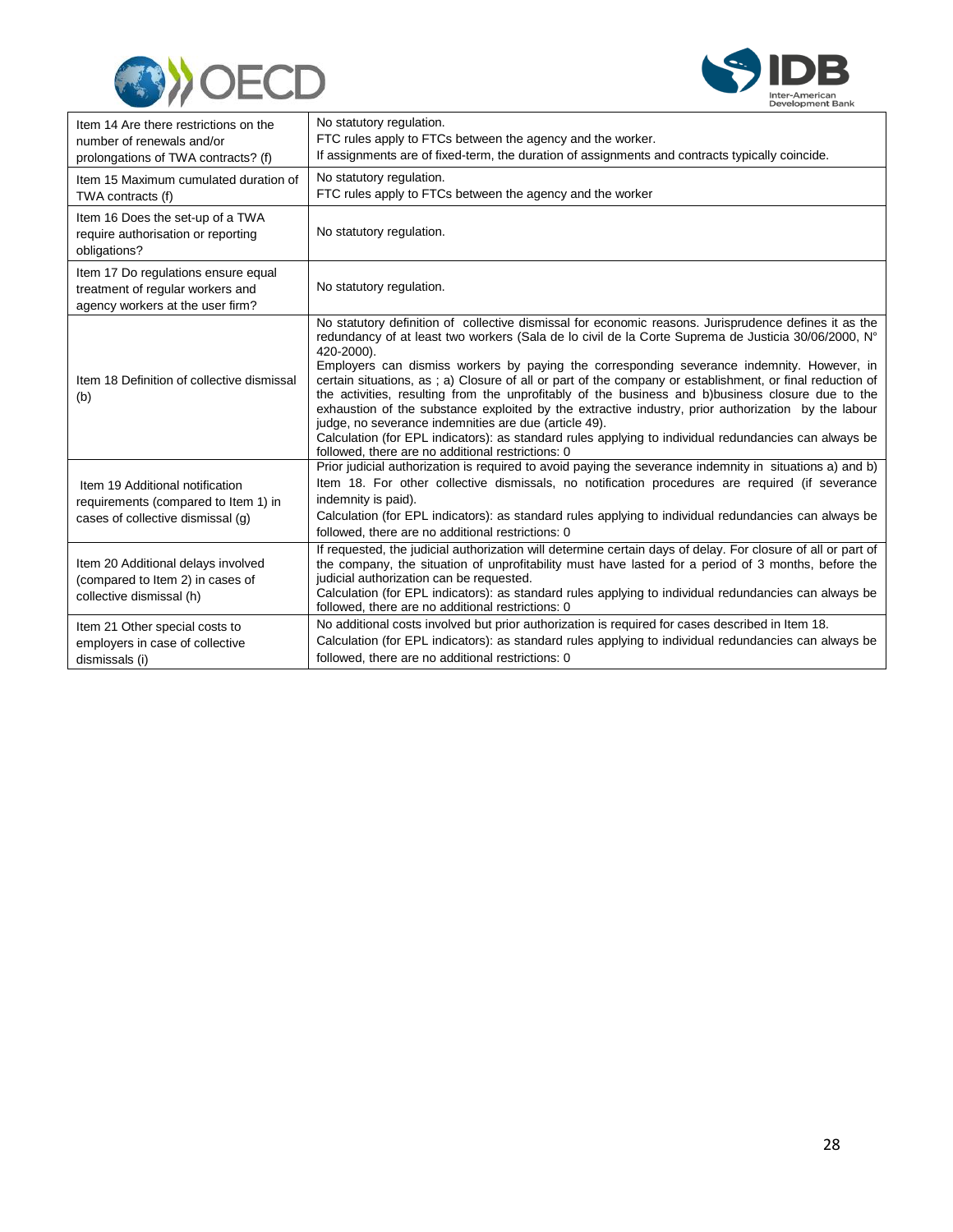| | |
|---|---|
| Item 14 Are there restrictions on the number of renewals and/or prolongations of TWA contracts? (f) | No statutory regulation.<br>FTC rules apply to FTCs between the agency and the worker.<br>If assignments are of fixed-term, the duration of assignments and contracts typically coincide. |
| Item 15 Maximum cumulated duration of TWA contracts (f) | No statutory regulation.<br>FTC rules apply to FTCs between the agency and the worker |
| Item 16 Does the set-up of a TWA require authorisation or reporting obligations? | No statutory regulation. |
| Item 17 Do regulations ensure equal treatment of regular workers and agency workers at the user firm? | No statutory regulation. |
| Item 18 Definition of collective dismissal (b) | No statutory definition of collective dismissal for economic reasons. Jurisprudence defines it as the redundancy of at least two workers (Sala de lo civil de la Corte Suprema de Justicia 30/06/2000, N° 420-2000).<br>Employers can dismiss workers by paying the corresponding severance indemnity. However, in certain situations, as ; a) Closure of all or part of the company or establishment, or final reduction of the activities, resulting from the unprofitably of the business and b)business closure due to the exhaustion of the substance exploited by the extractive industry, prior authorization by the labour judge, no severance indemnities are due (article 49).<br>Calculation (for EPL indicators): as standard rules applying to individual redundancies can always be followed, there are no additional restrictions: 0 |
| Item 19 Additional notification requirements (compared to Item 1) in cases of collective dismissal (g) | Prior judicial authorization is required to avoid paying the severance indemnity in situations a) and b) Item 18. For other collective dismissals, no notification procedures are required (if severance indemnity is paid).<br>Calculation (for EPL indicators): as standard rules applying to individual redundancies can always be followed, there are no additional restrictions: 0 |
| Item 20 Additional delays involved (compared to Item 2) in cases of collective dismissal (h) | If requested, the judicial authorization will determine certain days of delay. For closure of all or part of the company, the situation of unprofitability must have lasted for a period of 3 months, before the judicial authorization can be requested.<br>Calculation (for EPL indicators): as standard rules applying to individual redundancies can always be followed, there are no additional restrictions: 0 |
| Item 21 Other special costs to employers in case of collective dismissals (i) | No additional costs involved but prior authorization is required for cases described in Item 18.<br>Calculation (for EPL indicators): as standard rules applying to individual redundancies can always be followed, there are no additional restrictions: 0 |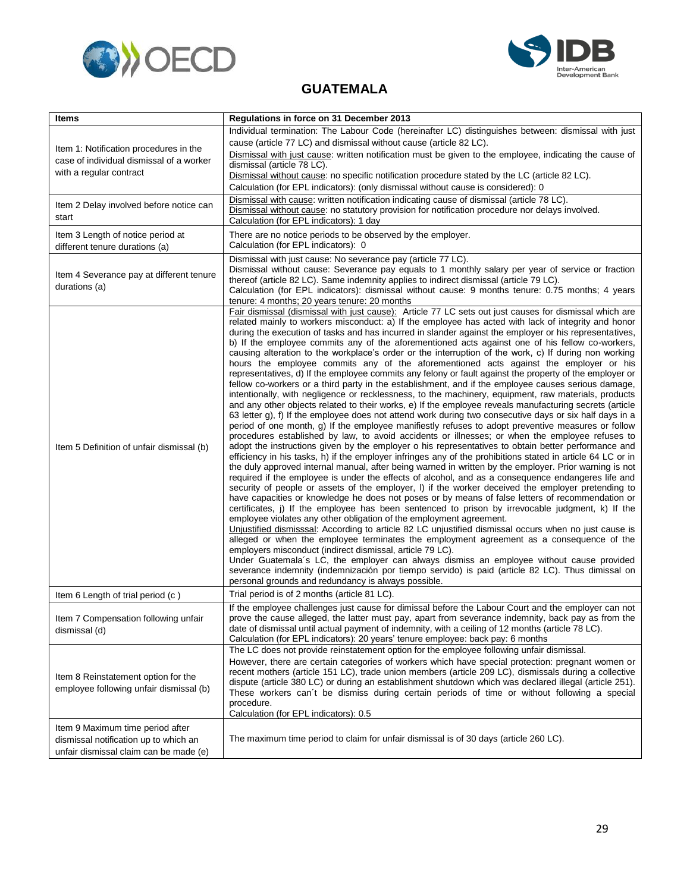# GUATEMALA

| Items | Regulations in force on 31 December 2013 |
|---|---|
| Item 1: Notification procedures in the case of individual dismissal of a worker with a regular contract | Individual termination: The Labour Code (hereinafter LC) distinguishes between: dismissal with just cause (article 77 LC) and dismissal without cause (article 82 LC).<br>Dismissal with just cause: written notification must be given to the employee, indicating the cause of dismissal (article 78 LC).<br>Dismissal without cause: no specific notification procedure stated by the LC (article 82 LC).<br>Calculation (for EPL indicators): (only dismissal without cause is considered): 0 |
| Item 2 Delay involved before notice can start | Dismissal with cause: written notification indicating cause of dismissal (article 78 LC).<br>Dismissal without cause: no statutory provision for notification procedure nor delays involved.<br>Calculation (for EPL indicators): 1 day |
| Item 3 Length of notice period at different tenure durations (a) | There are no notice periods to be observed by the employer.<br>Calculation (for EPL indicators): 0 |
| Item 4 Severance pay at different tenure durations (a) | Dismissal with just cause: No severance pay (article 77 LC).<br>Dismissal without cause: Severance pay equals to 1 monthly salary per year of service or fraction thereof (article 82 LC). Same indemnity applies to indirect dismissal (article 79 LC).<br>Calculation (for EPL indicators): dismissal without cause: 9 months tenure: 0.75 months; 4 years tenure: 4 months; 20 years tenure: 20 months |
| Item 5 Definition of unfair dismissal (b) | Fair dismissal (dismissal with just cause): Article 77 LC sets out just causes for dismissal which are related mainly to workers misconduct: a) If the employee has acted with lack of integrity and honor during the execution of tasks and has incurred in slander against the employer or his representatives, b) If the employee commits any of the aforementioned acts against one of his fellow co-workers, causing alteration to the workplace's order or the interruption of the work, c) If during non working hours the employee commits any of the aforementioned acts against the employer or his representatives, d) If the employee commits any felony or fault against the property of the employer or fellow co-workers or a third party in the establishment, and if the employee causes serious damage, intentionally, with negligence or recklessness, to the machinery, equipment, raw materials, products and any other objects related to their works, e) If the employee reveals manufacturing secrets (article 63 letter g), f) If the employee does not attend work during two consecutive days or six half days in a period of one month, g) If the employee manifestly refuses to adopt preventive measures or follow procedures established by law, to avoid accidents or illnesses; or when the employee refuses to adopt the instructions given by the employer o his representatives to obtain better performance and efficiency in his tasks, h) if the employer infringes any of the prohibitions stated in article 64 LC or in the duly approved internal manual, after being warned in written by the employer. Prior warning is not required if the employee is under the effects of alcohol, and as a consequence endangeres life and security of people or assets of the employer, l) if the worker deceived the employer pretending to have capacities or knowledge he does not poses or by means of false letters of recommendation or certificates, j) If the employee has been sentenced to prison by irrevocable judgment, k) If the employee violates any other obligation of the employment agreement.<br>Unjustified dismisssal: According to article 82 LC unjustified dismissal occurs when no just cause is alleged or when the employee terminates the employment agreement as a consequence of the employers misconduct (indirect dismissal, article 79 LC).<br>Under Guatemala´s LC, the employer can always dismiss an employee without cause provided severance indemnity (indemnización por tiempo servido) is paid (article 82 LC). Thus dismissal on personal grounds and redundancy is always possible. |
| Item 6 Length of trial period (c ) | Trial period is of 2 months (article 81 LC). |
| Item 7 Compensation following unfair dismissal (d) | If the employee challenges just cause for dimissal before the Labour Court and the employer can not prove the cause alleged, the latter must pay, apart from severance indemnity, back pay as from the date of dismissal until actual payment of indemnity, with a ceiling of 12 months (article 78 LC).<br>Calculation (for EPL indicators): 20 years' tenure employee: back pay: 6 months |
| Item 8 Reinstatement option for the employee following unfair dismissal (b) | The LC does not provide reinstatement option for the employee following unfair dismissal.<br>However, there are certain categories of workers which have special protection: pregnant women or recent mothers (article 151 LC), trade union members (article 209 LC), dismissals during a collective dispute (article 380 LC) or during an establishment shutdown which was declared illegal (article 251). These workers can´t be dismiss during certain periods of time or without following a special procedure.<br>Calculation (for EPL indicators): 0.5 |
| Item 9 Maximum time period after dismissal notification up to which an unfair dismissal claim can be made (e) | The maximum time period to claim for unfair dismissal is of 30 days (article 260 LC). |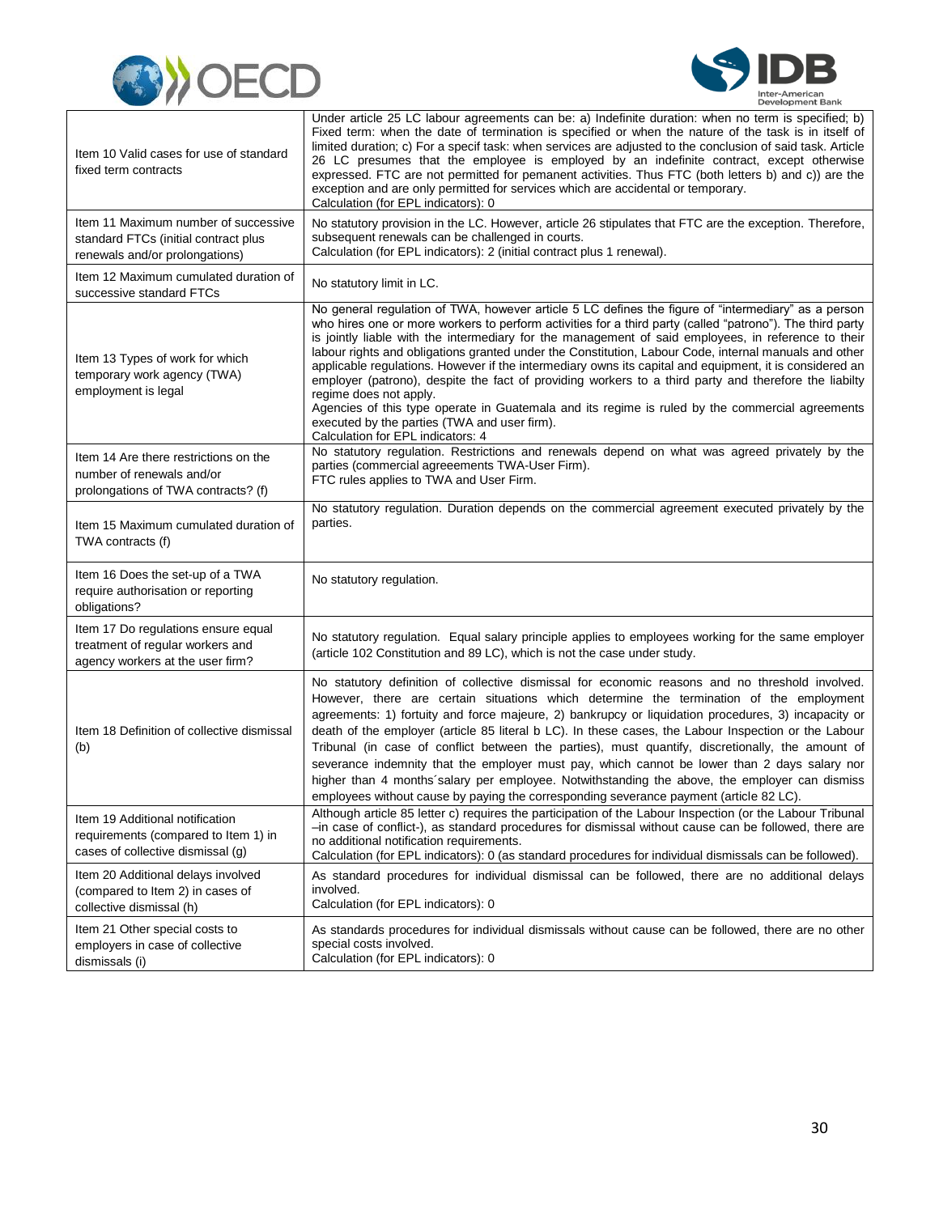| | |
|---|---|
| Item 10 Valid cases for use of standard fixed term contracts | Under article 25 LC labour agreements can be: a) Indefinite duration: when no term is specified; b) Fixed term: when the date of termination is specified or when the nature of the task is in itself of limited duration; c) For a specif task: when services are adjusted to the conclusion of said task. Article 26 LC presumes that the employee is employed by an indefinite contract, except otherwise expressed. FTC are not permitted for pemanent activities. Thus FTC (both letters b) and c)) are the exception and are only permitted for services which are accidental or temporary.<br>Calculation (for EPL indicators): 0 |
| Item 11 Maximum number of successive standard FTCs (initial contract plus renewals and/or prolongations) | No statutory provision in the LC. However, article 26 stipulates that FTC are the exception. Therefore, subsequent renewals can be challenged in courts.<br>Calculation (for EPL indicators): 2 (initial contract plus 1 renewal). |
| Item 12 Maximum cumulated duration of successive standard FTCs | No statutory limit in LC. |
| Item 13 Types of work for which temporary work agency (TWA) employment is legal | No general regulation of TWA, however article 5 LC defines the figure of "intermediary" as a person who hires one or more workers to perform activities for a third party (called "patrono"). The third party is jointly liable with the intermediary for the management of said employees, in reference to their labour rights and obligations granted under the Constitution, Labour Code, internal manuals and other applicable regulations. However if the intermediary owns its capital and equipment, it is considered an employer (patrono), despite the fact of providing workers to a third party and therefore the liabilty regime does not apply.<br>Agencies of this type operate in Guatemala and its regime is ruled by the commercial agreements executed by the parties (TWA and user firm).<br>Calculation for EPL indicators: 4 |
| Item 14 Are there restrictions on the number of renewals and/or prolongations of TWA contracts? (f) | No statutory regulation. Restrictions and renewals depend on what was agreed privately by the parties (commercial agreeements TWA-User Firm).<br>FTC rules applies to TWA and User Firm. |
| Item 15 Maximum cumulated duration of TWA contracts (f) | No statutory regulation. Duration depends on the commercial agreement executed privately by the parties. |
| Item 16 Does the set-up of a TWA require authorisation or reporting obligations? | No statutory regulation. |
| Item 17 Do regulations ensure equal treatment of regular workers and agency workers at the user firm? | No statutory regulation. Equal salary principle applies to employees working for the same employer (article 102 Constitution and 89 LC), which is not the case under study. |
| Item 18 Definition of collective dismissal (b) | No statutory definition of collective dismissal for economic reasons and no threshold involved. However, there are certain situations which determine the termination of the employment agreements: 1) fortuity and force majeure, 2) bankrupcy or liquidation procedures, 3) incapacity or death of the employer (article 85 literal b LC). In these cases, the Labour Inspection or the Labour Tribunal (in case of conflict between the parties), must quantify, discretionally, the amount of severance indemnity that the employer must pay, which cannot be lower than 2 days salary nor higher than 4 months´salary per employee. Notwithstanding the above, the employer can dismiss employees without cause by paying the corresponding severance payment (article 82 LC). |
| Item 19 Additional notification requirements (compared to Item 1) in cases of collective dismissal (g) | Although article 85 letter c) requires the participation of the Labour Inspection (or the Labour Tribunal –in case of conflict-), as standard procedures for dismissal without cause can be followed, there are no additional notification requirements.<br>Calculation (for EPL indicators): 0 (as standard procedures for individual dismissals can be followed). |
| Item 20 Additional delays involved (compared to Item 2) in cases of collective dismissal (h) | As standard procedures for individual dismissal can be followed, there are no additional delays involved.<br>Calculation (for EPL indicators): 0 |
| Item 21 Other special costs to employers in case of collective dismissals (i) | As standards procedures for individual dismissals without cause can be followed, there are no other special costs involved.<br>Calculation (for EPL indicators): 0 |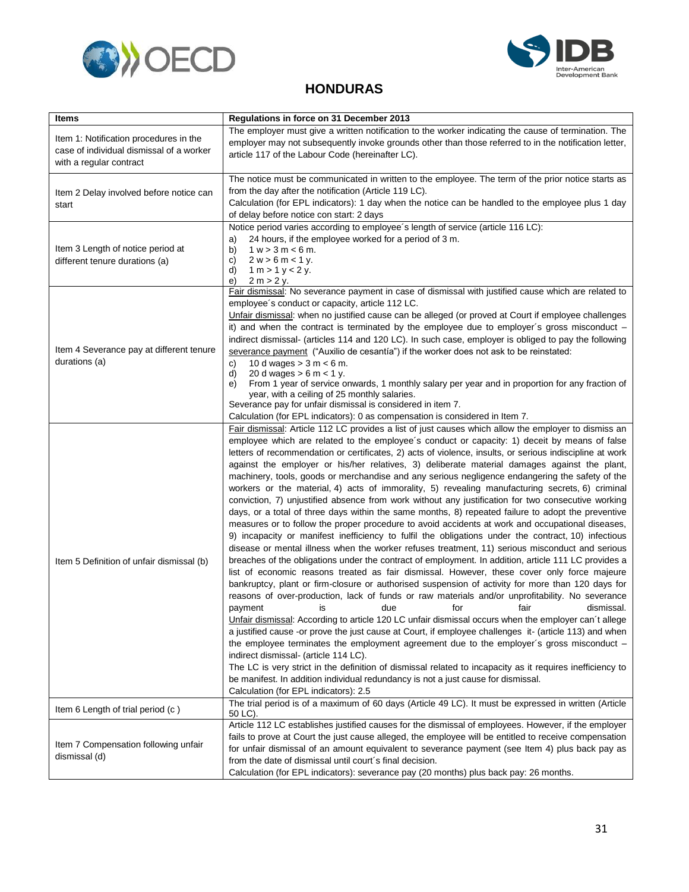# HONDURAS

| Items | Regulations in force on 31 December 2013 |
|---|---|
| Item 1: Notification procedures in the case of individual dismissal of a worker with a regular contract | The employer must give a written notification to the worker indicating the cause of termination. The employer may not subsequently invoke grounds other than those referred to in the notification letter, article 117 of the Labour Code (hereinafter LC). |
| Item 2 Delay involved before notice can start | The notice must be communicated in written to the employee. The term of the prior notice starts as from the day after the notification (Article 119 LC).<br>Calculation (for EPL indicators): 1 day when the notice can be handled to the employee plus 1 day of delay before notice con start: 2 days |
| Item 3 Length of notice period at different tenure durations (a) | Notice period varies according to employee´s length of service (article 116 LC):<br>a) 24 hours, if the employee worked for a period of 3 m.<br>b) 1 w > 3 m < 6 m.<br>c) 2 w > 6 m < 1 y.<br>d) 1 m > 1 y < 2 y.<br>e) 2 m > 2 y. |
| Item 4 Severance pay at different tenure durations (a) | Fair dismissal: No severance payment in case of dismissal with justified cause which are related to employee´s conduct or capacity, article 112 LC.<br>Unfair dismissal: when no justified cause can be alleged (or proved at Court if employee challenges it) and when the contract is terminated by the employee due to employer´s gross misconduct – indirect dismissal- (articles 114 and 120 LC). In such case, employer is obliged to pay the following severance payment ("Auxilio de cesantía") if the worker does not ask to be reinstated:<br>c) 10 d wages > 3 m < 6 m.<br>d) 20 d wages > 6 m < 1 y.<br>e) From 1 year of service onwards, 1 monthly salary per year and in proportion for any fraction of year, with a ceiling of 25 monthly salaries.<br>Severance pay for unfair dismissal is considered in item 7.<br>Calculation (for EPL indicators): 0 as compensation is considered in Item 7. |
| Item 5 Definition of unfair dismissal (b) | Fair dismissal: Article 112 LC provides a list of just causes which allow the employer to dismiss an employee which are related to the employee´s conduct or capacity: 1) deceit by means of false letters of recommendation or certificates, 2) acts of violence, insults, or serious indiscipline at work against the employer or his/her relatives, 3) deliberate material damages against the plant, machinery, tools, goods or merchandise and any serious negligence endangering the safety of the workers or the material, 4) acts of immorality, 5) revealing manufacturing secrets, 6) criminal conviction, 7) unjustified absence from work without any justification for two consecutive working days, or a total of three days within the same months, 8) repeated failure to adopt the preventive measures or to follow the proper procedure to avoid accidents at work and occupational diseases, 9) incapacity or manifest inefficiency to fulfil the obligations under the contract, 10) infectious disease or mental illness when the worker refuses treatment, 11) serious misconduct and serious breaches of the obligations under the contract of employment. In addition, article 111 LC provides a list of economic reasons treated as fair dismissal. However, these cover only force majeure bankruptcy, plant or firm-closure or authorised suspension of activity for more than 120 days for reasons of over-production, lack of funds or raw materials and/or unprofitability. No severance payment is due for fair dismissal.<br>Unfair dismissal: According to article 120 LC unfair dismissal occurs when the employer can´t allege a justified cause -or prove the just cause at Court, if employee challenges it- (article 113) and when the employee terminates the employment agreement due to the employer´s gross misconduct – indirect dismissal- (article 114 LC).<br>The LC is very strict in the definition of dismissal related to incapacity as it requires inefficiency to be manifest. In addition individual redundancy is not a just cause for dismissal.<br>Calculation (for EPL indicators): 2.5 |
| Item 6 Length of trial period (c ) | The trial period is of a maximum of 60 days (Article 49 LC). It must be expressed in written (Article 50 LC). |
| Item 7 Compensation following unfair dismissal (d) | Article 112 LC establishes justified causes for the dismissal of employees. However, if the employer fails to prove at Court the just cause alleged, the employee will be entitled to receive compensation for unfair dismissal of an amount equivalent to severance payment (see Item 4) plus back pay as from the date of dismissal until court´s final decision.<br>Calculation (for EPL indicators): severance pay (20 months) plus back pay: 26 months. |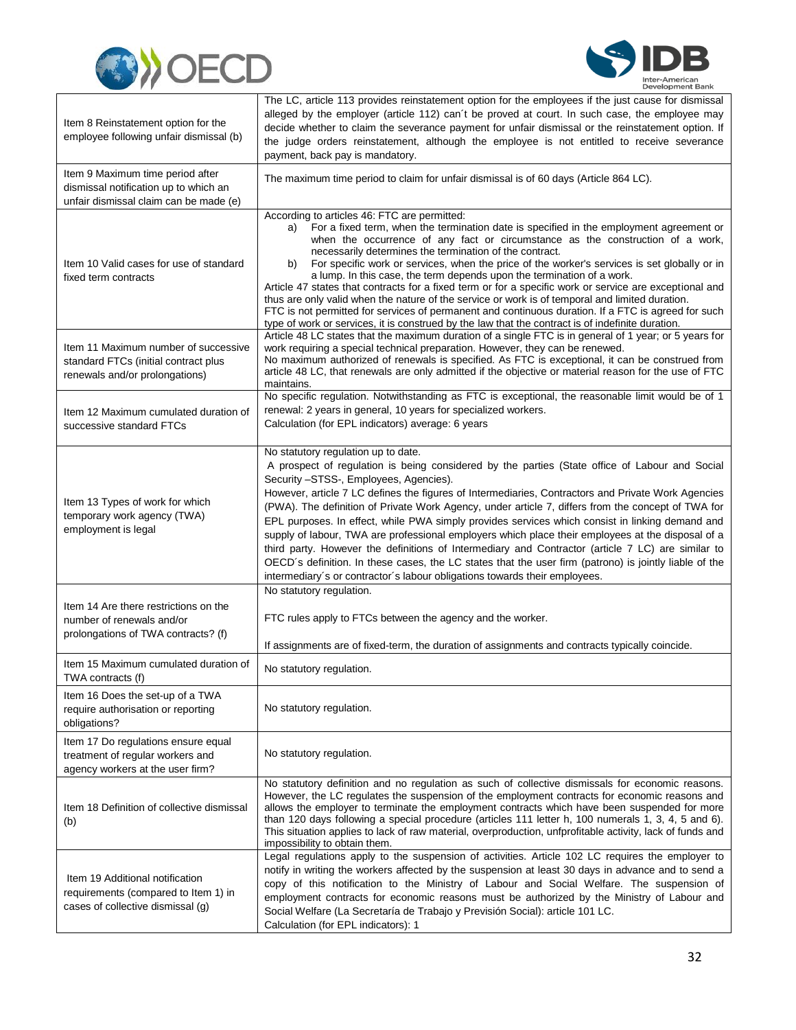| | |
|---|---|
| Item 8 Reinstatement option for the employee following unfair dismissal (b) | The LC, article 113 provides reinstatement option for the employees if the just cause for dismissal alleged by the employer (article 112) can´t be proved at court. In such case, the employee may decide whether to claim the severance payment for unfair dismissal or the reinstatement option. If the judge orders reinstatement, although the employee is not entitled to receive severance payment, back pay is mandatory. |
| Item 9 Maximum time period after dismissal notification up to which an unfair dismissal claim can be made (e) | The maximum time period to claim for unfair dismissal is of 60 days (Article 864 LC). |
| Item 10 Valid cases for use of standard fixed term contracts | According to articles 46: FTC are permitted:<br>a) For a fixed term, when the termination date is specified in the employment agreement or when the occurrence of any fact or circumstance as the construction of a work, necessarily determines the termination of the contract.<br>b) For specific work or services, when the price of the worker's services is set globally or in a lump. In this case, the term depends upon the termination of a work.<br>Article 47 states that contracts for a fixed term or for a specific work or service are exceptional and thus are only valid when the nature of the service or work is of temporal and limited duration.<br>FTC is not permitted for services of permanent and continuous duration. If a FTC is agreed for such type of work or services, it is construed by the law that the contract is of indefinite duration. |
| Item 11 Maximum number of successive standard FTCs (initial contract plus renewals and/or prolongations) | Article 48 LC states that the maximum duration of a single FTC is in general of 1 year; or 5 years for work requiring a special technical preparation. However, they can be renewed.<br>No maximum authorized of renewals is specified. As FTC is exceptional, it can be construed from article 48 LC, that renewals are only admitted if the objective or material reason for the use of FTC maintains. |
| Item 12 Maximum cumulated duration of successive standard FTCs | No specific regulation. Notwithstanding as FTC is exceptional, the reasonable limit would be of 1 renewal: 2 years in general, 10 years for specialized workers.<br>Calculation (for EPL indicators) average: 6 years |
| Item 13 Types of work for which temporary work agency (TWA) employment is legal | No statutory regulation up to date.<br>A prospect of regulation is being considered by the parties (State office of Labour and Social Security –STSS-, Employees, Agencies).<br>However, article 7 LC defines the figures of Intermediaries, Contractors and Private Work Agencies (PWA). The definition of Private Work Agency, under article 7, differs from the concept of TWA for EPL purposes. In effect, while PWA simply provides services which consist in linking demand and supply of labour, TWA are professional employers which place their employees at the disposal of a third party. However the definitions of Intermediary and Contractor (article 7 LC) are similar to OECD´s definition. In these cases, the LC states that the user firm (patrono) is jointly liable of the intermediary´s or contractor´s labour obligations towards their employees. |
| Item 14 Are there restrictions on the number of renewals and/or prolongations of TWA contracts? (f) | No statutory regulation.<br><br>FTC rules apply to FTCs between the agency and the worker.<br><br>If assignments are of fixed-term, the duration of assignments and contracts typically coincide. |
| Item 15 Maximum cumulated duration of TWA contracts (f) | No statutory regulation. |
| Item 16 Does the set-up of a TWA require authorisation or reporting obligations? | No statutory regulation. |
| Item 17 Do regulations ensure equal treatment of regular workers and agency workers at the user firm? | No statutory regulation. |
| Item 18 Definition of collective dismissal (b) | No statutory definition and no regulation as such of collective dismissals for economic reasons. However, the LC regulates the suspension of the employment contracts for economic reasons and allows the employer to terminate the employment contracts which have been suspended for more than 120 days following a special procedure (articles 111 letter h, 100 numerals 1, 3, 4, 5 and 6). This situation applies to lack of raw material, overproduction, unprofitable activity, lack of funds and impossibility to obtain them. |
| Item 19 Additional notification requirements (compared to Item 1) in cases of collective dismissal (g) | Legal regulations apply to the suspension of activities. Article 102 LC requires the employer to notify in writing the workers affected by the suspension at least 30 days in advance and to send a copy of this notification to the Ministry of Labour and Social Welfare. The suspension of employment contracts for economic reasons must be authorized by the Ministry of Labour and Social Welfare (La Secretaría de Trabajo y Previsión Social): article 101 LC.<br>Calculation (for EPL indicators): 1 |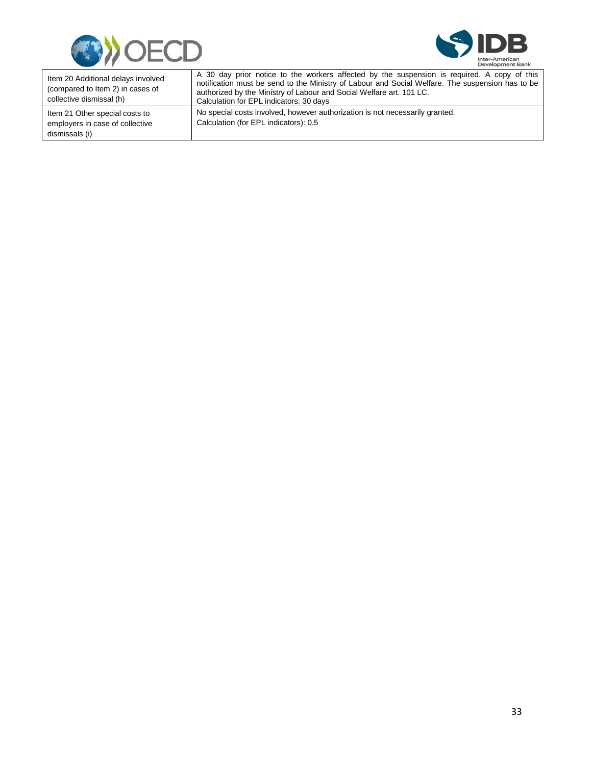| | |
|---|---|
| Item 20 Additional delays involved (compared to Item 2) in cases of collective dismissal (h) | A 30 day prior notice to the workers affected by the suspension is required. A copy of this notification must be send to the Ministry of Labour and Social Welfare. The suspension has to be authorized by the Ministry of Labour and Social Welfare art. 101 LC.<br>Calculation for EPL indicators: 30 days |
| Item 21 Other special costs to employers in case of collective dismissals (i) | No special costs involved, however authorization is not necessarily granted.<br>Calculation (for EPL indicators): 0.5 |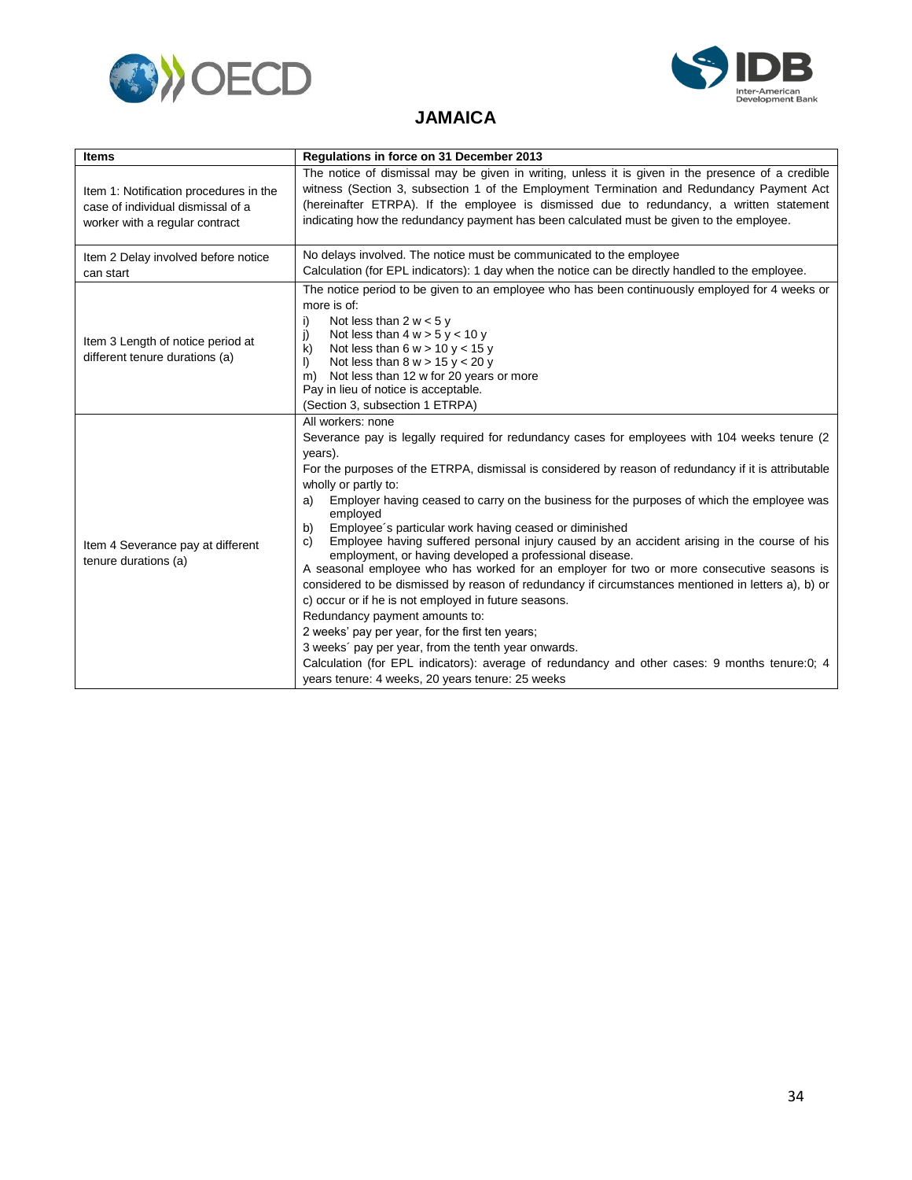# JAMAICA

| Items | Regulations in force on 31 December 2013 |
|---|---|
| Item 1: Notification procedures in the case of individual dismissal of a worker with a regular contract | The notice of dismissal may be given in writing, unless it is given in the presence of a credible witness (Section 3, subsection 1 of the Employment Termination and Redundancy Payment Act (hereinafter ETRPA). If the employee is dismissed due to redundancy, a written statement indicating how the redundancy payment has been calculated must be given to the employee. |
| Item 2 Delay involved before notice can start | No delays involved. The notice must be communicated to the employee<br>Calculation (for EPL indicators): 1 day when the notice can be directly handled to the employee. |
| Item 3 Length of notice period at different tenure durations (a) | The notice period to be given to an employee who has been continuously employed for 4 weeks or more is of:<br>i) Not less than 2 w < 5 y<br>j) Not less than 4 w > 5 y < 10 y<br>k) Not less than 6 w > 10 y < 15 y<br>l) Not less than 8 w > 15 y < 20 y<br>m) Not less than 12 w for 20 years or more<br>Pay in lieu of notice is acceptable.<br>(Section 3, subsection 1 ETRPA) |
| Item 4 Severance pay at different tenure durations (a) | All workers: none<br>Severance pay is legally required for redundancy cases for employees with 104 weeks tenure (2 years).<br>For the purposes of the ETRPA, dismissal is considered by reason of redundancy if it is attributable wholly or partly to:<br>a) Employer having ceased to carry on the business for the purposes of which the employee was employed<br>b) Employee´s particular work having ceased or diminished<br>c) Employee having suffered personal injury caused by an accident arising in the course of his employment, or having developed a professional disease.<br>A seasonal employee who has worked for an employer for two or more consecutive seasons is considered to be dismissed by reason of redundancy if circumstances mentioned in letters a), b) or c) occur or if he is not employed in future seasons.<br>Redundancy payment amounts to:<br>2 weeks' pay per year, for the first ten years;<br>3 weeks´ pay per year, from the tenth year onwards.<br>Calculation (for EPL indicators): average of redundancy and other cases: 9 months tenure:0; 4 years tenure: 4 weeks, 20 years tenure: 25 weeks |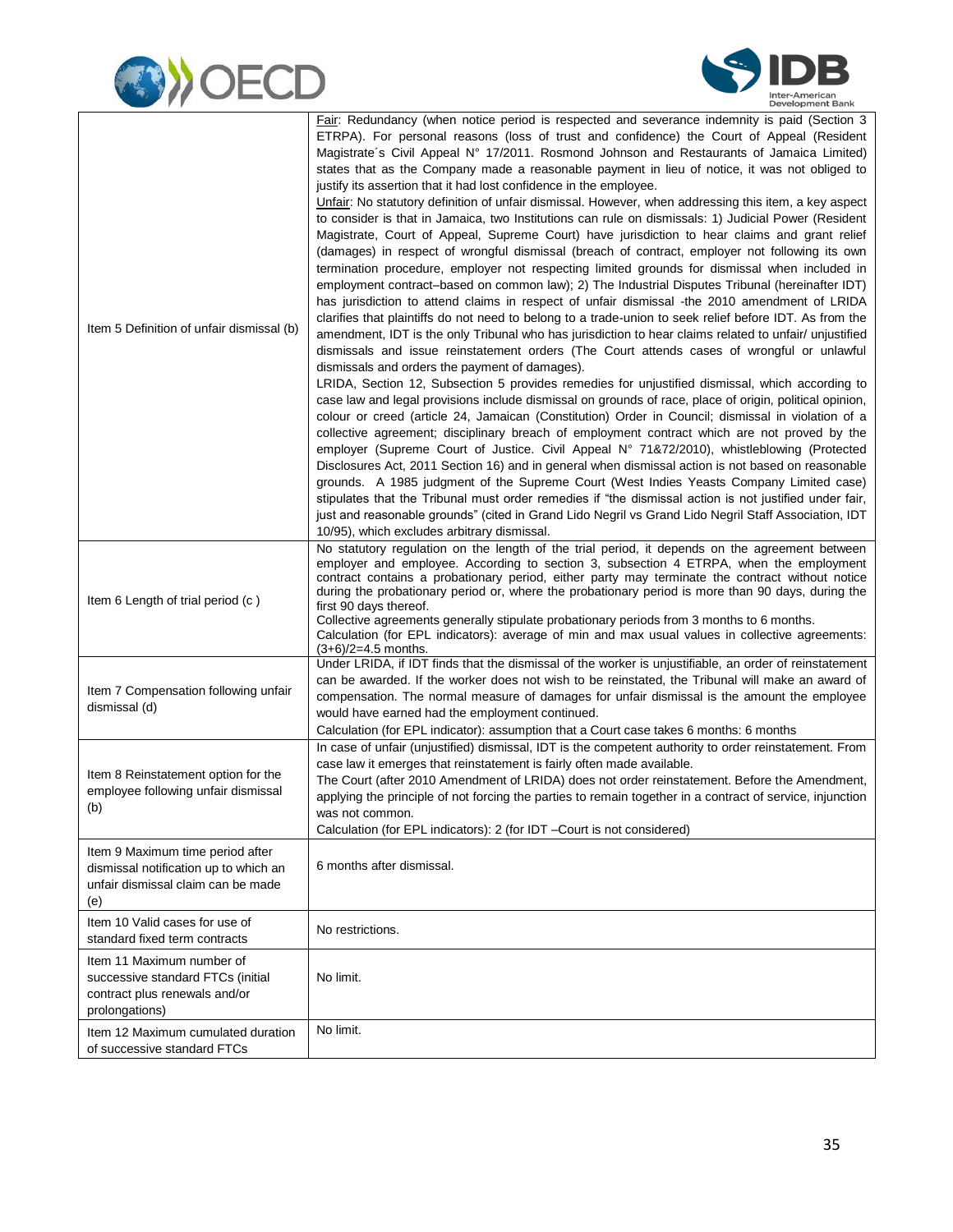| | |
|---|---|
| Item 5 Definition of unfair dismissal (b) | Fair: Redundancy (when notice period is respected and severance indemnity is paid (Section 3 ETRPA). For personal reasons (loss of trust and confidence) the Court of Appeal (Resident Magistrate´s Civil Appeal N° 17/2011. Rosmond Johnson and Restaurants of Jamaica Limited) states that as the Company made a reasonable payment in lieu of notice, it was not obliged to justify its assertion that it had lost confidence in the employee.<br>Unfair: No statutory definition of unfair dismissal. However, when addressing this item, a key aspect to consider is that in Jamaica, two Institutions can rule on dismissals: 1) Judicial Power (Resident Magistrate, Court of Appeal, Supreme Court) have jurisdiction to hear claims and grant relief (damages) in respect of wrongful dismissal (breach of contract, employer not following its own termination procedure, employer not respecting limited grounds for dismissal when included in employment contract–based on common law); 2) The Industrial Disputes Tribunal (hereinafter IDT) has jurisdiction to attend claims in respect of unfair dismissal -the 2010 amendment of LRIDA clarifies that plaintiffs do not need to belong to a trade-union to seek relief before IDT. As from the amendment, IDT is the only Tribunal who has jurisdiction to hear claims related to unfair/ unjustified dismissals and issue reinstatement orders (The Court attends cases of wrongful or unlawful dismissals and orders the payment of damages).<br>LRIDA, Section 12, Subsection 5 provides remedies for unjustified dismissal, which according to case law and legal provisions include dismissal on grounds of race, place of origin, political opinion, colour or creed (article 24, Jamaican (Constitution) Order in Council; dismissal in violation of a collective agreement; disciplinary breach of employment contract which are not proved by the employer (Supreme Court of Justice. Civil Appeal N° 71&72/2010), whistleblowing (Protected Disclosures Act, 2011 Section 16) and in general when dismissal action is not based on reasonable grounds. A 1985 judgment of the Supreme Court (West Indies Yeasts Company Limited case) stipulates that the Tribunal must order remedies if "the dismissal action is not justified under fair, just and reasonable grounds" (cited in Grand Lido Negril vs Grand Lido Negril Staff Association, IDT 10/95), which excludes arbitrary dismissal. |
| Item 6 Length of trial period (c ) | No statutory regulation on the length of the trial period, it depends on the agreement between employer and employee. According to section 3, subsection 4 ETRPA, when the employment contract contains a probationary period, either party may terminate the contract without notice during the probationary period or, where the probationary period is more than 90 days, during the first 90 days thereof.<br>Collective agreements generally stipulate probationary periods from 3 months to 6 months.<br>Calculation (for EPL indicators): average of min and max usual values in collective agreements: (3+6)/2=4.5 months. |
| Item 7 Compensation following unfair dismissal (d) | Under LRIDA, if IDT finds that the dismissal of the worker is unjustifiable, an order of reinstatement can be awarded. If the worker does not wish to be reinstated, the Tribunal will make an award of compensation. The normal measure of damages for unfair dismissal is the amount the employee would have earned had the employment continued.<br>Calculation (for EPL indicator): assumption that a Court case takes 6 months: 6 months |
| Item 8 Reinstatement option for the employee following unfair dismissal (b) | In case of unfair (unjustified) dismissal, IDT is the competent authority to order reinstatement. From case law it emerges that reinstatement is fairly often made available.<br>The Court (after 2010 Amendment of LRIDA) does not order reinstatement. Before the Amendment, applying the principle of not forcing the parties to remain together in a contract of service, injunction was not common.<br>Calculation (for EPL indicators): 2 (for IDT –Court is not considered) |
| Item 9 Maximum time period after dismissal notification up to which an unfair dismissal claim can be made (e) | 6 months after dismissal. |
| Item 10 Valid cases for use of standard fixed term contracts | No restrictions. |
| Item 11 Maximum number of successive standard FTCs (initial contract plus renewals and/or prolongations) | No limit. |
| Item 12 Maximum cumulated duration of successive standard FTCs | No limit. |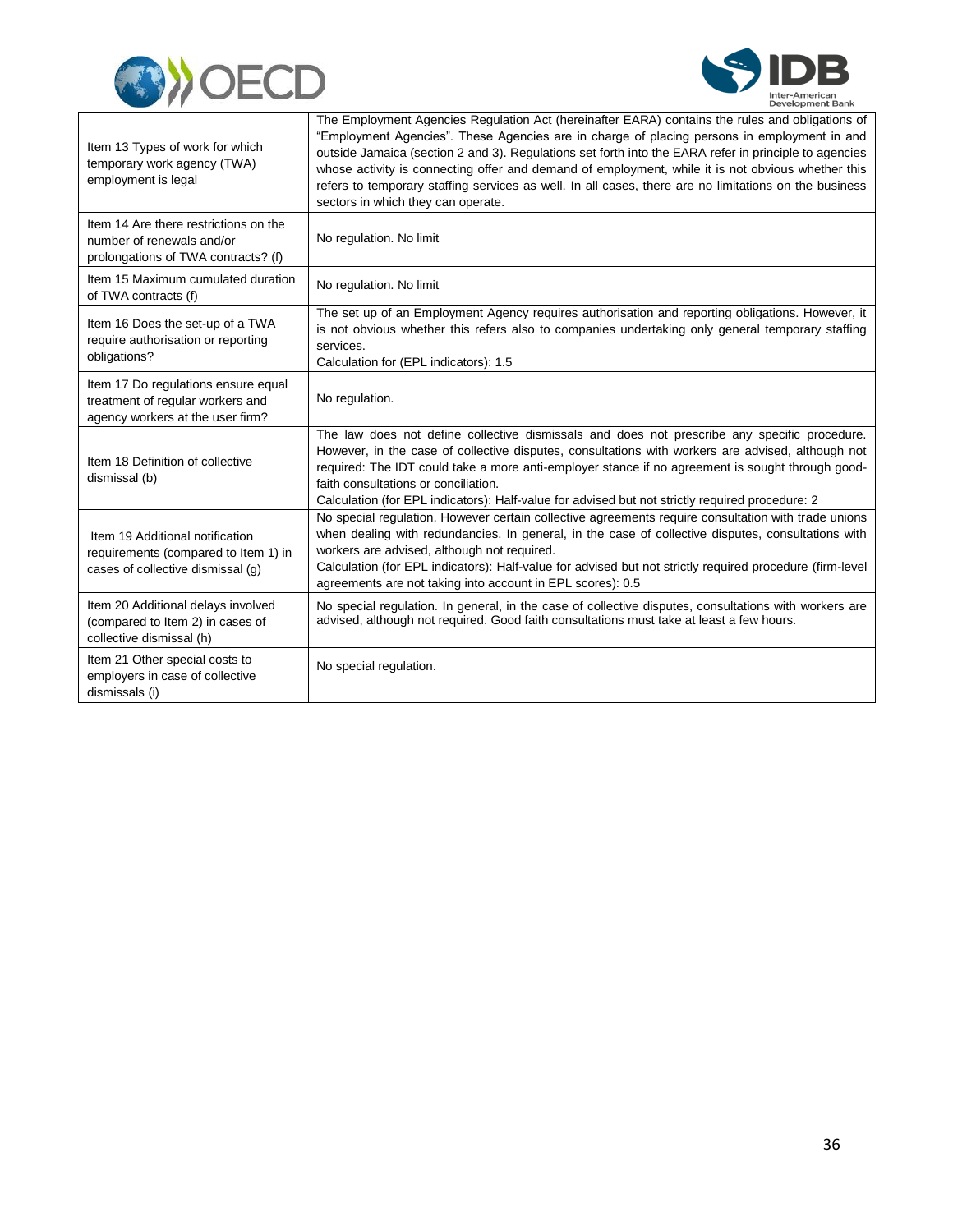| | |
|---|---|
| Item 13 Types of work for which temporary work agency (TWA) employment is legal | The Employment Agencies Regulation Act (hereinafter EARA) contains the rules and obligations of "Employment Agencies". These Agencies are in charge of placing persons in employment in and outside Jamaica (section 2 and 3). Regulations set forth into the EARA refer in principle to agencies whose activity is connecting offer and demand of employment, while it is not obvious whether this refers to temporary staffing services as well. In all cases, there are no limitations on the business sectors in which they can operate. |
| Item 14 Are there restrictions on the number of renewals and/or prolongations of TWA contracts? (f) | No regulation. No limit |
| Item 15 Maximum cumulated duration of TWA contracts (f) | No regulation. No limit |
| Item 16 Does the set-up of a TWA require authorisation or reporting obligations? | The set up of an Employment Agency requires authorisation and reporting obligations. However, it is not obvious whether this refers also to companies undertaking only general temporary staffing services.<br>Calculation for (EPL indicators): 1.5 |
| Item 17 Do regulations ensure equal treatment of regular workers and agency workers at the user firm? | No regulation. |
| Item 18 Definition of collective dismissal (b) | The law does not define collective dismissals and does not prescribe any specific procedure. However, in the case of collective disputes, consultations with workers are advised, although not required: The IDT could take a more anti-employer stance if no agreement is sought through good-faith consultations or conciliation.<br>Calculation (for EPL indicators): Half-value for advised but not strictly required procedure: 2 |
| Item 19 Additional notification requirements (compared to Item 1) in cases of collective dismissal (g) | No special regulation. However certain collective agreements require consultation with trade unions when dealing with redundancies. In general, in the case of collective disputes, consultations with workers are advised, although not required.<br>Calculation (for EPL indicators): Half-value for advised but not strictly required procedure (firm-level agreements are not taking into account in EPL scores): 0.5 |
| Item 20 Additional delays involved (compared to Item 2) in cases of collective dismissal (h) | No special regulation. In general, in the case of collective disputes, consultations with workers are advised, although not required. Good faith consultations must take at least a few hours. |
| Item 21 Other special costs to employers in case of collective dismissals (i) | No special regulation. |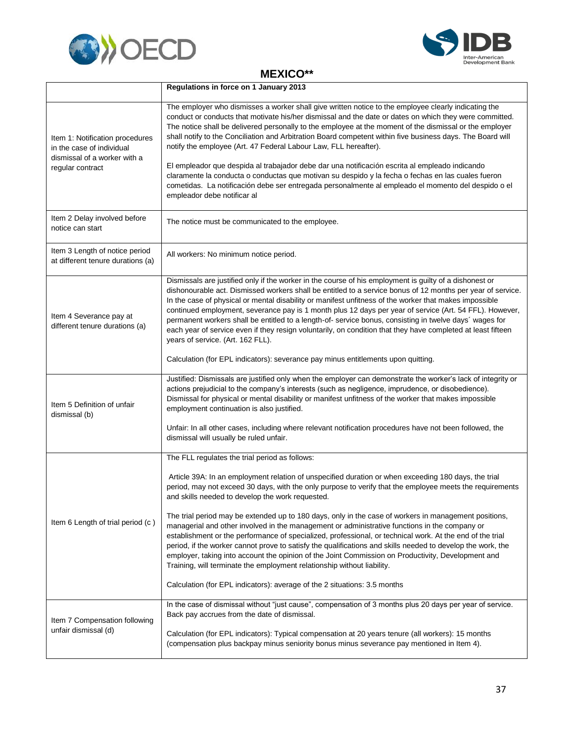## MEXICO**

| | Regulations in force on 1 January 2013 |
|---|---|
| Item 1: Notification procedures in the case of individual dismissal of a worker with a regular contract | The employer who dismisses a worker shall give written notice to the employee clearly indicating the conduct or conducts that motivate his/her dismissal and the date or dates on which they were committed. The notice shall be delivered personally to the employee at the moment of the dismissal or the employer shall notify to the Conciliation and Arbitration Board competent within five business days. The Board will notify the employee (Art. 47 Federal Labour Law, FLL hereafter).<br><br>El empleador que despida al trabajador debe dar una notificación escrita al empleado indicando claramente la conducta o conductas que motivan su despido y la fecha o fechas en las cuales fueron cometidas. La notificación debe ser entregada personalmente al empleado el momento del despido o el empleador debe notificar al |
| Item 2 Delay involved before notice can start | The notice must be communicated to the employee. |
| Item 3 Length of notice period at different tenure durations (a) | All workers: No minimum notice period. |
| Item 4 Severance pay at different tenure durations (a) | Dismissals are justified only if the worker in the course of his employment is guilty of a dishonest or dishonourable act. Dismissed workers shall be entitled to a service bonus of 12 months per year of service. In the case of physical or mental disability or manifest unfitness of the worker that makes impossible continued employment, severance pay is 1 month plus 12 days per year of service (Art. 54 FFL). However, permanent workers shall be entitled to a length-of- service bonus, consisting in twelve days´ wages for each year of service even if they resign voluntarily, on condition that they have completed at least fifteen years of service. (Art. 162 FLL).<br><br>Calculation (for EPL indicators): severance pay minus entitlements upon quitting. |
| Item 5 Definition of unfair dismissal (b) | Justified: Dismissals are justified only when the employer can demonstrate the worker's lack of integrity or actions prejudicial to the company's interests (such as negligence, imprudence, or disobedience). Dismissal for physical or mental disability or manifest unfitness of the worker that makes impossible employment continuation is also justified.<br><br>Unfair: In all other cases, including where relevant notification procedures have not been followed, the dismissal will usually be ruled unfair. |
| Item 6 Length of trial period (c ) | The FLL regulates the trial period as follows:<br><br>Article 39A: In an employment relation of unspecified duration or when exceeding 180 days, the trial period, may not exceed 30 days, with the only purpose to verify that the employee meets the requirements and skills needed to develop the work requested.<br><br>The trial period may be extended up to 180 days, only in the case of workers in management positions, managerial and other involved in the management or administrative functions in the company or establishment or the performance of specialized, professional, or technical work. At the end of the trial period, if the worker cannot prove to satisfy the qualifications and skills needed to develop the work, the employer, taking into account the opinion of the Joint Commission on Productivity, Development and Training, will terminate the employment relationship without liability.<br><br>Calculation (for EPL indicators): average of the 2 situations: 3.5 months |
| Item 7 Compensation following unfair dismissal (d) | In the case of dismissal without "just cause", compensation of 3 months plus 20 days per year of service. Back pay accrues from the date of dismissal.<br><br>Calculation (for EPL indicators): Typical compensation at 20 years tenure (all workers): 15 months (compensation plus backpay minus seniority bonus minus severance pay mentioned in Item 4). |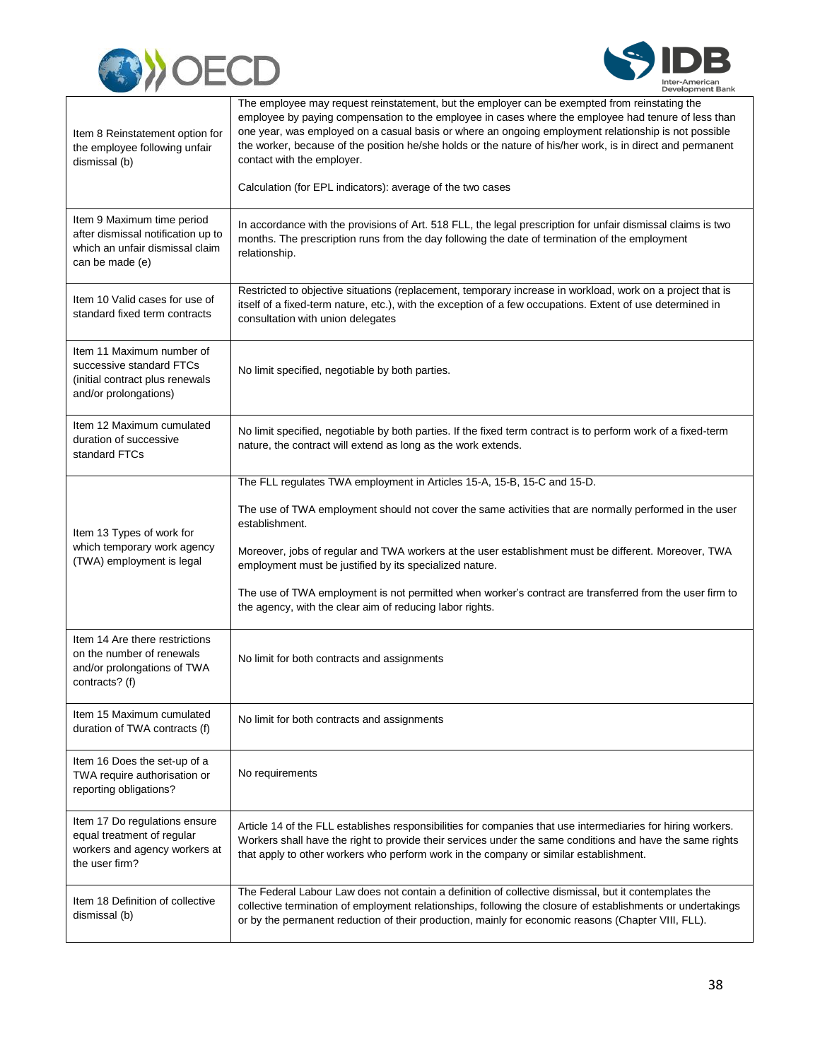| | |
|---|---|
| Item 8 Reinstatement option for the employee following unfair dismissal (b) | The employee may request reinstatement, but the employer can be exempted from reinstating the employee by paying compensation to the employee in cases where the employee had tenure of less than one year, was employed on a casual basis or where an ongoing employment relationship is not possible the worker, because of the position he/she holds or the nature of his/her work, is in direct and permanent contact with the employer.<br><br>Calculation (for EPL indicators): average of the two cases |
| Item 9 Maximum time period after dismissal notification up to which an unfair dismissal claim can be made (e) | In accordance with the provisions of Art. 518 FLL, the legal prescription for unfair dismissal claims is two months. The prescription runs from the day following the date of termination of the employment relationship. |
| Item 10 Valid cases for use of standard fixed term contracts | Restricted to objective situations (replacement, temporary increase in workload, work on a project that is itself of a fixed-term nature, etc.), with the exception of a few occupations. Extent of use determined in consultation with union delegates |
| Item 11 Maximum number of successive standard FTCs (initial contract plus renewals and/or prolongations) | No limit specified, negotiable by both parties. |
| Item 12 Maximum cumulated duration of successive standard FTCs | No limit specified, negotiable by both parties. If the fixed term contract is to perform work of a fixed-term nature, the contract will extend as long as the work extends. |
| Item 13 Types of work for which temporary work agency (TWA) employment is legal | The FLL regulates TWA employment in Articles 15-A, 15-B, 15-C and 15-D.<br><br>The use of TWA employment should not cover the same activities that are normally performed in the user establishment.<br><br>Moreover, jobs of regular and TWA workers at the user establishment must be different. Moreover, TWA employment must be justified by its specialized nature.<br><br>The use of TWA employment is not permitted when worker's contract are transferred from the user firm to the agency, with the clear aim of reducing labor rights. |
| Item 14 Are there restrictions on the number of renewals and/or prolongations of TWA contracts? (f) | No limit for both contracts and assignments |
| Item 15 Maximum cumulated duration of TWA contracts (f) | No limit for both contracts and assignments |
| Item 16 Does the set-up of a TWA require authorisation or reporting obligations? | No requirements |
| Item 17 Do regulations ensure equal treatment of regular workers and agency workers at the user firm? | Article 14 of the FLL establishes responsibilities for companies that use intermediaries for hiring workers. Workers shall have the right to provide their services under the same conditions and have the same rights that apply to other workers who perform work in the company or similar establishment. |
| Item 18 Definition of collective dismissal (b) | The Federal Labour Law does not contain a definition of collective dismissal, but it contemplates the collective termination of employment relationships, following the closure of establishments or undertakings or by the permanent reduction of their production, mainly for economic reasons (Chapter VIII, FLL). |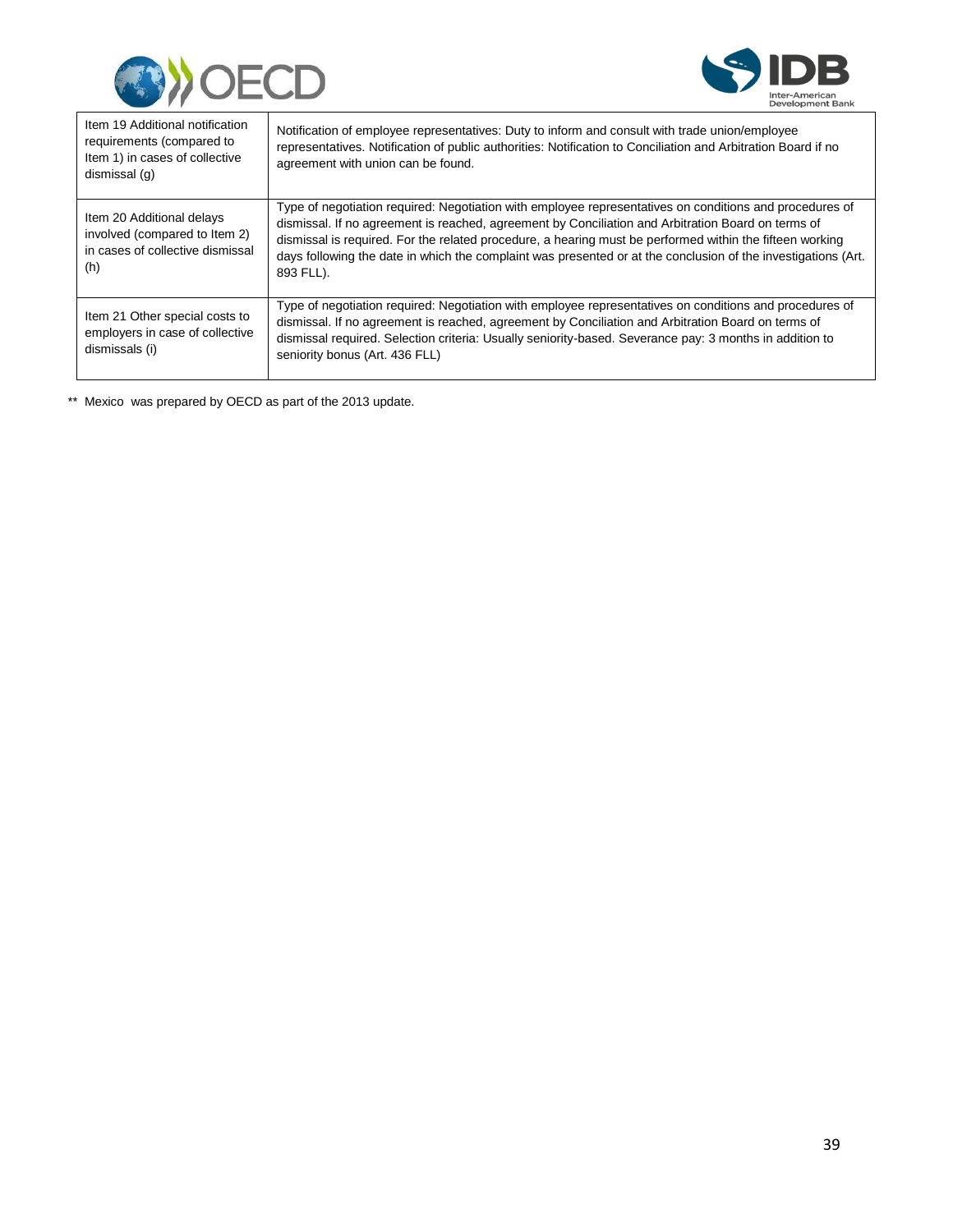| | |
|---|---|
| Item 19 Additional notification requirements (compared to Item 1) in cases of collective dismissal (g) | Notification of employee representatives: Duty to inform and consult with trade union/employee representatives. Notification of public authorities: Notification to Conciliation and Arbitration Board if no agreement with union can be found. |
| Item 20 Additional delays involved (compared to Item 2) in cases of collective dismissal (h) | Type of negotiation required: Negotiation with employee representatives on conditions and procedures of dismissal. If no agreement is reached, agreement by Conciliation and Arbitration Board on terms of dismissal is required. For the related procedure, a hearing must be performed within the fifteen working days following the date in which the complaint was presented or at the conclusion of the investigations (Art. 893 FLL). |
| Item 21 Other special costs to employers in case of collective dismissals (i) | Type of negotiation required: Negotiation with employee representatives on conditions and procedures of dismissal. If no agreement is reached, agreement by Conciliation and Arbitration Board on terms of dismissal required. Selection criteria: Usually seniority-based. Severance pay: 3 months in addition to seniority bonus (Art. 436 FLL) |

** Mexico was prepared by OECD as part of the 2013 update.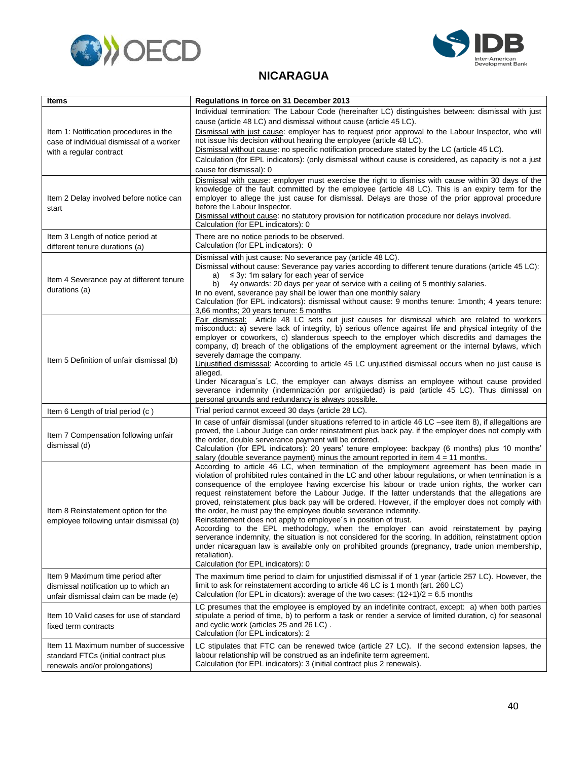## NICARAGUA

| Items | Regulations in force on 31 December 2013 |
|---|---|
| Item 1: Notification procedures in the case of individual dismissal of a worker with a regular contract | Individual termination: The Labour Code (hereinafter LC) distinguishes between: dismissal with just cause (article 48 LC) and dismissal without cause (article 45 LC).<br>Dismissal with just cause: employer has to request prior approval to the Labour Inspector, who will not issue his decision without hearing the employee (article 48 LC).<br>Dismissal without cause: no specific notification procedure stated by the LC (article 45 LC).<br>Calculation (for EPL indicators): (only dismissal without cause is considered, as capacity is not a just cause for dismissal): 0 |
| Item 2 Delay involved before notice can start | Dismissal with cause: employer must exercise the right to dismiss with cause within 30 days of the knowledge of the fault committed by the employee (article 48 LC). This is an expiry term for the employer to allege the just cause for dismissal. Delays are those of the prior approval procedure before the Labour Inspector.<br>Dismissal without cause: no statutory provision for notification procedure nor delays involved.<br>Calculation (for EPL indicators): 0 |
| Item 3 Length of notice period at different tenure durations (a) | There are no notice periods to be observed.<br>Calculation (for EPL indicators): 0 |
| Item 4 Severance pay at different tenure durations (a) | Dismissal with just cause: No severance pay (article 48 LC).<br>Dismissal without cause: Severance pay varies according to different tenure durations (article 45 LC):<br>a) ≤ 3y: 1m salary for each year of service<br>b) 4y onwards: 20 days per year of service with a ceiling of 5 monthly salaries.<br>In no event, severance pay shall be lower than one monthly salary<br>Calculation (for EPL indicators): dismissal without cause: 9 months tenure: 1month; 4 years tenure: 3,66 months; 20 years tenure: 5 months |
| Item 5 Definition of unfair dismissal (b) | Fair dismissal: Article 48 LC sets out just causes for dismissal which are related to workers misconduct: a) severe lack of integrity, b) serious offence against life and physical integrity of the employer or coworkers, c) slanderous speech to the employer which discredits and damages the company, d) breach of the obligations of the employment agreement or the internal bylaws, which severely damage the company.<br>Unjustified dismisssal: According to article 45 LC unjustified dismissal occurs when no just cause is alleged.<br>Under Nicaragua´s LC, the employer can always dismiss an employee without cause provided severance indemnity (indemnización por antigüedad) is paid (article 45 LC). Thus dimissal on personal grounds and redundancy is always possible. |
| Item 6 Length of trial period (c ) | Trial period cannot exceed 30 days (article 28 LC). |
| Item 7 Compensation following unfair dismissal (d) | In case of unfair dismissal (under situations referred to in article 46 LC –see item 8), if allegaltions are proved, the Labour Judge can order reinstatement plus back pay. if the employer does not comply with the order, double serverance payment will be ordered.<br>Calculation (for EPL indicators): 20 years' tenure employee: backpay (6 months) plus 10 months' salary (double severance payment) minus the amount reported in item 4 = 11 months. |
| Item 8 Reinstatement option for the employee following unfair dismissal (b) | According to article 46 LC, when termination of the employment agreement has been made in violation of prohibited rules contained in the LC and other labour regulations, or when termination is a consequence of the employee having excercise his labour or trade union rights, the worker can request reinstatement before the Labour Judge. If the latter understands that the allegations are proved, reinstatement plus back pay will be ordered. However, if the employer does not comply with the order, he must pay the employee double severance indemnity.<br>Reinstatement does not apply to employee´s in position of trust.<br>According to the EPL methodology, when the employer can avoid reinstatement by paying serverance indemnity, the situation is not considered for the scoring. In addition, reinstatment option under nicaraguan law is available only on prohibited grounds (pregnancy, trade union membership, retaliation).<br>Calculation (for EPL indicators): 0 |
| Item 9 Maximum time period after dismissal notification up to which an unfair dismissal claim can be made (e) | The maximum time period to claim for unjustified dismissal if of 1 year (article 257 LC). However, the limit to ask for reinstatement according to article 46 LC is 1 month (art. 260 LC)<br>Calculation (for EPL in dicators): average of the two cases: (12+1)/2 = 6.5 months |
| Item 10 Valid cases for use of standard fixed term contracts | LC presumes that the employee is employed by an indefinite contract, except: a) when both parties stipulate a period of time, b) to perform a task or render a service of limited duration, c) for seasonal and cyclic work (articles 25 and 26 LC) .<br>Calculation (for EPL indicators): 2 |
| Item 11 Maximum number of successive standard FTCs (initial contract plus renewals and/or prolongations) | LC stipulates that FTC can be renewed twice (article 27 LC). If the second extension lapses, the labour relationship will be construed as an indefinite term agreement.<br>Calculation (for EPL indicators): 3 (initial contract plus 2 renewals). |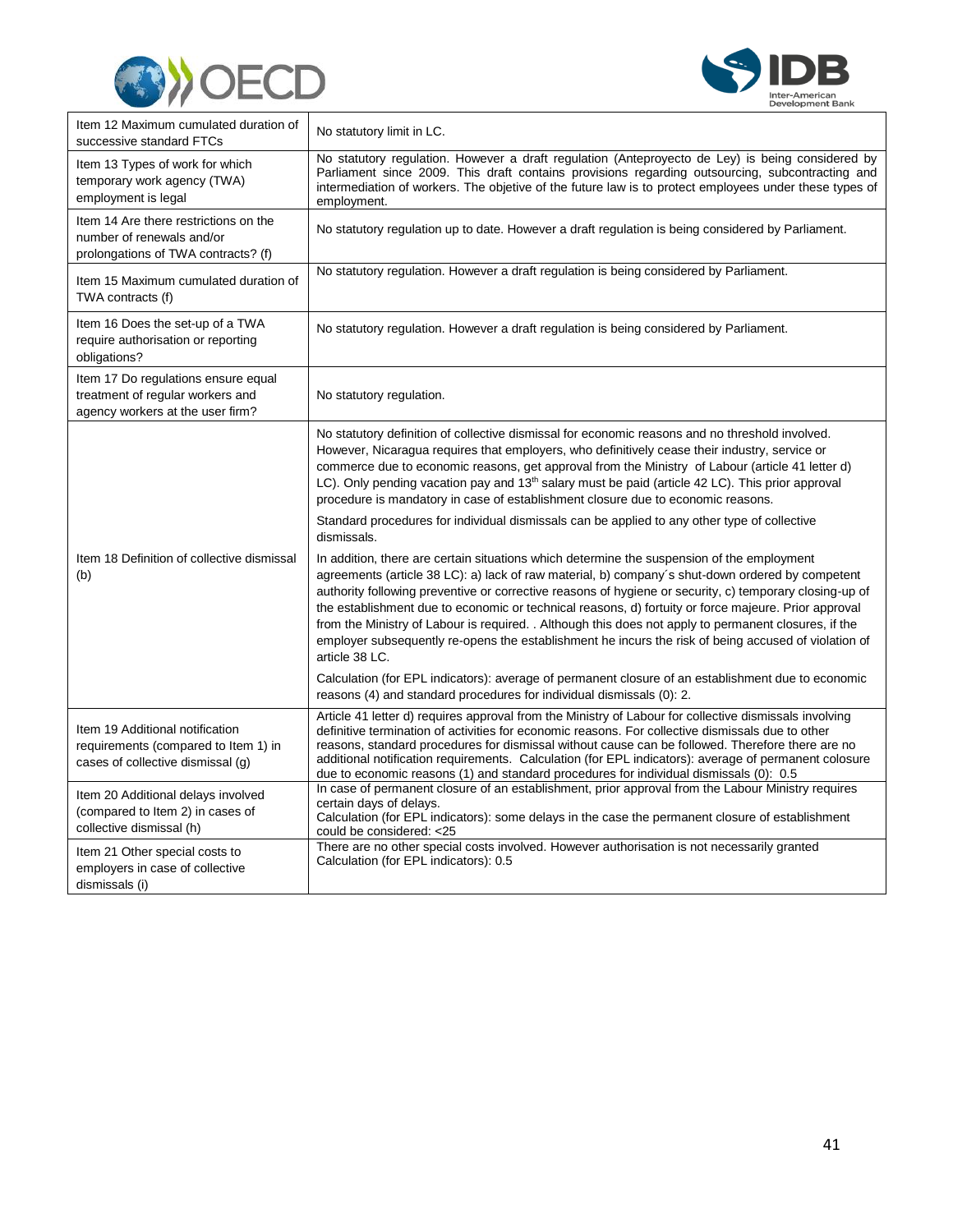| | |
|---|---|
| Item 12 Maximum cumulated duration of successive standard FTCs | No statutory limit in LC. |
| Item 13 Types of work for which temporary work agency (TWA) employment is legal | No statutory regulation. However a draft regulation (Anteproyecto de Ley) is being considered by Parliament since 2009. This draft contains provisions regarding outsourcing, subcontracting and intermediation of workers. The objetive of the future law is to protect employees under these types of employment. |
| Item 14 Are there restrictions on the number of renewals and/or prolongations of TWA contracts? (f) | No statutory regulation up to date. However a draft regulation is being considered by Parliament. |
| Item 15 Maximum cumulated duration of TWA contracts (f) | No statutory regulation. However a draft regulation is being considered by Parliament. |
| Item 16 Does the set-up of a TWA require authorisation or reporting obligations? | No statutory regulation. However a draft regulation is being considered by Parliament. |
| Item 17 Do regulations ensure equal treatment of regular workers and agency workers at the user firm? | No statutory regulation. |
| Item 18 Definition of collective dismissal (b) | No statutory definition of collective dismissal for economic reasons and no threshold involved. However, Nicaragua requires that employers, who definitively cease their industry, service or commerce due to economic reasons, get approval from the Ministry of Labour (article 41 letter d) LC). Only pending vacation pay and 13th salary must be paid (article 42 LC). This prior approval procedure is mandatory in case of establishment closure due to economic reasons.<br><br>Standard procedures for individual dismissals can be applied to any other type of collective dismissals.<br><br>In addition, there are certain situations which determine the suspension of the employment agreements (article 38 LC): a) lack of raw material, b) company´s shut-down ordered by competent authority following preventive or corrective reasons of hygiene or security, c) temporary closing-up of the establishment due to economic or technical reasons, d) fortuity or force majeure. Prior approval from the Ministry of Labour is required. . Although this does not apply to permanent closures, if the employer subsequently re-opens the establishment he incurs the risk of being accused of violation of article 38 LC.<br><br>Calculation (for EPL indicators): average of permanent closure of an establishment due to economic reasons (4) and standard procedures for individual dismissals (0): 2. |
| Item 19 Additional notification requirements (compared to Item 1) in cases of collective dismissal (g) | Article 41 letter d) requires approval from the Ministry of Labour for collective dismissals involving definitive termination of activities for economic reasons. For collective dismissals due to other reasons, standard procedures for dismissal without cause can be followed. Therefore there are no additional notification requirements. Calculation (for EPL indicators): average of permanent colosure due to economic reasons (1) and standard procedures for individual dismissals (0): 0.5 |
| Item 20 Additional delays involved (compared to Item 2) in cases of collective dismissal (h) | In case of permanent closure of an establishment, prior approval from the Labour Ministry requires certain days of delays.<br>Calculation (for EPL indicators): some delays in the case the permanent closure of establishment could be considered: <25 |
| Item 21 Other special costs to employers in case of collective dismissals (i) | There are no other special costs involved. However authorisation is not necessarily granted<br>Calculation (for EPL indicators): 0.5 |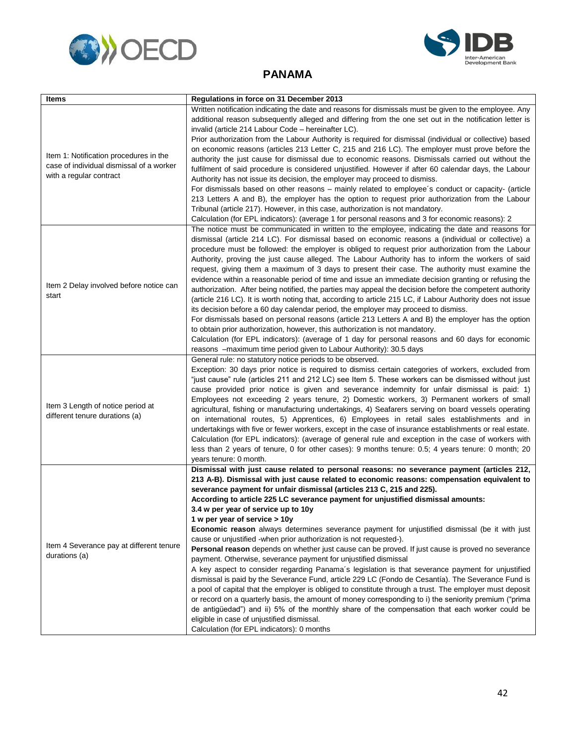## PANAMA

| Items | Regulations in force on 31 December 2013 |
|---|---|
| Item 1: Notification procedures in the case of individual dismissal of a worker with a regular contract | Written notification indicating the date and reasons for dismissals must be given to the employee. Any additional reason subsequently alleged and differing from the one set out in the notification letter is invalid (article 214 Labour Code – hereinafter LC).<br>Prior authorization from the Labour Authority is required for dismissal (individual or collective) based on economic reasons (articles 213 Letter C, 215 and 216 LC). The employer must prove before the authority the just cause for dismissal due to economic reasons. Dismissals carried out without the fulfilment of said procedure is considered unjustified. However if after 60 calendar days, the Labour Authority has not issue its decision, the employer may proceed to dismiss.<br>For dismissals based on other reasons – mainly related to employee´s conduct or capacity- (article 213 Letters A and B), the employer has the option to request prior authorization from the Labour Tribunal (article 217). However, in this case, authorization is not mandatory.<br>Calculation (for EPL indicators): (average 1 for personal reasons and 3 for economic reasons): 2 |
| Item 2 Delay involved before notice can start | The notice must be communicated in written to the employee, indicating the date and reasons for dismissal (article 214 LC). For dismissal based on economic reasons a (individual or collective) a procedure must be followed: the employer is obliged to request prior authorization from the Labour Authority, proving the just cause alleged. The Labour Authority has to inform the workers of said request, giving them a maximum of 3 days to present their case. The authority must examine the evidence within a reasonable period of time and issue an immediate decision granting or refusing the authorization. After being notified, the parties may appeal the decision before the competent authority (article 216 LC). It is worth noting that, according to article 215 LC, if Labour Authority does not issue its decision before a 60 day calendar period, the employer may proceed to dismiss.<br>For dismissals based on personal reasons (article 213 Letters A and B) the employer has the option to obtain prior authorization, however, this authorization is not mandatory.<br>Calculation (for EPL indicators): (average of 1 day for personal reasons and 60 days for economic reasons –maximum time period given to Labour Authority): 30.5 days |
| Item 3 Length of notice period at different tenure durations (a) | General rule: no statutory notice periods to be observed.<br>Exception: 30 days prior notice is required to dismiss certain categories of workers, excluded from "just cause" rule (articles 211 and 212 LC) see Item 5. These workers can be dismissed without just cause provided prior notice is given and severance indemnity for unfair dismissal is paid: 1) Employees not exceeding 2 years tenure, 2) Domestic workers, 3) Permanent workers of small agricultural, fishing or manufacturing undertakings, 4) Seafarers serving on board vessels operating on international routes, 5) Apprentices, 6) Employees in retail sales establishments and in undertakings with five or fewer workers, except in the case of insurance establishments or real estate.<br>Calculation (for EPL indicators): (average of general rule and exception in the case of workers with less than 2 years of tenure, 0 for other cases): 9 months tenure: 0.5; 4 years tenure: 0 month; 20 years tenure: 0 month. |
| Item 4 Severance pay at different tenure durations (a) | **Dismissal with just cause related to personal reasons: no severance payment (articles 212, 213 A-B). Dismissal with just cause related to economic reasons: compensation equivalent to severance payment for unfair dismissal (articles 213 C, 215 and 225).**<br>**According to article 225 LC severance payment for unjustified dismissal amounts:**<br>**3.4 w per year of service up to 10y**<br>**1 w per year of service > 10y**<br>**Economic reason** always determines severance payment for unjustified dismissal (be it with just cause or unjustified -when prior authorization is not requested-).<br>**Personal reason** depends on whether just cause can be proved. If just cause is proved no severance payment. Otherwise, severance payment for unjustified dismissal<br>A key aspect to consider regarding Panama´s legislation is that severance payment for unjustified dismissal is paid by the Severance Fund, article 229 LC (Fondo de Cesantía). The Severance Fund is a pool of capital that the employer is obliged to constitute through a trust. The employer must deposit or record on a quarterly basis, the amount of money corresponding to i) the seniority premium ("prima de antigüedad") and ii) 5% of the monthly share of the compensation that each worker could be eligible in case of unjustified dismissal.<br>Calculation (for EPL indicators): 0 months |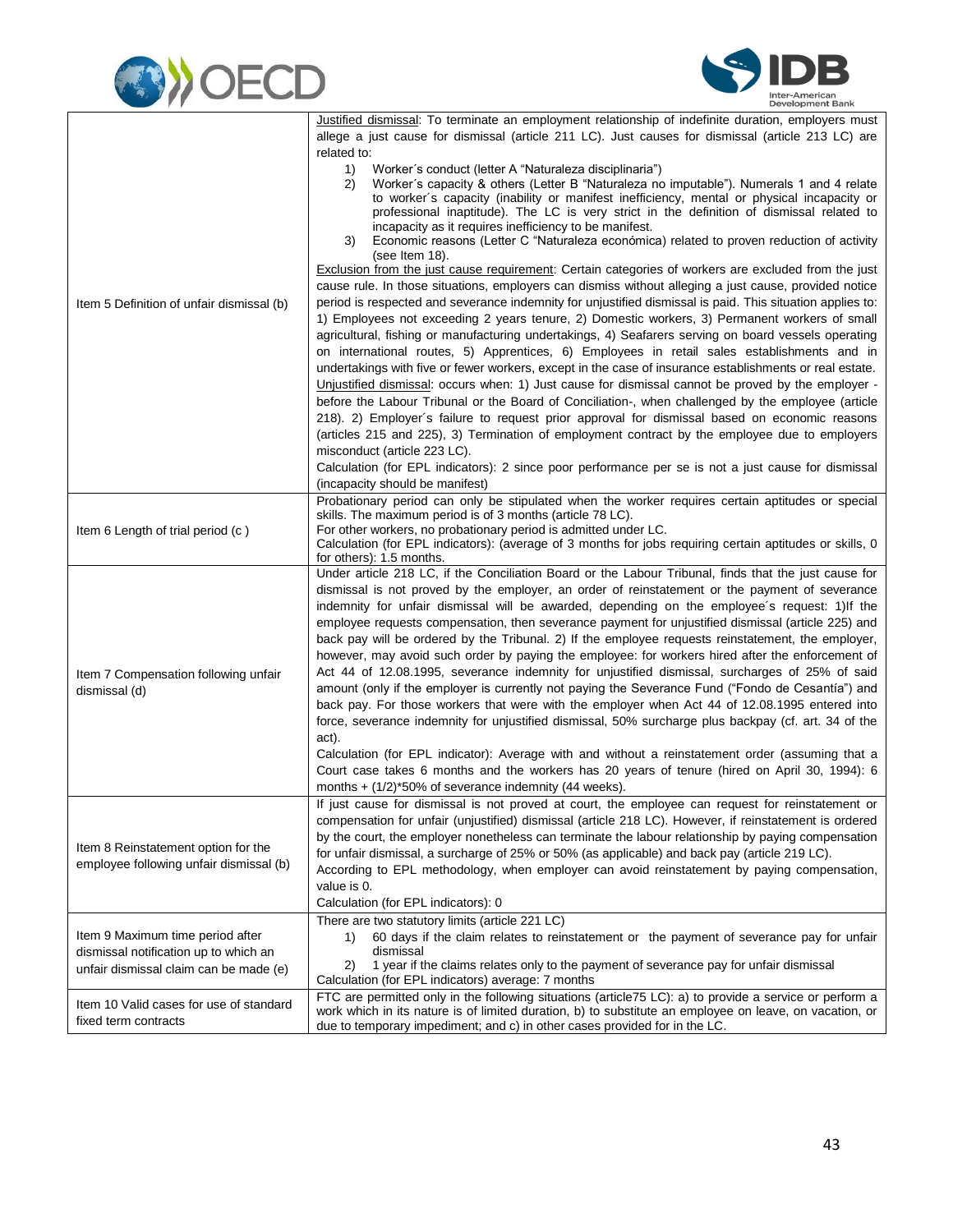| | |
|---|---|
| Item 5 Definition of unfair dismissal (b) | Justified dismissal: To terminate an employment relationship of indefinite duration, employers must allege a just cause for dismissal (article 211 LC). Just causes for dismissal (article 213 LC) are related to:<br>1) Worker´s conduct (letter A "Naturaleza disciplinaria")<br>2) Worker´s capacity & others (Letter B "Naturaleza no imputable"). Numerals 1 and 4 relate to worker´s capacity (inability or manifest inefficiency, mental or physical incapacity or professional inaptitude). The LC is very strict in the definition of dismissal related to incapacity as it requires inefficiency to be manifest.<br>3) Economic reasons (Letter C "Naturaleza económica) related to proven reduction of activity (see Item 18).<br>Exclusion from the just cause requirement: Certain categories of workers are excluded from the just cause rule. In those situations, employers can dismiss without alleging a just cause, provided notice period is respected and severance indemnity for unjustified dismissal is paid. This situation applies to: 1) Employees not exceeding 2 years tenure, 2) Domestic workers, 3) Permanent workers of small agricultural, fishing or manufacturing undertakings, 4) Seafarers serving on board vessels operating on international routes, 5) Apprentices, 6) Employees in retail sales establishments and in undertakings with five or fewer workers, except in the case of insurance establishments or real estate.<br>Unjustified dismissal: occurs when: 1) Just cause for dismissal cannot be proved by the employer - before the Labour Tribunal or the Board of Conciliation-, when challenged by the employee (article 218). 2) Employer´s failure to request prior approval for dismissal based on economic reasons (articles 215 and 225), 3) Termination of employment contract by the employee due to employers misconduct (article 223 LC).<br>Calculation (for EPL indicators): 2 since poor performance per se is not a just cause for dismissal (incapacity should be manifest) |
| Item 6 Length of trial period (c ) | Probationary period can only be stipulated when the worker requires certain aptitudes or special skills. The maximum period is of 3 months (article 78 LC).<br>For other workers, no probationary period is admitted under LC.<br>Calculation (for EPL indicators): (average of 3 months for jobs requiring certain aptitudes or skills, 0 for others): 1.5 months. |
| Item 7 Compensation following unfair dismissal (d) | Under article 218 LC, if the Conciliation Board or the Labour Tribunal, finds that the just cause for dismissal is not proved by the employer, an order of reinstatement or the payment of severance indemnity for unfair dismissal will be awarded, depending on the employee´s request: 1)If the employee requests compensation, then severance payment for unjustified dismissal (article 225) and back pay will be ordered by the Tribunal. 2) If the employee requests reinstatement, the employer, however, may avoid such order by paying the employee: for workers hired after the enforcement of Act 44 of 12.08.1995, severance indemnity for unjustified dismissal, surcharges of 25% of said amount (only if the employer is currently not paying the Severance Fund ("Fondo de Cesantía") and back pay. For those workers that were with the employer when Act 44 of 12.08.1995 entered into force, severance indemnity for unjustified dismissal, 50% surcharge plus backpay (cf. art. 34 of the act).<br>Calculation (for EPL indicator): Average with and without a reinstatement order (assuming that a Court case takes 6 months and the workers has 20 years of tenure (hired on April 30, 1994): 6 months + (1/2)*50% of severance indemnity (44 weeks). |
| Item 8 Reinstatement option for the employee following unfair dismissal (b) | If just cause for dismissal is not proved at court, the employee can request for reinstatement or compensation for unfair (unjustified) dismissal (article 218 LC). However, if reinstatement is ordered by the court, the employer nonetheless can terminate the labour relationship by paying compensation for unfair dismissal, a surcharge of 25% or 50% (as applicable) and back pay (article 219 LC).<br>According to EPL methodology, when employer can avoid reinstatement by paying compensation, value is 0.<br>Calculation (for EPL indicators): 0 |
| Item 9 Maximum time period after dismissal notification up to which an unfair dismissal claim can be made (e) | There are two statutory limits (article 221 LC)<br>1) 60 days if the claim relates to reinstatement or the payment of severance pay for unfair dismissal<br>2) 1 year if the claims relates only to the payment of severance pay for unfair dismissal<br>Calculation (for EPL indicators) average: 7 months |
| Item 10 Valid cases for use of standard fixed term contracts | FTC are permitted only in the following situations (article75 LC): a) to provide a service or perform a work which in its nature is of limited duration, b) to substitute an employee on leave, on vacation, or due to temporary impediment; and c) in other cases provided for in the LC. |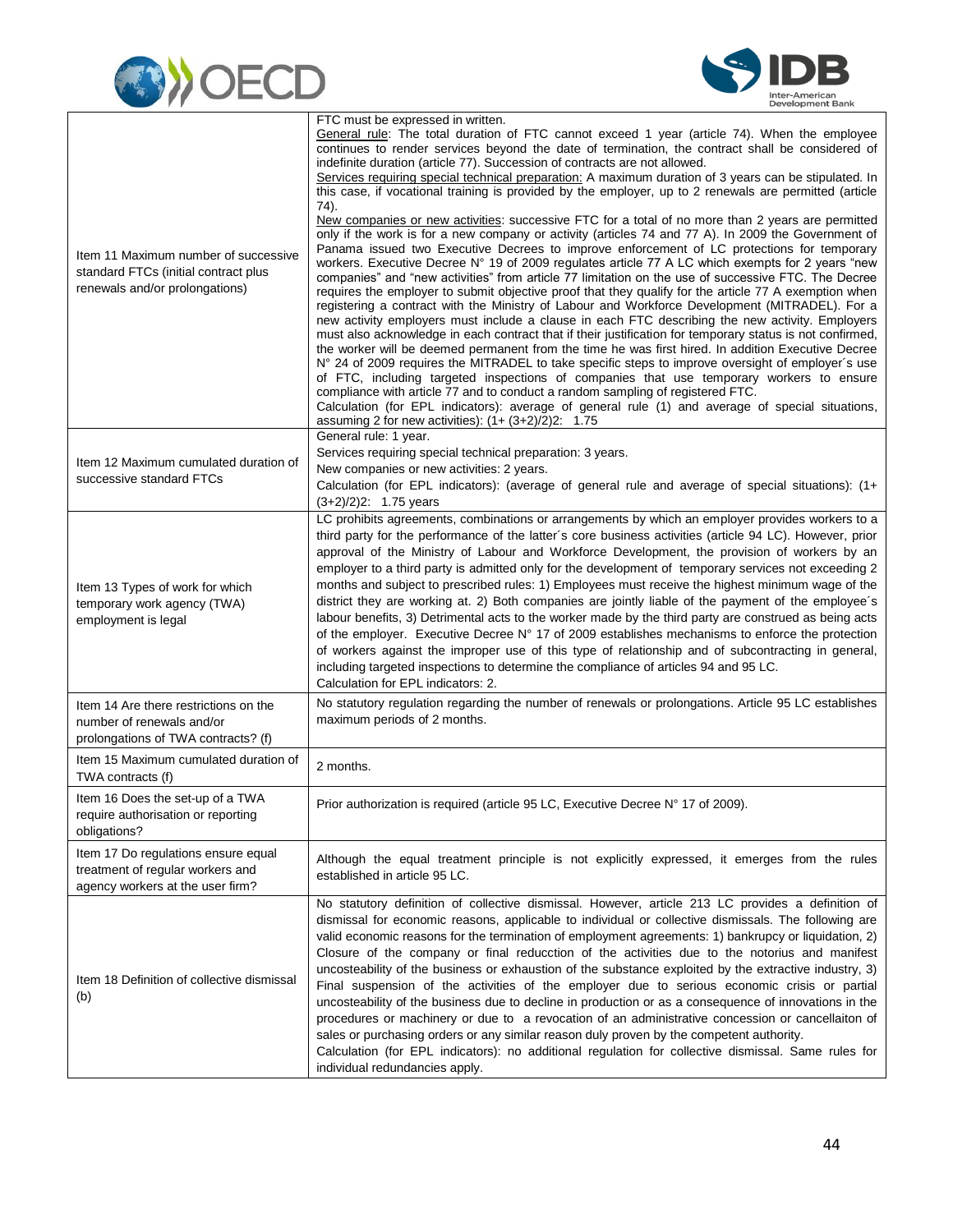| | |
|---|---|
| Item 11 Maximum number of successive standard FTCs (initial contract plus renewals and/or prolongations) | FTC must be expressed in written.<br>General rule: The total duration of FTC cannot exceed 1 year (article 74). When the employee continues to render services beyond the date of termination, the contract shall be considered of indefinite duration (article 77). Succession of contracts are not allowed.<br>Services requiring special technical preparation: A maximum duration of 3 years can be stipulated. In this case, if vocational training is provided by the employer, up to 2 renewals are permitted (article 74).<br>New companies or new activities: successive FTC for a total of no more than 2 years are permitted only if the work is for a new company or activity (articles 74 and 77 A). In 2009 the Government of Panama issued two Executive Decrees to improve enforcement of LC protections for temporary workers. Executive Decree N° 19 of 2009 regulates article 77 A LC which exempts for 2 years "new companies" and "new activities" from article 77 limitation on the use of successive FTC. The Decree requires the employer to submit objective proof that they qualify for the article 77 A exemption when registering a contract with the Ministry of Labour and Workforce Development (MITRADEL). For a new activity employers must include a clause in each FTC describing the new activity. Employers must also acknowledge in each contract that if their justification for temporary status is not confirmed, the worker will be deemed permanent from the time he was first hired. In addition Executive Decree N° 24 of 2009 requires the MITRADEL to take specific steps to improve oversight of employer´s use of FTC, including targeted inspections of companies that use temporary workers to ensure compliance with article 77 and to conduct a random sampling of registered FTC.<br>Calculation (for EPL indicators): average of general rule (1) and average of special situations, assuming 2 for new activities): (1+ (3+2)/2)2: 1.75 |
| Item 12 Maximum cumulated duration of successive standard FTCs | General rule: 1 year.<br>Services requiring special technical preparation: 3 years.<br>New companies or new activities: 2 years.<br>Calculation (for EPL indicators): (average of general rule and average of special situations): (1+ (3+2)/2)2: 1.75 years |
| Item 13 Types of work for which temporary work agency (TWA) employment is legal | LC prohibits agreements, combinations or arrangements by which an employer provides workers to a third party for the performance of the latter´s core business activities (article 94 LC). However, prior approval of the Ministry of Labour and Workforce Development, the provision of workers by an employer to a third party is admitted only for the development of temporary services not exceeding 2 months and subject to prescribed rules: 1) Employees must receive the highest minimum wage of the district they are working at. 2) Both companies are jointly liable of the payment of the employee´s labour benefits, 3) Detrimental acts to the worker made by the third party are construed as being acts of the employer. Executive Decree N° 17 of 2009 establishes mechanisms to enforce the protection of workers against the improper use of this type of relationship and of subcontracting in general, including targeted inspections to determine the compliance of articles 94 and 95 LC.<br>Calculation for EPL indicators: 2. |
| Item 14 Are there restrictions on the number of renewals and/or prolongations of TWA contracts? (f) | No statutory regulation regarding the number of renewals or prolongations. Article 95 LC establishes maximum periods of 2 months. |
| Item 15 Maximum cumulated duration of TWA contracts (f) | 2 months. |
| Item 16 Does the set-up of a TWA require authorisation or reporting obligations? | Prior authorization is required (article 95 LC, Executive Decree N° 17 of 2009). |
| Item 17 Do regulations ensure equal treatment of regular workers and agency workers at the user firm? | Although the equal treatment principle is not explicitly expressed, it emerges from the rules established in article 95 LC. |
| Item 18 Definition of collective dismissal (b) | No statutory definition of collective dismissal. However, article 213 LC provides a definition of dismissal for economic reasons, applicable to individual or collective dismissals. The following are valid economic reasons for the termination of employment agreements: 1) bankrupcy or liquidation, 2) Closure of the company or final reducction of the activities due to the notorius and manifest uncosteability of the business or exhaustion of the substance exploited by the extractive industry, 3) Final suspension of the activities of the employer due to serious economic crisis or partial uncosteability of the business due to decline in production or as a consequence of innovations in the procedures or machinery or due to a revocation of an administrative concession or cancellaiton of sales or purchasing orders or any similar reason duly proven by the competent authority.<br>Calculation (for EPL indicators): no additional regulation for collective dismissal. Same rules for individual redundancies apply. |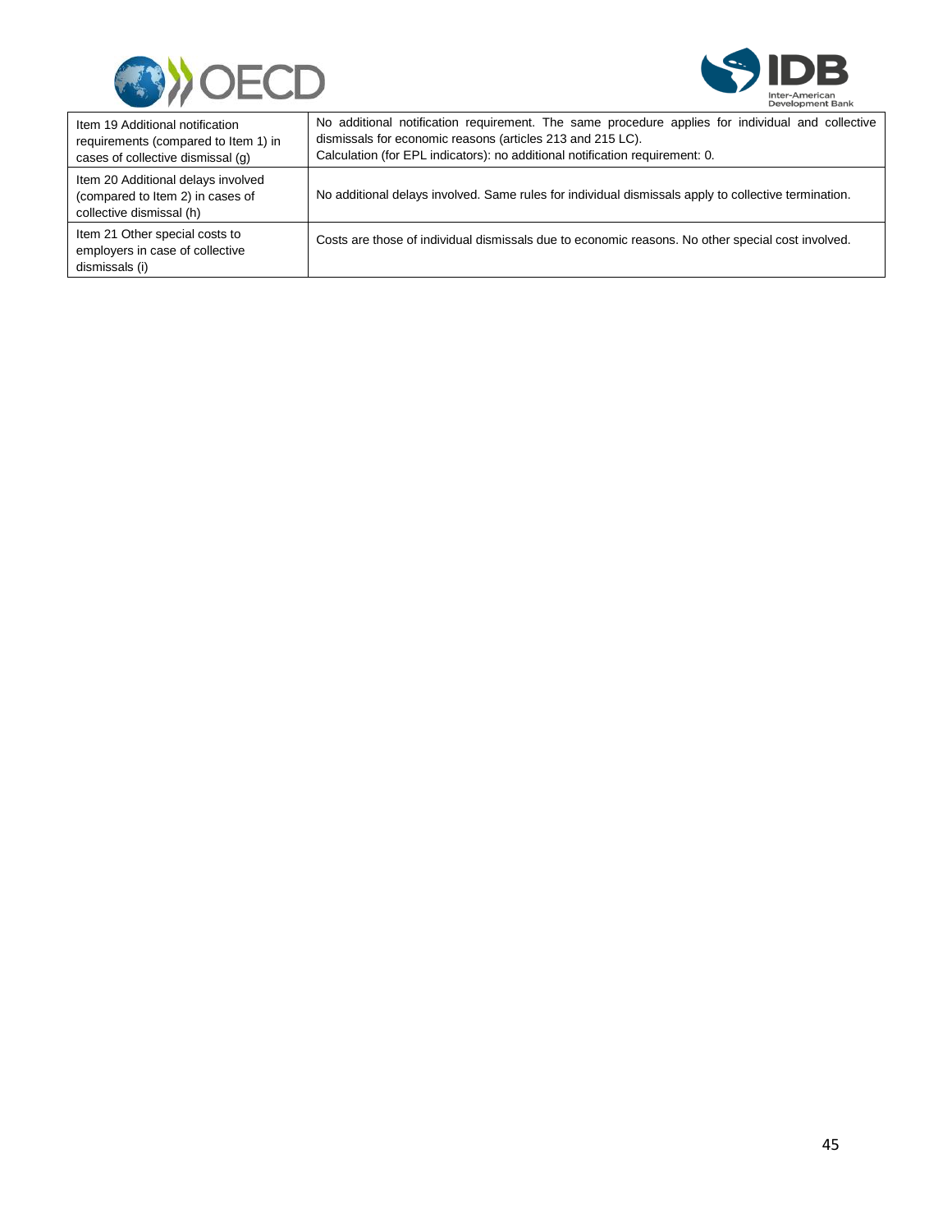| | |
|---|---|
| Item 19 Additional notification requirements (compared to Item 1) in cases of collective dismissal (g) | No additional notification requirement. The same procedure applies for individual and collective dismissals for economic reasons (articles 213 and 215 LC).<br>Calculation (for EPL indicators): no additional notification requirement: 0. |
| Item 20 Additional delays involved (compared to Item 2) in cases of collective dismissal (h) | No additional delays involved. Same rules for individual dismissals apply to collective termination. |
| Item 21 Other special costs to employers in case of collective dismissals (i) | Costs are those of individual dismissals due to economic reasons. No other special cost involved. |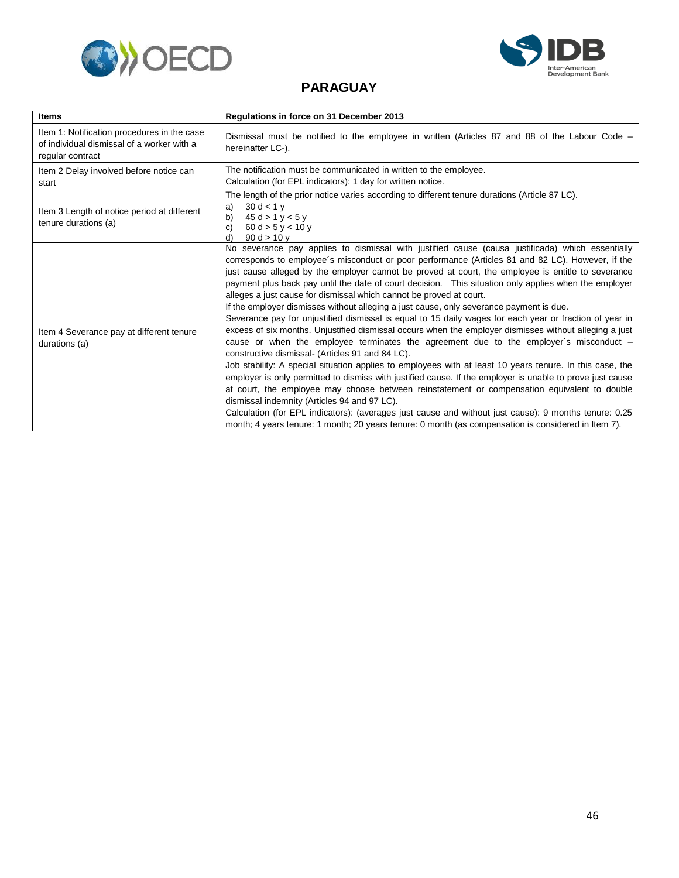## PARAGUAY

| Items | Regulations in force on 31 December 2013 |
|---|---|
| Item 1: Notification procedures in the case of individual dismissal of a worker with a regular contract | Dismissal must be notified to the employee in written (Articles 87 and 88 of the Labour Code – hereinafter LC-). |
| Item 2 Delay involved before notice can start | The notification must be communicated in written to the employee.<br>Calculation (for EPL indicators): 1 day for written notice. |
| Item 3 Length of notice period at different tenure durations (a) | The length of the prior notice varies according to different tenure durations (Article 87 LC).<br>a) 30 d < 1 y<br>b) 45 d > 1 y < 5 y<br>c) 60 d > 5 y < 10 y<br>d) 90 d > 10 y |
| Item 4 Severance pay at different tenure durations (a) | No severance pay applies to dismissal with justified cause (causa justificada) which essentially corresponds to employee´s misconduct or poor performance (Articles 81 and 82 LC). However, if the just cause alleged by the employer cannot be proved at court, the employee is entitle to severance payment plus back pay until the date of court decision. This situation only applies when the employer alleges a just cause for dismissal which cannot be proved at court.<br>If the employer dismisses without alleging a just cause, only severance payment is due.<br>Severance pay for unjustified dismissal is equal to 15 daily wages for each year or fraction of year in excess of six months. Unjustified dismissal occurs when the employer dismisses without alleging a just cause or when the employee terminates the agreement due to the employer´s misconduct – constructive dismissal- (Articles 91 and 84 LC).<br>Job stability: A special situation applies to employees with at least 10 years tenure. In this case, the employer is only permitted to dismiss with justified cause. If the employer is unable to prove just cause at court, the employee may choose between reinstatement or compensation equivalent to double dismissal indemnity (Articles 94 and 97 LC).<br>Calculation (for EPL indicators): (averages just cause and without just cause): 9 months tenure: 0.25 month; 4 years tenure: 1 month; 20 years tenure: 0 month (as compensation is considered in Item 7). |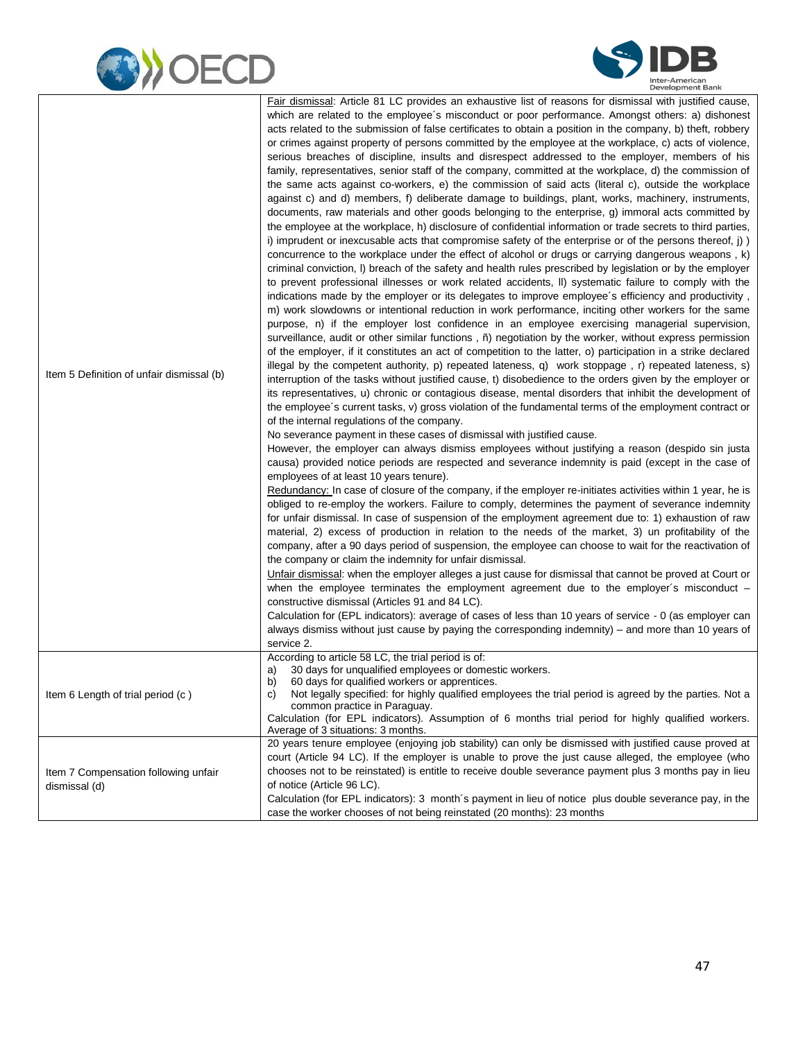| | |
|---|---|
| Item 5 Definition of unfair dismissal (b) | Fair dismissal: Article 81 LC provides an exhaustive list of reasons for dismissal with justified cause, which are related to the employee´s misconduct or poor performance. Amongst others: a) dishonest acts related to the submission of false certificates to obtain a position in the company, b) theft, robbery or crimes against property of persons committed by the employee at the workplace, c) acts of violence, serious breaches of discipline, insults and disrespect addressed to the employer, members of his family, representatives, senior staff of the company, committed at the workplace, d) the commission of the same acts against co-workers, e) the commission of said acts (literal c), outside the workplace against c) and d) members, f) deliberate damage to buildings, plant, works, machinery, instruments, documents, raw materials and other goods belonging to the enterprise, g) immoral acts committed by the employee at the workplace, h) disclosure of confidential information or trade secrets to third parties, i) imprudent or inexcusable acts that compromise safety of the enterprise or of the persons thereof, j) ) concurrence to the workplace under the effect of alcohol or drugs or carrying dangerous weapons , k) criminal conviction, l) breach of the safety and health rules prescribed by legislation or by the employer to prevent professional illnesses or work related accidents, ll) systematic failure to comply with the indications made by the employer or its delegates to improve employee´s efficiency and productivity , m) work slowdowns or intentional reduction in work performance, inciting other workers for the same purpose, n) if the employer lost confidence in an employee exercising managerial supervision, surveillance, audit or other similar functions , ñ) negotiation by the worker, without express permission of the employer, if it constitutes an act of competition to the latter, o) participation in a strike declared illegal by the competent authority, p) repeated lateness, q) work stoppage , r) repeated lateness, s) interruption of the tasks without justified cause, t) disobedience to the orders given by the employer or its representatives, u) chronic or contagious disease, mental disorders that inhibit the development of the employee´s current tasks, v) gross violation of the fundamental terms of the employment contract or of the internal regulations of the company.<br>No severance payment in these cases of dismissal with justified cause.<br>However, the employer can always dismiss employees without justifying a reason (despido sin justa causa) provided notice periods are respected and severance indemnity is paid (except in the case of employees of at least 10 years tenure).<br>Redundancy: In case of closure of the company, if the employer re-initiates activities within 1 year, he is obliged to re-employ the workers. Failure to comply, determines the payment of severance indemnity for unfair dismissal. In case of suspension of the employment agreement due to: 1) exhaustion of raw material, 2) excess of production in relation to the needs of the market, 3) un profitability of the company, after a 90 days period of suspension, the employee can choose to wait for the reactivation of the company or claim the indemnity for unfair dismissal.<br>Unfair dismissal: when the employer alleges a just cause for dismissal that cannot be proved at Court or when the employee terminates the employment agreement due to the employer´s misconduct – constructive dismissal (Articles 91 and 84 LC).<br>Calculation for (EPL indicators): average of cases of less than 10 years of service - 0 (as employer can always dismiss without just cause by paying the corresponding indemnity) – and more than 10 years of service 2. |
| Item 6 Length of trial period (c ) | According to article 58 LC, the trial period is of:<br>a) 30 days for unqualified employees or domestic workers.<br>b) 60 days for qualified workers or apprentices.<br>c) Not legally specified: for highly qualified employees the trial period is agreed by the parties. Not a common practice in Paraguay.<br>Calculation (for EPL indicators). Assumption of 6 months trial period for highly qualified workers. Average of 3 situations: 3 months. |
| Item 7 Compensation following unfair dismissal (d) | 20 years tenure employee (enjoying job stability) can only be dismissed with justified cause proved at court (Article 94 LC). If the employer is unable to prove the just cause alleged, the employee (who chooses not to be reinstated) is entitle to receive double severance payment plus 3 months pay in lieu of notice (Article 96 LC).<br>Calculation (for EPL indicators): 3 month´s payment in lieu of notice plus double severance pay, in the case the worker chooses of not being reinstated (20 months): 23 months |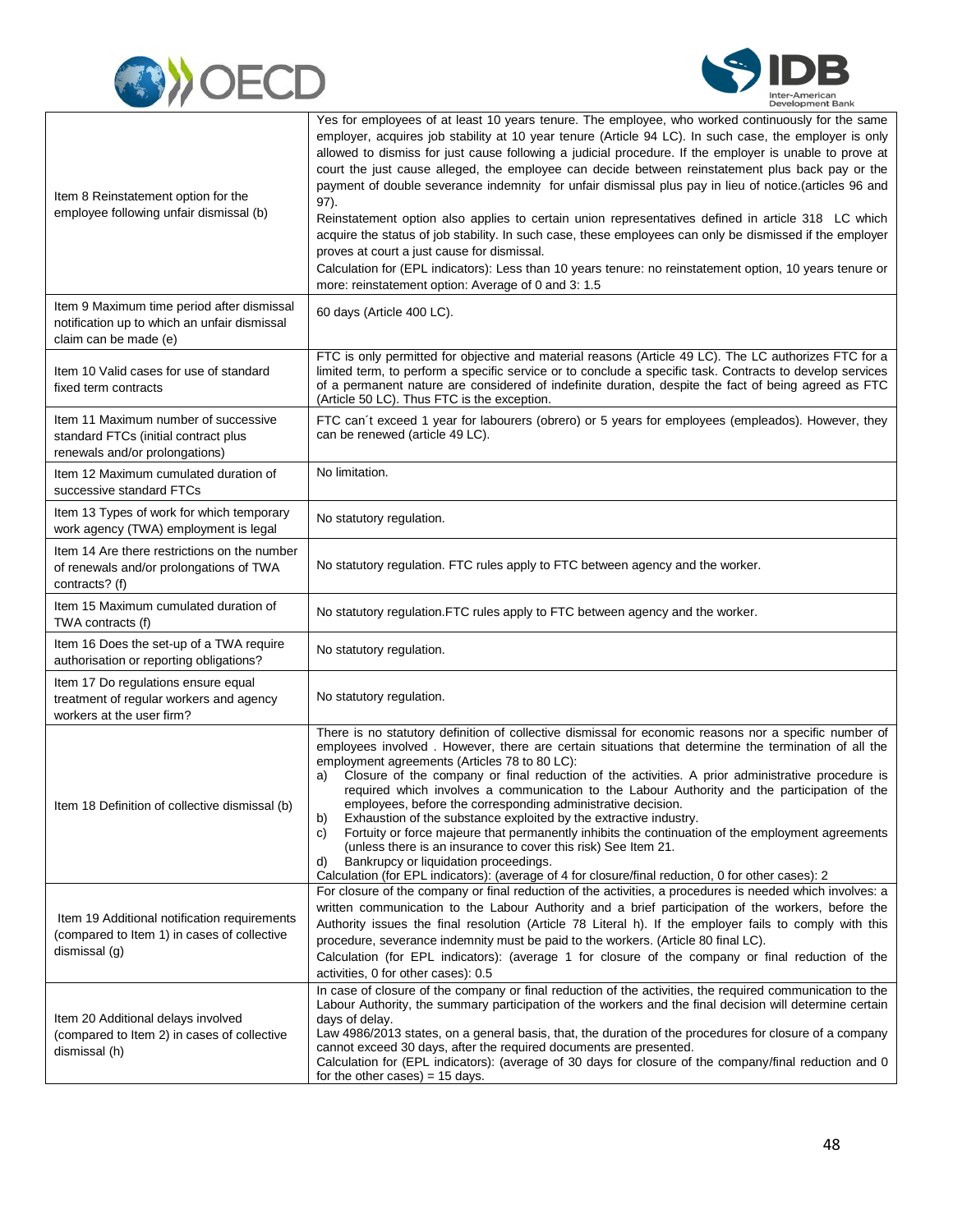| | |
|---|---|
| Item 8 Reinstatement option for the employee following unfair dismissal (b) | Yes for employees of at least 10 years tenure. The employee, who worked continuously for the same employer, acquires job stability at 10 year tenure (Article 94 LC). In such case, the employer is only allowed to dismiss for just cause following a judicial procedure. If the employer is unable to prove at court the just cause alleged, the employee can decide between reinstatement plus back pay or the payment of double severance indemnity for unfair dismissal plus pay in lieu of notice.(articles 96 and 97).<br>Reinstatement option also applies to certain union representatives defined in article 318 LC which acquire the status of job stability. In such case, these employees can only be dismissed if the employer proves at court a just cause for dismissal.<br>Calculation for (EPL indicators): Less than 10 years tenure: no reinstatement option, 10 years tenure or more: reinstatement option: Average of 0 and 3: 1.5 |
| Item 9 Maximum time period after dismissal notification up to which an unfair dismissal claim can be made (e) | 60 days (Article 400 LC). |
| Item 10 Valid cases for use of standard fixed term contracts | FTC is only permitted for objective and material reasons (Article 49 LC). The LC authorizes FTC for a limited term, to perform a specific service or to conclude a specific task. Contracts to develop services of a permanent nature are considered of indefinite duration, despite the fact of being agreed as FTC (Article 50 LC). Thus FTC is the exception. |
| Item 11 Maximum number of successive standard FTCs (initial contract plus renewals and/or prolongations) | FTC can´t exceed 1 year for labourers (obrero) or 5 years for employees (empleados). However, they can be renewed (article 49 LC). |
| Item 12 Maximum cumulated duration of successive standard FTCs | No limitation. |
| Item 13 Types of work for which temporary work agency (TWA) employment is legal | No statutory regulation. |
| Item 14 Are there restrictions on the number of renewals and/or prolongations of TWA contracts? (f) | No statutory regulation. FTC rules apply to FTC between agency and the worker. |
| Item 15 Maximum cumulated duration of TWA contracts (f) | No statutory regulation.FTC rules apply to FTC between agency and the worker. |
| Item 16 Does the set-up of a TWA require authorisation or reporting obligations? | No statutory regulation. |
| Item 17 Do regulations ensure equal treatment of regular workers and agency workers at the user firm? | No statutory regulation. |
| Item 18 Definition of collective dismissal (b) | There is no statutory definition of collective dismissal for economic reasons nor a specific number of employees involved . However, there are certain situations that determine the termination of all the employment agreements (Articles 78 to 80 LC):<br>a) Closure of the company or final reduction of the activities. A prior administrative procedure is required which involves a communication to the Labour Authority and the participation of the employees, before the corresponding administrative decision.<br>b) Exhaustion of the substance exploited by the extractive industry.<br>c) Fortuity or force majeure that permanently inhibits the continuation of the employment agreements (unless there is an insurance to cover this risk) See Item 21.<br>d) Bankrupcy or liquidation proceedings.<br>Calculation (for EPL indicators): (average of 4 for closure/final reduction, 0 for other cases): 2 |
| Item 19 Additional notification requirements (compared to Item 1) in cases of collective dismissal (g) | For closure of the company or final reduction of the activities, a procedures is needed which involves: a written communication to the Labour Authority and a brief participation of the workers, before the Authority issues the final resolution (Article 78 Literal h). If the employer fails to comply with this procedure, severance indemnity must be paid to the workers. (Article 80 final LC).<br>Calculation (for EPL indicators): (average 1 for closure of the company or final reduction of the activities, 0 for other cases): 0.5 |
| Item 20 Additional delays involved (compared to Item 2) in cases of collective dismissal (h) | In case of closure of the company or final reduction of the activities, the required communication to the Labour Authority, the summary participation of the workers and the final decision will determine certain days of delay.<br>Law 4986/2013 states, on a general basis, that, the duration of the procedures for closure of a company cannot exceed 30 days, after the required documents are presented.<br>Calculation for (EPL indicators): (average of 30 days for closure of the company/final reduction and 0 for the other cases) = 15 days. |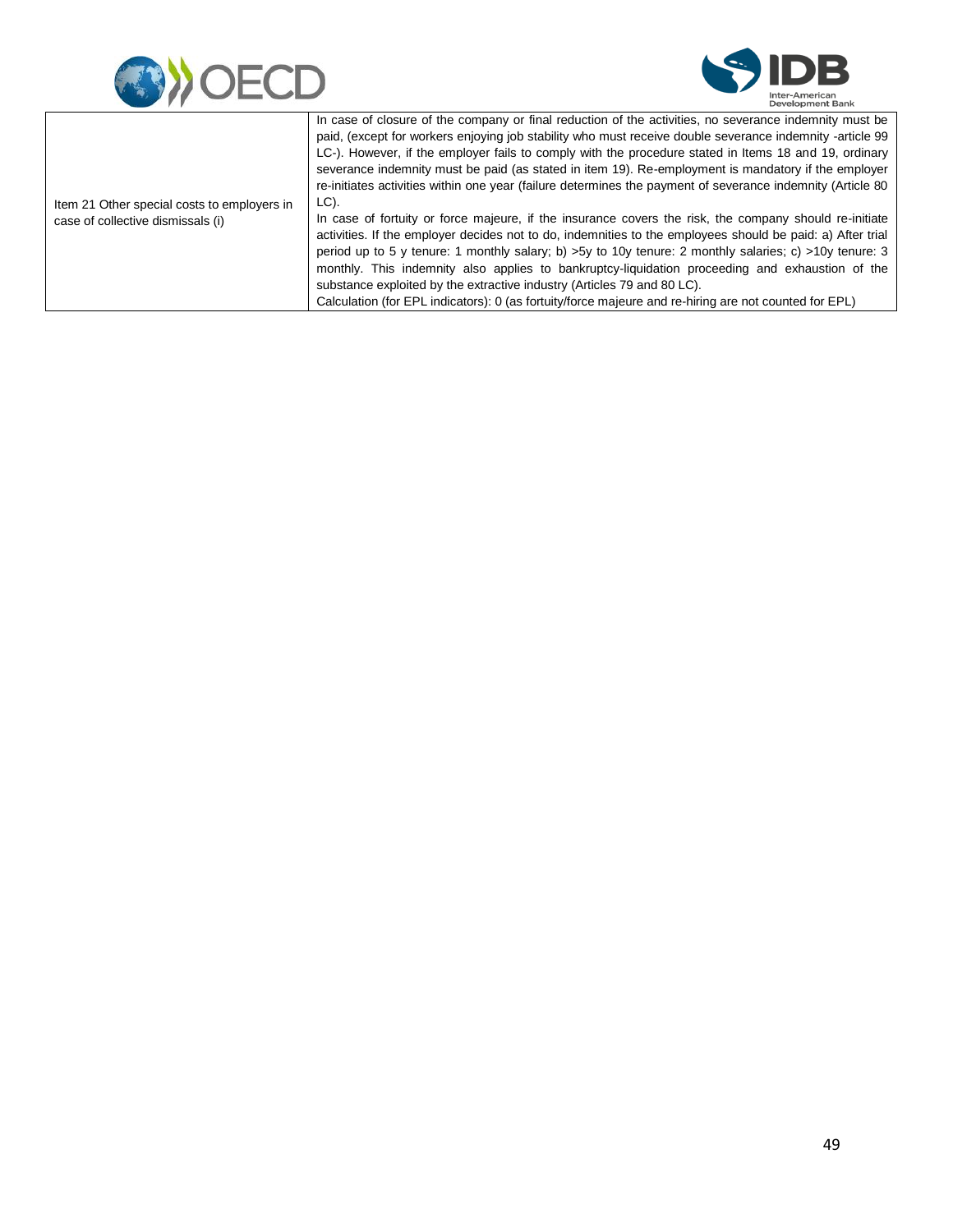| Item 21 Other special costs to employers in case of collective dismissals (i) | In case of closure of the company or final reduction of the activities, no severance indemnity must be paid, (except for workers enjoying job stability who must receive double severance indemnity -article 99 LC-). However, if the employer fails to comply with the procedure stated in Items 18 and 19, ordinary severance indemnity must be paid (as stated in item 19). Re-employment is mandatory if the employer re-initiates activities within one year (failure determines the payment of severance indemnity (Article 80 LC).<br>In case of fortuity or force majeure, if the insurance covers the risk, the company should re-initiate activities. If the employer decides not to do, indemnities to the employees should be paid: a) After trial period up to 5 y tenure: 1 monthly salary; b) >5y to 10y tenure: 2 monthly salaries; c) >10y tenure: 3 monthly. This indemnity also applies to bankruptcy-liquidation proceeding and exhaustion of the substance exploited by the extractive industry (Articles 79 and 80 LC).<br>Calculation (for EPL indicators): 0 (as fortuity/force majeure and re-hiring are not counted for EPL) |
|---|---|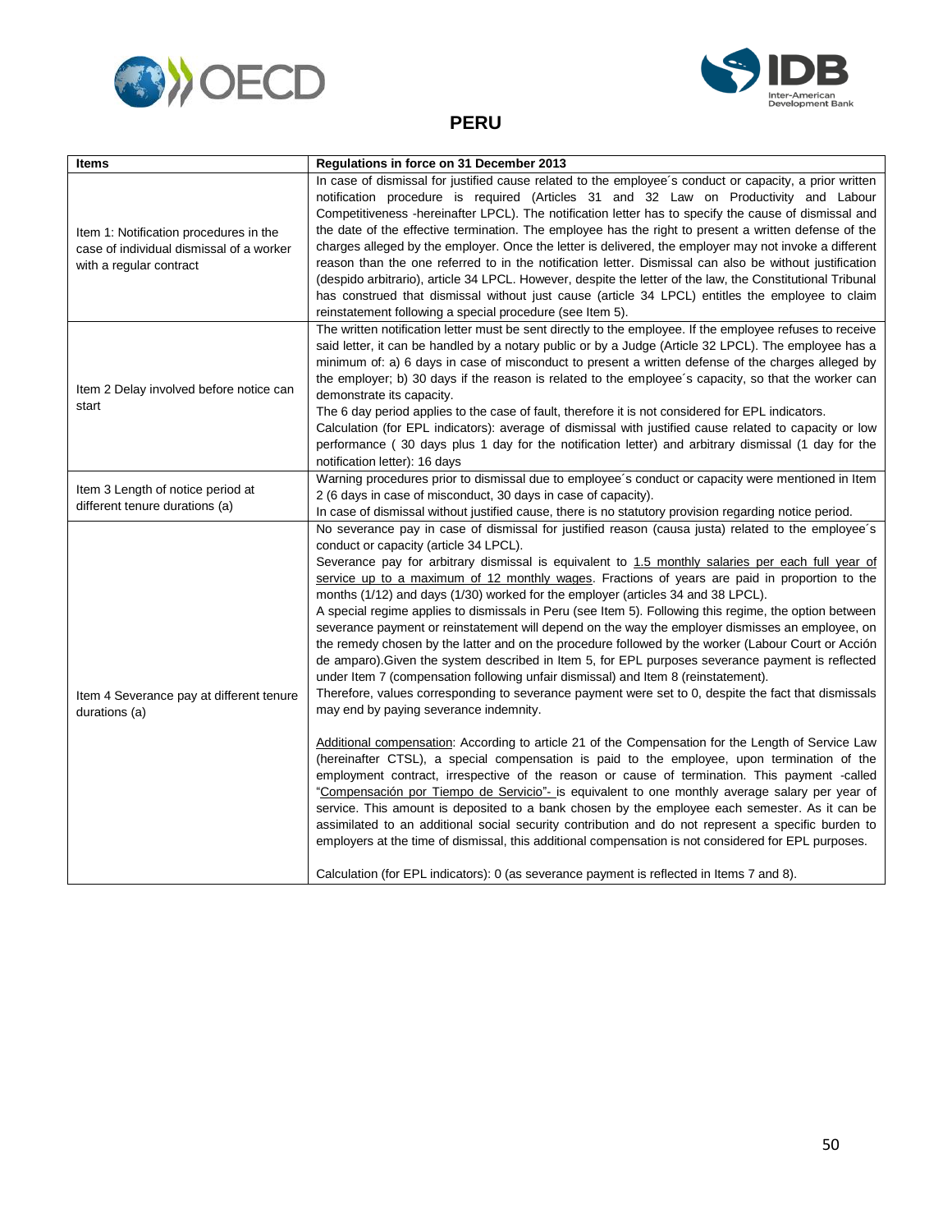# PERU

| Items | Regulations in force on 31 December 2013 |
|---|---|
| Item 1: Notification procedures in the case of individual dismissal of a worker with a regular contract | In case of dismissal for justified cause related to the employee´s conduct or capacity, a prior written notification procedure is required (Articles 31 and 32 Law on Productivity and Labour Competitiveness -hereinafter LPCL). The notification letter has to specify the cause of dismissal and the date of the effective termination. The employee has the right to present a written defense of the charges alleged by the employer. Once the letter is delivered, the employer may not invoke a different reason than the one referred to in the notification letter. Dismissal can also be without justification (despido arbitrario), article 34 LPCL. However, despite the letter of the law, the Constitutional Tribunal has construed that dismissal without just cause (article 34 LPCL) entitles the employee to claim reinstatement following a special procedure (see Item 5). |
| Item 2 Delay involved before notice can start | The written notification letter must be sent directly to the employee. If the employee refuses to receive said letter, it can be handled by a notary public or by a Judge (Article 32 LPCL). The employee has a minimum of: a) 6 days in case of misconduct to present a written defense of the charges alleged by the employer; b) 30 days if the reason is related to the employee´s capacity, so that the worker can demonstrate its capacity.<br>The 6 day period applies to the case of fault, therefore it is not considered for EPL indicators.<br>Calculation (for EPL indicators): average of dismissal with justified cause related to capacity or low performance ( 30 days plus 1 day for the notification letter) and arbitrary dismissal (1 day for the notification letter): 16 days |
| Item 3 Length of notice period at different tenure durations (a) | Warning procedures prior to dismissal due to employee´s conduct or capacity were mentioned in Item 2 (6 days in case of misconduct, 30 days in case of capacity).<br>In case of dismissal without justified cause, there is no statutory provision regarding notice period. |
| Item 4 Severance pay at different tenure durations (a) | No severance pay in case of dismissal for justified reason (causa justa) related to the employee´s conduct or capacity (article 34 LPCL).<br>Severance pay for arbitrary dismissal is equivalent to 1.5 monthly salaries per each full year of service up to a maximum of 12 monthly wages. Fractions of years are paid in proportion to the months (1/12) and days (1/30) worked for the employer (articles 34 and 38 LPCL).<br>A special regime applies to dismissals in Peru (see Item 5). Following this regime, the option between severance payment or reinstatement will depend on the way the employer dismisses an employee, on the remedy chosen by the latter and on the procedure followed by the worker (Labour Court or Acción de amparo).Given the system described in Item 5, for EPL purposes severance payment is reflected under Item 7 (compensation following unfair dismissal) and Item 8 (reinstatement).<br>Therefore, values corresponding to severance payment were set to 0, despite the fact that dismissals may end by paying severance indemnity.<br><br>Additional compensation: According to article 21 of the Compensation for the Length of Service Law (hereinafter CTSL), a special compensation is paid to the employee, upon termination of the employment contract, irrespective of the reason or cause of termination. This payment -called "Compensación por Tiempo de Servicio"- is equivalent to one monthly average salary per year of service. This amount is deposited to a bank chosen by the employee each semester. As it can be assimilated to an additional social security contribution and do not represent a specific burden to employers at the time of dismissal, this additional compensation is not considered for EPL purposes.<br><br>Calculation (for EPL indicators): 0 (as severance payment is reflected in Items 7 and 8). |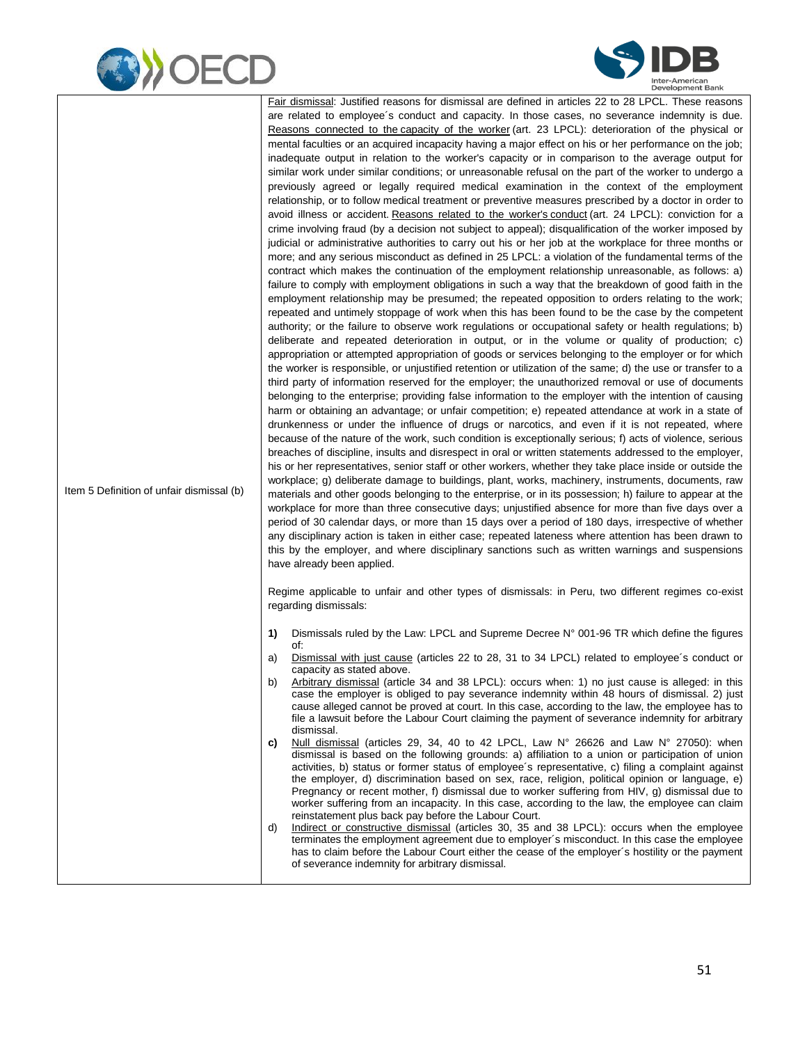| | |
|---|---|
| Item 5 Definition of unfair dismissal (b) | Fair dismissal: Justified reasons for dismissal are defined in articles 22 to 28 LPCL. These reasons are related to employee´s conduct and capacity. In those cases, no severance indemnity is due. Reasons connected to the capacity of the worker (art. 23 LPCL): deterioration of the physical or mental faculties or an acquired incapacity having a major effect on his or her performance on the job; inadequate output in relation to the worker's capacity or in comparison to the average output for similar work under similar conditions; or unreasonable refusal on the part of the worker to undergo a previously agreed or legally required medical examination in the context of the employment relationship, or to follow medical treatment or preventive measures prescribed by a doctor in order to avoid illness or accident. Reasons related to the worker's conduct (art. 24 LPCL): conviction for a crime involving fraud (by a decision not subject to appeal); disqualification of the worker imposed by judicial or administrative authorities to carry out his or her job at the workplace for three months or more; and any serious misconduct as defined in 25 LPCL: a violation of the fundamental terms of the contract which makes the continuation of the employment relationship unreasonable, as follows: a) failure to comply with employment obligations in such a way that the breakdown of good faith in the employment relationship may be presumed; the repeated opposition to orders relating to the work; repeated and untimely stoppage of work when this has been found to be the case by the competent authority; or the failure to observe work regulations or occupational safety or health regulations; b) deliberate and repeated deterioration in output, or in the volume or quality of production; c) appropriation or attempted appropriation of goods or services belonging to the employer or for which the worker is responsible, or unjustified retention or utilization of the same; d) the use or transfer to a third party of information reserved for the employer; the unauthorized removal or use of documents belonging to the enterprise; providing false information to the employer with the intention of causing harm or obtaining an advantage; or unfair competition; e) repeated attendance at work in a state of drunkenness or under the influence of drugs or narcotics, and even if it is not repeated, where because of the nature of the work, such condition is exceptionally serious; f) acts of violence, serious breaches of discipline, insults and disrespect in oral or written statements addressed to the employer, his or her representatives, senior staff or other workers, whether they take place inside or outside the workplace; g) deliberate damage to buildings, plant, works, machinery, instruments, documents, raw materials and other goods belonging to the enterprise, or in its possession; h) failure to appear at the workplace for more than three consecutive days; unjustified absence for more than five days over a period of 30 calendar days, or more than 15 days over a period of 180 days, irrespective of whether any disciplinary action is taken in either case; repeated lateness where attention has been drawn to this by the employer, and where disciplinary sanctions such as written warnings and suspensions have already been applied.<br><br>Regime applicable to unfair and other types of dismissals: in Peru, two different regimes co-exist regarding dismissals:<br><br>**1)** Dismissals ruled by the Law: LPCL and Supreme Decree N° 001-96 TR which define the figures of:<br>a) Dismissal with just cause (articles 22 to 28, 31 to 34 LPCL) related to employee´s conduct or capacity as stated above.<br>b) Arbitrary dismissal (article 34 and 38 LPCL): occurs when: 1) no just cause is alleged: in this case the employer is obliged to pay severance indemnity within 48 hours of dismissal. 2) just cause alleged cannot be proved at court. In this case, according to the law, the employee has to file a lawsuit before the Labour Court claiming the payment of severance indemnity for arbitrary dismissal.<br>**c)** Null dismissal (articles 29, 34, 40 to 42 LPCL, Law N° 26626 and Law N° 27050): when dismissal is based on the following grounds: a) affiliation to a union or participation of union activities, b) status or former status of employee´s representative, c) filing a complaint against the employer, d) discrimination based on sex, race, religion, political opinion or language, e) Pregnancy or recent mother, f) dismissal due to worker suffering from HIV, g) dismissal due to worker suffering from an incapacity. In this case, according to the law, the employee can claim reinstatement plus back pay before the Labour Court.<br>d) Indirect or constructive dismissal (articles 30, 35 and 38 LPCL): occurs when the employee terminates the employment agreement due to employer´s misconduct. In this case the employee has to claim before the Labour Court either the cease of the employer´s hostility or the payment of severance indemnity for arbitrary dismissal. |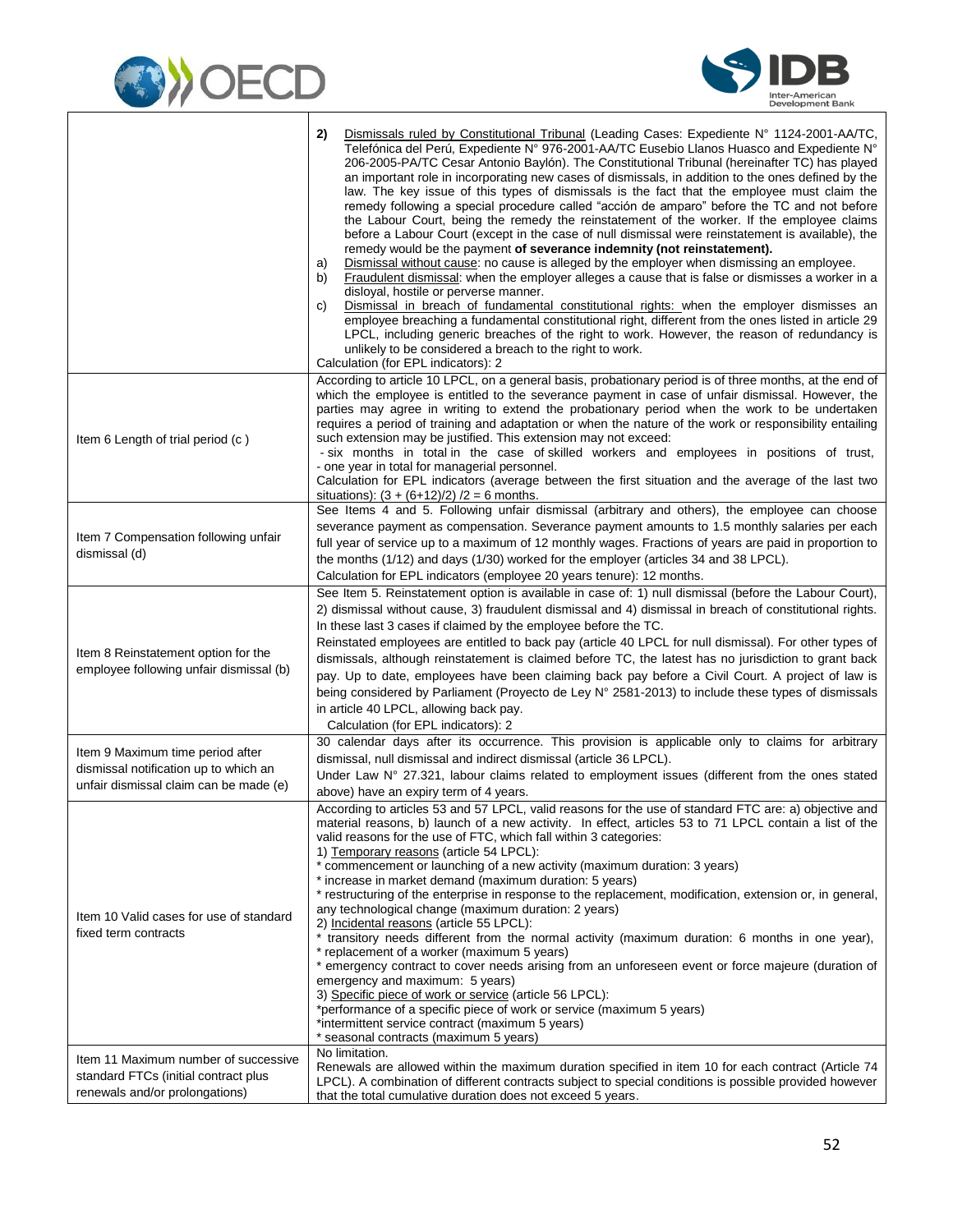| | |
|---|---|
| | **2)** Dismissals ruled by Constitutional Tribunal (Leading Cases: Expediente N° 1124-2001-AA/TC, Telefónica del Perú, Expediente N° 976-2001-AA/TC Eusebio Llanos Huasco and Expediente N° 206-2005-PA/TC Cesar Antonio Baylón). The Constitutional Tribunal (hereinafter TC) has played an important role in incorporating new cases of dismissals, in addition to the ones defined by the law. The key issue of this types of dismissals is the fact that the employee must claim the remedy following a special procedure called "acción de amparo" before the TC and not before the Labour Court, being the remedy the reinstatement of the worker. If the employee claims before a Labour Court (except in the case of null dismissal were reinstatement is available), the remedy would be the payment **of severance indemnity (not reinstatement).**<br>a) Dismissal without cause: no cause is alleged by the employer when dismissing an employee.<br>b) Fraudulent dismissal: when the employer alleges a cause that is false or dismisses a worker in a disloyal, hostile or perverse manner.<br>c) Dismissal in breach of fundamental constitutional rights: when the employer dismisses an employee breaching a fundamental constitutional right, different from the ones listed in article 29 LPCL, including generic breaches of the right to work. However, the reason of redundancy is unlikely to be considered a breach to the right to work.<br>Calculation (for EPL indicators): 2 |
| Item 6 Length of trial period (c ) | According to article 10 LPCL, on a general basis, probationary period is of three months, at the end of which the employee is entitled to the severance payment in case of unfair dismissal. However, the parties may agree in writing to extend the probationary period when the work to be undertaken requires a period of training and adaptation or when the nature of the work or responsibility entailing such extension may be justified. This extension may not exceed:<br>- six months in total in the case of skilled workers and employees in positions of trust,<br>- one year in total for managerial personnel.<br>Calculation for EPL indicators (average between the first situation and the average of the last two situations): (3 + (6+12)/2) /2 = 6 months. |
| Item 7 Compensation following unfair dismissal (d) | See Items 4 and 5. Following unfair dismissal (arbitrary and others), the employee can choose severance payment as compensation. Severance payment amounts to 1.5 monthly salaries per each full year of service up to a maximum of 12 monthly wages. Fractions of years are paid in proportion to the months (1/12) and days (1/30) worked for the employer (articles 34 and 38 LPCL).<br>Calculation for EPL indicators (employee 20 years tenure): 12 months. |
| Item 8 Reinstatement option for the employee following unfair dismissal (b) | See Item 5. Reinstatement option is available in case of: 1) null dismissal (before the Labour Court), 2) dismissal without cause, 3) fraudulent dismissal and 4) dismissal in breach of constitutional rights. In these last 3 cases if claimed by the employee before the TC.<br>Reinstated employees are entitled to back pay (article 40 LPCL for null dismissal). For other types of dismissals, although reinstatement is claimed before TC, the latest has no jurisdiction to grant back pay. Up to date, employees have been claiming back pay before a Civil Court. A project of law is being considered by Parliament (Proyecto de Ley N° 2581-2013) to include these types of dismissals in article 40 LPCL, allowing back pay.<br>Calculation (for EPL indicators): 2 |
| Item 9 Maximum time period after dismissal notification up to which an unfair dismissal claim can be made (e) | 30 calendar days after its occurrence. This provision is applicable only to claims for arbitrary dismissal, null dismissal and indirect dismissal (article 36 LPCL).<br>Under Law N° 27.321, labour claims related to employment issues (different from the ones stated above) have an expiry term of 4 years. |
| Item 10 Valid cases for use of standard fixed term contracts | According to articles 53 and 57 LPCL, valid reasons for the use of standard FTC are: a) objective and material reasons, b) launch of a new activity. In effect, articles 53 to 71 LPCL contain a list of the valid reasons for the use of FTC, which fall within 3 categories:<br>1) Temporary reasons (article 54 LPCL):<br>* commencement or launching of a new activity (maximum duration: 3 years)<br>* increase in market demand (maximum duration: 5 years)<br>* restructuring of the enterprise in response to the replacement, modification, extension or, in general, any technological change (maximum duration: 2 years)<br>2) Incidental reasons (article 55 LPCL):<br>* transitory needs different from the normal activity (maximum duration: 6 months in one year),<br>* replacement of a worker (maximum 5 years)<br>* emergency contract to cover needs arising from an unforeseen event or force majeure (duration of emergency and maximum: 5 years)<br>3) Specific piece of work or service (article 56 LPCL):<br>*performance of a specific piece of work or service (maximum 5 years)<br>*intermittent service contract (maximum 5 years)<br>* seasonal contracts (maximum 5 years) |
| Item 11 Maximum number of successive standard FTCs (initial contract plus renewals and/or prolongations) | No limitation.<br>Renewals are allowed within the maximum duration specified in item 10 for each contract (Article 74 LPCL). A combination of different contracts subject to special conditions is possible provided however that the total cumulative duration does not exceed 5 years. |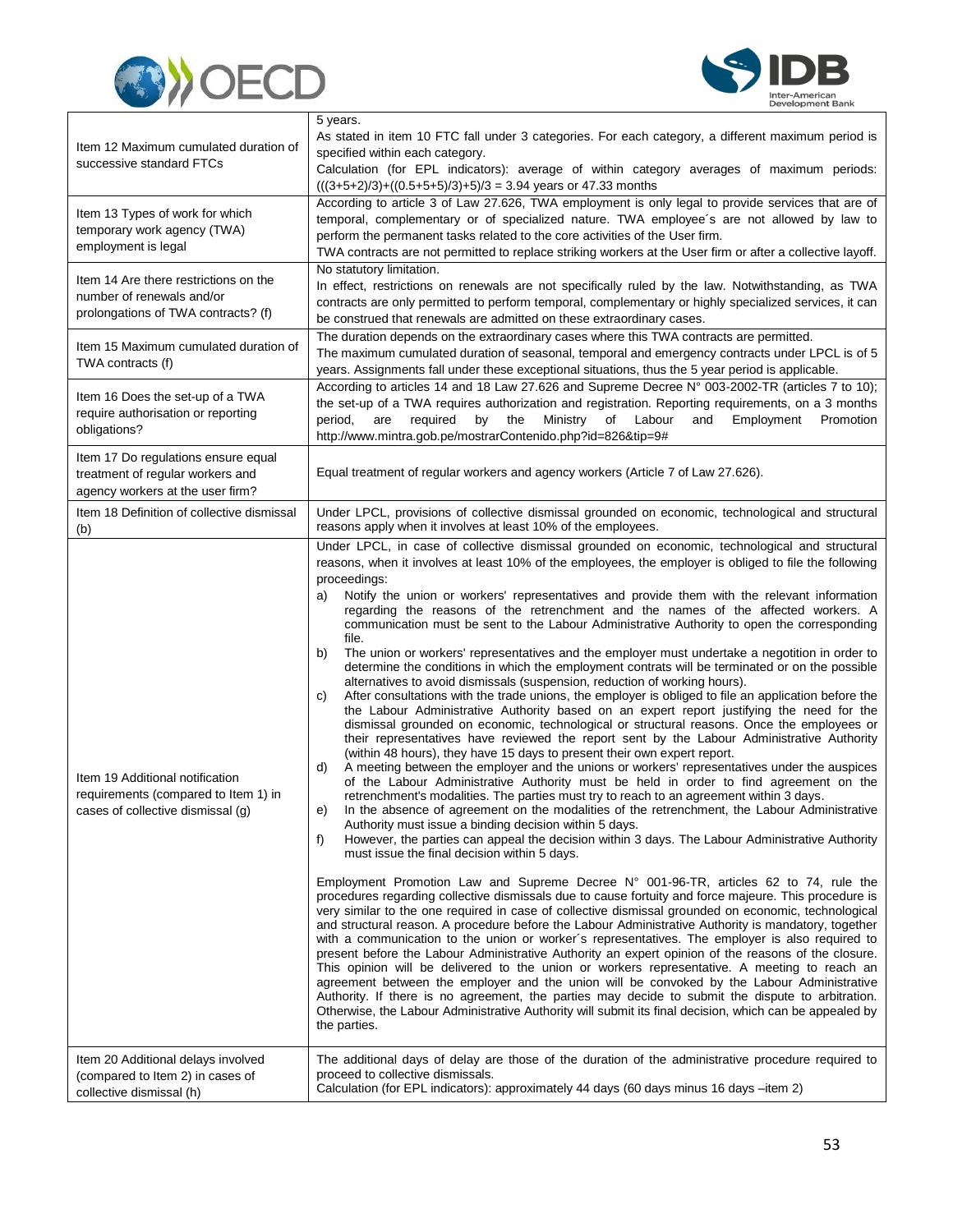| | |
|---|---|
| Item 12 Maximum cumulated duration of successive standard FTCs | 5 years.<br>As stated in item 10 FTC fall under 3 categories. For each category, a different maximum period is specified within each category.<br>Calculation (for EPL indicators): average of within category averages of maximum periods: (((3+5+2)/3)+((0.5+5+5)/3)+5)/3 = 3.94 years or 47.33 months |
| Item 13 Types of work for which temporary work agency (TWA) employment is legal | According to article 3 of Law 27.626, TWA employment is only legal to provide services that are of temporal, complementary or of specialized nature. TWA employee´s are not allowed by law to perform the permanent tasks related to the core activities of the User firm.<br>TWA contracts are not permitted to replace striking workers at the User firm or after a collective layoff. |
| Item 14 Are there restrictions on the number of renewals and/or prolongations of TWA contracts? (f) | No statutory limitation.<br>In effect, restrictions on renewals are not specifically ruled by the law. Notwithstanding, as TWA contracts are only permitted to perform temporal, complementary or highly specialized services, it can be construed that renewals are admitted on these extraordinary cases. |
| Item 15 Maximum cumulated duration of TWA contracts (f) | The duration depends on the extraordinary cases where this TWA contracts are permitted.<br>The maximum cumulated duration of seasonal, temporal and emergency contracts under LPCL is of 5 years. Assignments fall under these exceptional situations, thus the 5 year period is applicable. |
| Item 16 Does the set-up of a TWA require authorisation or reporting obligations? | According to articles 14 and 18 Law 27.626 and Supreme Decree N° 003-2002-TR (articles 7 to 10); the set-up of a TWA requires authorization and registration. Reporting requirements, on a 3 months period, are required by the Ministry of Labour and Employment Promotion http://www.mintra.gob.pe/mostrarContenido.php?id=826&tip=9# |
| Item 17 Do regulations ensure equal treatment of regular workers and agency workers at the user firm? | Equal treatment of regular workers and agency workers (Article 7 of Law 27.626). |
| Item 18 Definition of collective dismissal (b) | Under LPCL, provisions of collective dismissal grounded on economic, technological and structural reasons apply when it involves at least 10% of the employees. |
| Item 19 Additional notification requirements (compared to Item 1) in cases of collective dismissal (g) | Under LPCL, in case of collective dismissal grounded on economic, technological and structural reasons, when it involves at least 10% of the employees, the employer is obliged to file the following proceedings:<br>a) Notify the union or workers' representatives and provide them with the relevant information regarding the reasons of the retrenchment and the names of the affected workers. A communication must be sent to the Labour Administrative Authority to open the corresponding file.<br>b) The union or workers' representatives and the employer must undertake a negotiation in order to determine the conditions in which the employment contrats will be terminated or on the possible alternatives to avoid dismissals (suspension, reduction of working hours).<br>c) After consultations with the trade unions, the employer is obliged to file an application before the the Labour Administrative Authority based on an expert report justifying the need for the dismissal grounded on economic, technological or structural reasons. Once the employees or their representatives have reviewed the report sent by the Labour Administrative Authority (within 48 hours), they have 15 days to present their own expert report.<br>d) A meeting between the employer and the unions or workers' representatives under the auspices of the Labour Administrative Authority must be held in order to find agreement on the retrenchment's modalities. The parties must try to reach to an agreement within 3 days.<br>e) In the absence of agreement on the modalities of the retrenchment, the Labour Administrative Authority must issue a binding decision within 5 days.<br>f) However, the parties can appeal the decision within 3 days. The Labour Administrative Authority must issue the final decision within 5 days.<br><br>Employment Promotion Law and Supreme Decree N° 001-96-TR, articles 62 to 74, rule the procedures regarding collective dismissals due to cause fortuity and force majeure. This procedure is very similar to the one required in case of collective dismissal grounded on economic, technological and structural reason. A procedure before the Labour Administrative Authority is mandatory, together with a communication to the union or worker´s representatives. The employer is also required to present before the Labour Administrative Authority an expert opinion of the reasons of the closure. This opinion will be delivered to the union or workers representative. A meeting to reach an agreement between the employer and the union will be convoked by the Labour Administrative Authority. If there is no agreement, the parties may decide to submit the dispute to arbitration. Otherwise, the Labour Administrative Authority will submit its final decision, which can be appealed by the parties. |
| Item 20 Additional delays involved (compared to Item 2) in cases of collective dismissal (h) | The additional days of delay are those of the duration of the administrative procedure required to proceed to collective dismissals.<br>Calculation (for EPL indicators): approximately 44 days (60 days minus 16 days –item 2) |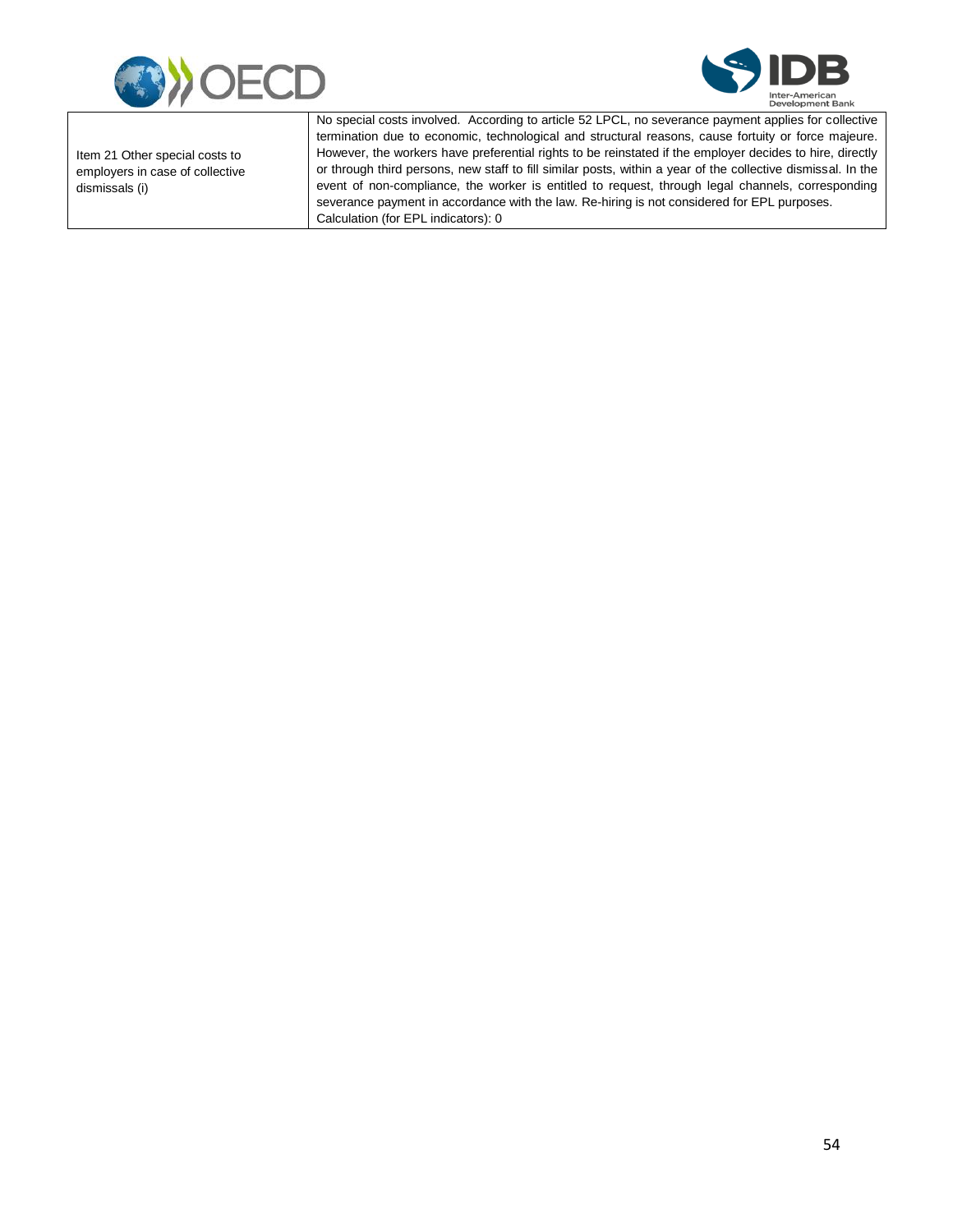| Item 21 Other special costs to employers in case of collective dismissals (i) | No special costs involved. According to article 52 LPCL, no severance payment applies for collective termination due to economic, technological and structural reasons, cause fortuity or force majeure. However, the workers have preferential rights to be reinstated if the employer decides to hire, directly or through third persons, new staff to fill similar posts, within a year of the collective dismissal. In the event of non-compliance, the worker is entitled to request, through legal channels, corresponding severance payment in accordance with the law. Re-hiring is not considered for EPL purposes.<br>Calculation (for EPL indicators): 0 |
|---|---|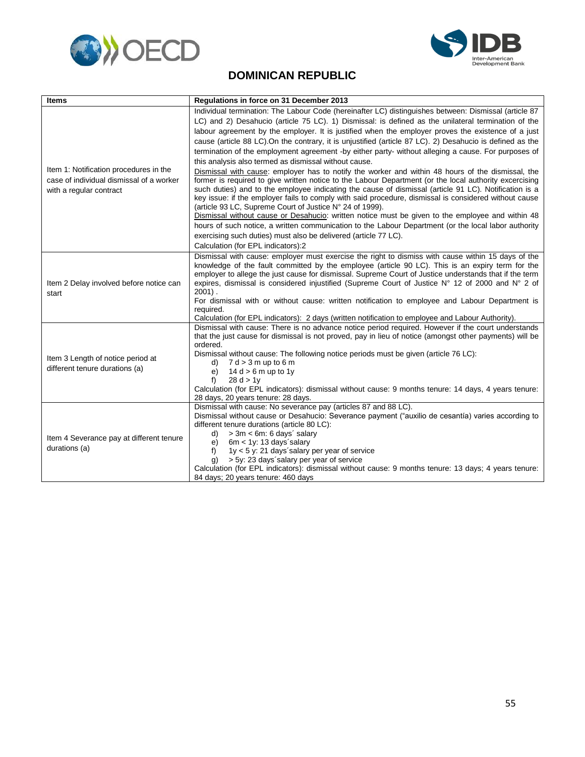## DOMINICAN REPUBLIC

| Items | Regulations in force on 31 December 2013 |
|---|---|
| Item 1: Notification procedures in the case of individual dismissal of a worker with a regular contract | Individual termination: The Labour Code (hereinafter LC) distinguishes between: Dismissal (article 87 LC) and 2) Desahucio (article 75 LC). 1) Dismissal: is defined as the unilateral termination of the labour agreement by the employer. It is justified when the employer proves the existence of a just cause (article 88 LC).On the contrary, it is unjustified (article 87 LC). 2) Desahucio is defined as the termination of the employment agreement -by either party- without alleging a cause. For purposes of this analysis also termed as dismissal without cause.<br>Dismissal with cause: employer has to notify the worker and within 48 hours of the dismissal, the former is required to give written notice to the Labour Department (or the local authority exercising such duties) and to the employee indicating the cause of dismissal (article 91 LC). Notification is a key issue: if the employer fails to comply with said procedure, dismissal is considered without cause (article 93 LC, Supreme Court of Justice N° 24 of 1999).<br>Dismissal without cause or Desahucio: written notice must be given to the employee and within 48 hours of such notice, a written communication to the Labour Department (or the local labor authority exercising such duties) must also be delivered (article 77 LC).<br>Calculation (for EPL indicators):2 |
| Item 2 Delay involved before notice can start | Dismissal with cause: employer must exercise the right to dismiss with cause within 15 days of the knowledge of the fault committed by the employee (article 90 LC). This is an expiry term for the employer to allege the just cause for dismissal. Supreme Court of Justice understands that if the term expires, dismissal is considered injustified (Supreme Court of Justice N° 12 of 2000 and N° 2 of 2001) .<br>For dismissal with or without cause: written notification to employee and Labour Department is required.<br>Calculation (for EPL indicators): 2 days (written notification to employee and Labour Authority). |
| Item 3 Length of notice period at different tenure durations (a) | Dismissal with cause: There is no advance notice period required. However if the court understands that the just cause for dismissal is not proved, pay in lieu of notice (amongst other payments) will be ordered.<br>Dismissal without cause: The following notice periods must be given (article 76 LC):<br>d) 7 d > 3 m up to 6 m<br>e) 14 d > 6 m up to 1y<br>f) 28 d > 1y<br>Calculation (for EPL indicators): dismissal without cause: 9 months tenure: 14 days, 4 years tenure: 28 days, 20 years tenure: 28 days. |
| Item 4 Severance pay at different tenure durations (a) | Dismissal with cause: No severance pay (articles 87 and 88 LC).<br>Dismissal without cause or Desahucio: Severance payment ("auxilio de cesantía) varies according to different tenure durations (article 80 LC):<br>d) > 3m < 6m: 6 days´ salary<br>e) 6m < 1y: 13 days´salary<br>f) 1y < 5 y: 21 days´salary per year of service<br>g) > 5y: 23 days´salary per year of service<br>Calculation (for EPL indicators): dismissal without cause: 9 months tenure: 13 days; 4 years tenure: 84 days; 20 years tenure: 460 days |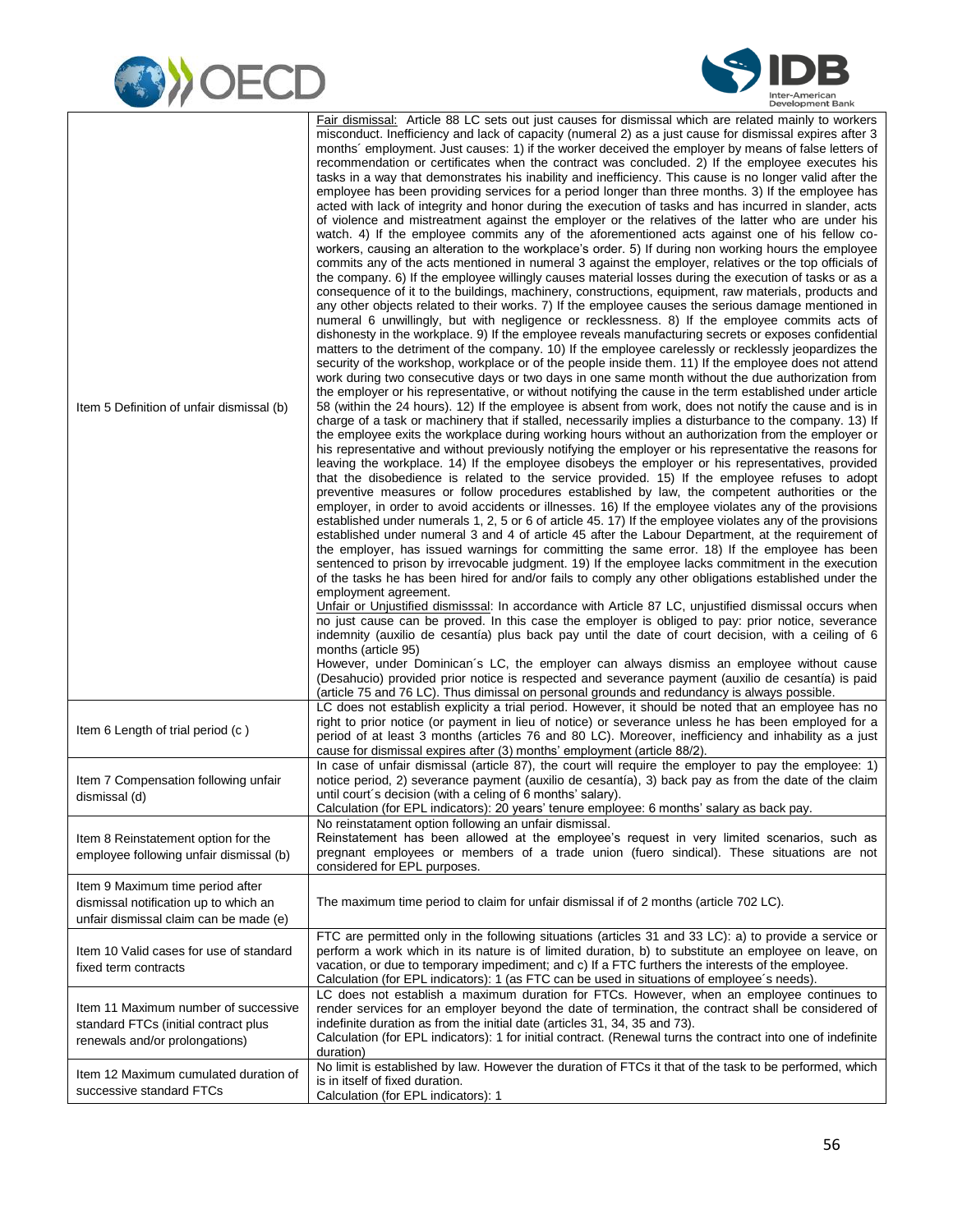| | |
|---|---|
| Item 5 Definition of unfair dismissal (b) | Fair dismissal: Article 88 LC sets out just causes for dismissal which are related mainly to workers misconduct. Inefficiency and lack of capacity (numeral 2) as a just cause for dismissal expires after 3 months´ employment. Just causes: 1) if the worker deceived the employer by means of false letters of recommendation or certificates when the contract was concluded. 2) If the employee executes his tasks in a way that demonstrates his inability and inefficiency. This cause is no longer valid after the employee has been providing services for a period longer than three months. 3) If the employee has acted with lack of integrity and honor during the execution of tasks and has incurred in slander, acts of violence and mistreatment against the employer or the relatives of the latter who are under his watch. 4) If the employee commits any of the aforementioned acts against one of his fellow co-workers, causing an alteration to the workplace's order. 5) If during non working hours the employee commits any of the acts mentioned in numeral 3 against the employer, relatives or the top officials of the company. 6) If the employee willingly causes material losses during the execution of tasks or as a consequence of it to the buildings, machinery, constructions, equipment, raw materials, products and any other objects related to their works. 7) If the employee causes the serious damage mentioned in numeral 6 unwillingly, but with negligence or recklessness. 8) If the employee commits acts of dishonesty in the workplace. 9) If the employee reveals manufacturing secrets or exposes confidential matters to the detriment of the company. 10) If the employee carelessly or recklessly jeopardizes the security of the workshop, workplace or of the people inside them. 11) If the employee does not attend work during two consecutive days or two days in one same month without the due authorization from the employer or his representative, or without notifying the cause in the term established under article 58 (within the 24 hours). 12) If the employee is absent from work, does not notify the cause and is in charge of a task or machinery that if stalled, necessarily implies a disturbance to the company. 13) If the employee exits the workplace during working hours without an authorization from the employer or his representative and without previously notifying the employer or his representative the reasons for leaving the workplace. 14) If the employee disobeys the employer or his representatives, provided that the disobedience is related to the service provided. 15) If the employee refuses to adopt preventive measures or follow procedures established by law, the competent authorities or the employer, in order to avoid accidents or illnesses. 16) If the employee violates any of the provisions established under numerals 1, 2, 5 or 6 of article 45. 17) If the employee violates any of the provisions established under numeral 3 and 4 of article 45 after the Labour Department, at the requirement of the employer, has issued warnings for committing the same error. 18) If the employee has been sentenced to prison by irrevocable judgment. 19) If the employee lacks commitment in the execution of the tasks he has been hired for and/or fails to comply any other obligations established under the employment agreement.<br>Unfair or Unjustified dismisssal: In accordance with Article 87 LC, unjustified dismissal occurs when no just cause can be proved. In this case the employer is obliged to pay: prior notice, severance indemnity (auxilio de cesantía) plus back pay until the date of court decision, with a ceiling of 6 months (article 95)<br>However, under Dominican´s LC, the employer can always dismiss an employee without cause (Desahucio) provided prior notice is respected and severance payment (auxilio de cesantía) is paid (article 75 and 76 LC). Thus dimissal on personal grounds and redundancy is always possible. |
| Item 6 Length of trial period (c ) | LC does not establish explicity a trial period. However, it should be noted that an employee has no right to prior notice (or payment in lieu of notice) or severance unless he has been employed for a period of at least 3 months (articles 76 and 80 LC). Moreover, inefficiency and inhability as a just cause for dismissal expires after (3) months' employment (article 88/2). |
| Item 7 Compensation following unfair dismissal (d) | In case of unfair dismissal (article 87), the court will require the employer to pay the employee: 1) notice period, 2) severance payment (auxilio de cesantía), 3) back pay as from the date of the claim until court´s decision (with a celing of 6 months' salary).<br>Calculation (for EPL indicators): 20 years' tenure employee: 6 months' salary as back pay. |
| Item 8 Reinstatement option for the employee following unfair dismissal (b) | No reinstatament option following an unfair dismissal.<br>Reinstatement has been allowed at the employee's request in very limited scenarios, such as pregnant employees or members of a trade union (fuero sindical). These situations are not considered for EPL purposes. |
| Item 9 Maximum time period after dismissal notification up to which an unfair dismissal claim can be made (e) | The maximum time period to claim for unfair dismissal if of 2 months (article 702 LC). |
| Item 10 Valid cases for use of standard fixed term contracts | FTC are permitted only in the following situations (articles 31 and 33 LC): a) to provide a service or perform a work which in its nature is of limited duration, b) to substitute an employee on leave, on vacation, or due to temporary impediment; and c) If a FTC furthers the interests of the employee.<br>Calculation (for EPL indicators): 1 (as FTC can be used in situations of employee´s needs). |
| Item 11 Maximum number of successive standard FTCs (initial contract plus renewals and/or prolongations) | LC does not establish a maximum duration for FTCs. However, when an employee continues to render services for an employer beyond the date of termination, the contract shall be considered of indefinite duration as from the initial date (articles 31, 34, 35 and 73).<br>Calculation (for EPL indicators): 1 for initial contract. (Renewal turns the contract into one of indefinite duration) |
| Item 12 Maximum cumulated duration of successive standard FTCs | No limit is established by law. However the duration of FTCs it that of the task to be performed, which is in itself of fixed duration.<br>Calculation (for EPL indicators): 1 |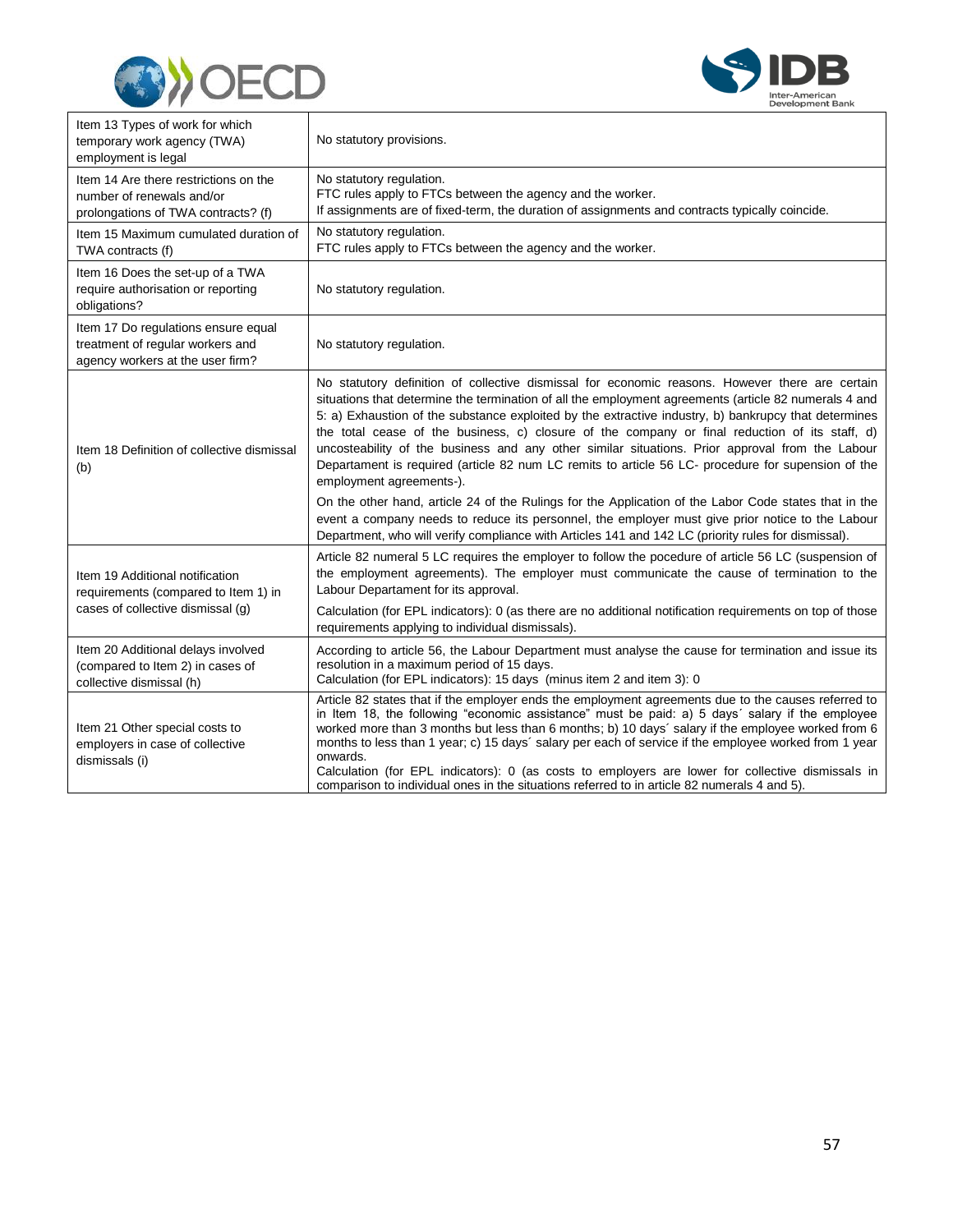| | |
|---|---|
| Item 13 Types of work for which temporary work agency (TWA) employment is legal | No statutory provisions. |
| Item 14 Are there restrictions on the number of renewals and/or prolongations of TWA contracts? (f) | No statutory regulation.<br>FTC rules apply to FTCs between the agency and the worker.<br>If assignments are of fixed-term, the duration of assignments and contracts typically coincide. |
| Item 15 Maximum cumulated duration of TWA contracts (f) | No statutory regulation.<br>FTC rules apply to FTCs between the agency and the worker. |
| Item 16 Does the set-up of a TWA require authorisation or reporting obligations? | No statutory regulation. |
| Item 17 Do regulations ensure equal treatment of regular workers and agency workers at the user firm? | No statutory regulation. |
| Item 18 Definition of collective dismissal (b) | No statutory definition of collective dismissal for economic reasons. However there are certain situations that determine the termination of all the employment agreements (article 82 numerals 4 and 5: a) Exhaustion of the substance exploited by the extractive industry, b) bankrupcy that determines the total cease of the business, c) closure of the company or final reduction of its staff, d) uncosteability of the business and any other similar situations. Prior approval from the Labour Departament is required (article 82 num LC remits to article 56 LC- procedure for supension of the employment agreements-).<br><br>On the other hand, article 24 of the Rulings for the Application of the Labor Code states that in the event a company needs to reduce its personnel, the employer must give prior notice to the Labour Department, who will verify compliance with Articles 141 and 142 LC (priority rules for dismissal). |
| Item 19 Additional notification requirements (compared to Item 1) in cases of collective dismissal (g) | Article 82 numeral 5 LC requires the employer to follow the pocedure of article 56 LC (suspension of the employment agreements). The employer must communicate the cause of termination to the Labour Departament for its approval.<br><br>Calculation (for EPL indicators): 0 (as there are no additional notification requirements on top of those requirements applying to individual dismissals). |
| Item 20 Additional delays involved (compared to Item 2) in cases of collective dismissal (h) | According to article 56, the Labour Department must analyse the cause for termination and issue its resolution in a maximum period of 15 days.<br>Calculation (for EPL indicators): 15 days (minus item 2 and item 3): 0 |
| Item 21 Other special costs to employers in case of collective dismissals (i) | Article 82 states that if the employer ends the employment agreements due to the causes referred to in Item 18, the following "economic assistance" must be paid: a) 5 days´ salary if the employee worked more than 3 months but less than 6 months; b) 10 days´ salary if the employee worked from 6 months to less than 1 year; c) 15 days´ salary per each of service if the employee worked from 1 year onwards.<br>Calculation (for EPL indicators): 0 (as costs to employers are lower for collective dismissals in comparison to individual ones in the situations referred to in article 82 numerals 4 and 5). |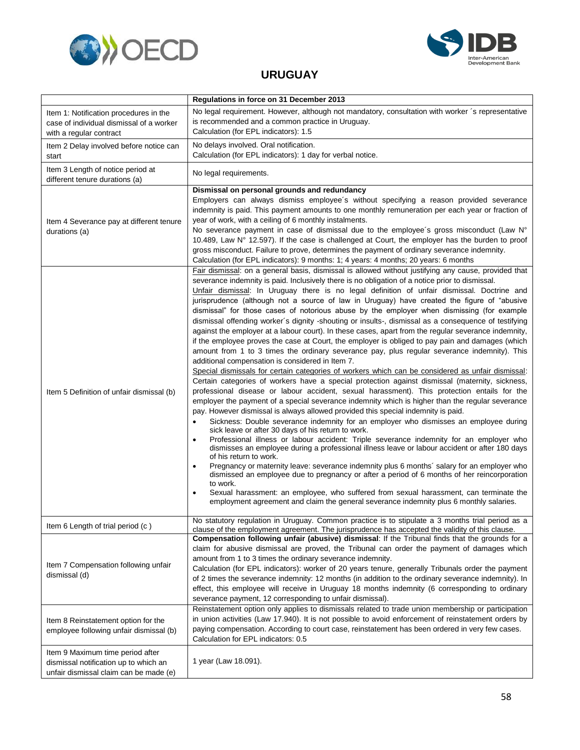## URUGUAY

| | Regulations in force on 31 December 2013 |
|---|---|
| Item 1: Notification procedures in the case of individual dismissal of a worker with a regular contract | No legal requirement. However, although not mandatory, consultation with worker´s representative is recommended and a common practice in Uruguay.<br>Calculation (for EPL indicators): 1.5 |
| Item 2 Delay involved before notice can start | No delays involved. Oral notification.<br>Calculation (for EPL indicators): 1 day for verbal notice. |
| Item 3 Length of notice period at different tenure durations (a) | No legal requirements. |
| Item 4 Severance pay at different tenure durations (a) | **Dismissal on personal grounds and redundancy**<br>Employers can always dismiss employee´s without specifying a reason provided severance indemnity is paid. This payment amounts to one monthly remuneration per each year or fraction of year of work, with a ceiling of 6 monthly instalments.<br>No severance payment in case of dismissal due to the employee´s gross misconduct (Law N° 10.489, Law N° 12.597). If the case is challenged at Court, the employer has the burden to proof gross misconduct. Failure to prove, determines the payment of ordinary severance indemnity.<br>Calculation (for EPL indicators): 9 months: 1; 4 years: 4 months; 20 years: 6 months |
| Item 5 Definition of unfair dismissal (b) | Fair dismissal: on a general basis, dismissal is allowed without justifying any cause, provided that severance indemnity is paid. Inclusively there is no obligation of a notice prior to dismissal.<br>Unfair dismissal: In Uruguay there is no legal definition of unfair dismissal. Doctrine and jurisprudence (although not a source of law in Uruguay) have created the figure of "abusive dismissal" for those cases of notorious abuse by the employer when dismissing (for example dismissal offending worker´s dignity -shouting or insults-, dismissal as a consequence of testifying against the employer at a labour court). In these cases, apart from the regular severance indemnity, if the employee proves the case at Court, the employer is obliged to pay pain and damages (which amount from 1 to 3 times the ordinary severance pay, plus regular severance indemnity). This additional compensation is considered in Item 7.<br>Special dismissals for certain categories of workers which can be considered as unfair dismissal: Certain categories of workers have a special protection against dismissal (maternity, sickness, professional disease or labour accident, sexual harassment). This protection entails for the employer the payment of a special severance indemnity which is higher than the regular severance pay. However dismissal is always allowed provided this special indemnity is paid.<br>• Sickness: Double severance indemnity for an employer who dismisses an employee during sick leave or after 30 days of his return to work.<br>• Professional illness or labour accident: Triple severance indemnity for an employer who dismisses an employee during a professional illness leave or labour accident or after 180 days of his return to work.<br>• Pregnancy or maternity leave: severance indemnity plus 6 months´ salary for an employer who dismissed an employee due to pregnancy or after a period of 6 months of her reincorporation to work.<br>• Sexual harassment: an employee, who suffered from sexual harassment, can terminate the employment agreement and claim the general severance indemnity plus 6 monthly salaries. |
| Item 6 Length of trial period (c ) | No statutory regulation in Uruguay. Common practice is to stipulate a 3 months trial period as a clause of the employment agreement. The jurisprudence has accepted the validity of this clause. |
| Item 7 Compensation following unfair dismissal (d) | **Compensation following unfair (abusive) dismissal**: If the Tribunal finds that the grounds for a claim for abusive dismissal are proved, the Tribunal can order the payment of damages which amount from 1 to 3 times the ordinary severance indemnity.<br>Calculation (for EPL indicators): worker of 20 years tenure, generally Tribunals order the payment of 2 times the severance indemnity: 12 months (in addition to the ordinary severance indemnity). In effect, this employee will receive in Uruguay 18 months indemnity (6 corresponding to ordinary severance payment, 12 corresponding to unfair dismissal). |
| Item 8 Reinstatement option for the employee following unfair dismissal (b) | Reinstatement option only applies to dismissals related to trade union membership or participation in union activities (Law 17.940). It is not possible to avoid enforcement of reinstatement orders by paying compensation. According to court case, reinstatement has been ordered in very few cases.<br>Calculation for EPL indicators: 0.5 |
| Item 9 Maximum time period after dismissal notification up to which an unfair dismissal claim can be made (e) | 1 year (Law 18.091). |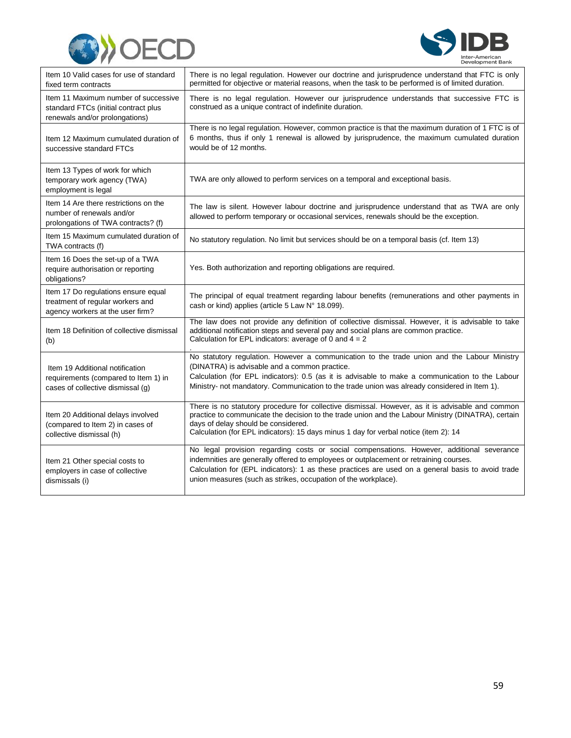| | |
|---|---|
| Item 10 Valid cases for use of standard fixed term contracts | There is no legal regulation. However our doctrine and jurisprudence understand that FTC is only permitted for objective or material reasons, when the task to be performed is of limited duration. |
| Item 11 Maximum number of successive standard FTCs (initial contract plus renewals and/or prolongations) | There is no legal regulation. However our jurisprudence understands that successive FTC is construed as a unique contract of indefinite duration. |
| Item 12 Maximum cumulated duration of successive standard FTCs | There is no legal regulation. However, common practice is that the maximum duration of 1 FTC is of 6 months, thus if only 1 renewal is allowed by jurisprudence, the maximum cumulated duration would be of 12 months. |
| Item 13 Types of work for which temporary work agency (TWA) employment is legal | TWA are only allowed to perform services on a temporal and exceptional basis. |
| Item 14 Are there restrictions on the number of renewals and/or prolongations of TWA contracts? (f) | The law is silent. However labour doctrine and jurisprudence understand that as TWA are only allowed to perform temporary or occasional services, renewals should be the exception. |
| Item 15 Maximum cumulated duration of TWA contracts (f) | No statutory regulation. No limit but services should be on a temporal basis (cf. Item 13) |
| Item 16 Does the set-up of a TWA require authorisation or reporting obligations? | Yes. Both authorization and reporting obligations are required. |
| Item 17 Do regulations ensure equal treatment of regular workers and agency workers at the user firm? | The principal of equal treatment regarding labour benefits (remunerations and other payments in cash or kind) applies (article 5 Law N° 18.099). |
| Item 18 Definition of collective dismissal (b) | The law does not provide any definition of collective dismissal. However, it is advisable to take additional notification steps and several pay and social plans are common practice.<br>Calculation for EPL indicators: average of 0 and 4 = 2<br>. |
| Item 19 Additional notification requirements (compared to Item 1) in cases of collective dismissal (g) | No statutory regulation. However a communication to the trade union and the Labour Ministry (DINATRA) is advisable and a common practice.<br>Calculation (for EPL indicators): 0.5 (as it is advisable to make a communication to the Labour Ministry- not mandatory. Communication to the trade union was already considered in Item 1). |
| Item 20 Additional delays involved (compared to Item 2) in cases of collective dismissal (h) | There is no statutory procedure for collective dismissal. However, as it is advisable and common practice to communicate the decision to the trade union and the Labour Ministry (DINATRA), certain days of delay should be considered.<br>Calculation (for EPL indicators): 15 days minus 1 day for verbal notice (item 2): 14 |
| Item 21 Other special costs to employers in case of collective dismissals (i) | No legal provision regarding costs or social compensations. However, additional severance indemnities are generally offered to employees or outplacement or retraining courses.<br>Calculation for (EPL indicators): 1 as these practices are used on a general basis to avoid trade union measures (such as strikes, occupation of the workplace). |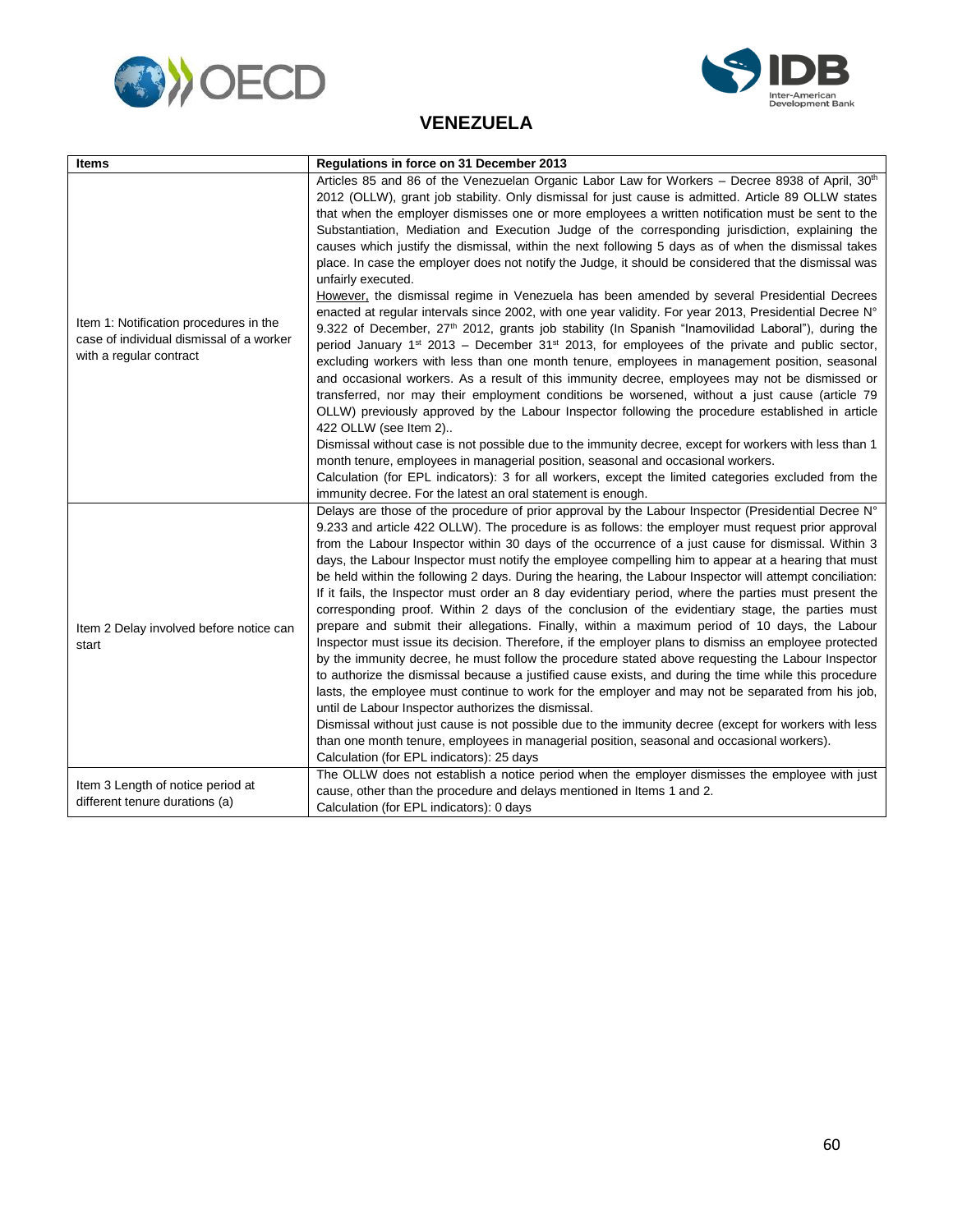## VENEZUELA

| Items | Regulations in force on 31 December 2013 |
|---|---|
| Item 1: Notification procedures in the case of individual dismissal of a worker with a regular contract | Articles 85 and 86 of the Venezuelan Organic Labor Law for Workers – Decree 8938 of April, 30th 2012 (OLLW), grant job stability. Only dismissal for just cause is admitted. Article 89 OLLW states that when the employer dismisses one or more employees a written notification must be sent to the Substantiation, Mediation and Execution Judge of the corresponding jurisdiction, explaining the causes which justify the dismissal, within the next following 5 days as of when the dismissal takes place. In case the employer does not notify the Judge, it should be considered that the dismissal was unfairly executed.<br>However, the dismissal regime in Venezuela has been amended by several Presidential Decrees enacted at regular intervals since 2002, with one year validity. For year 2013, Presidential Decree N° 9.322 of December, 27th 2012, grants job stability (In Spanish "Inamovilidad Laboral"), during the period January 1st 2013 – December 31st 2013, for employees of the private and public sector, excluding workers with less than one month tenure, employees in management position, seasonal and occasional workers. As a result of this immunity decree, employees may not be dismissed or transferred, nor may their employment conditions be worsened, without a just cause (article 79 OLLW) previously approved by the Labour Inspector following the procedure established in article 422 OLLW (see Item 2)..<br>Dismissal without case is not possible due to the immunity decree, except for workers with less than 1 month tenure, employees in managerial position, seasonal and occasional workers.<br>Calculation (for EPL indicators): 3 for all workers, except the limited categories excluded from the immunity decree. For the latest an oral statement is enough. |
| Item 2 Delay involved before notice can start | Delays are those of the procedure of prior approval by the Labour Inspector (Presidential Decree N° 9.233 and article 422 OLLW). The procedure is as follows: the employer must request prior approval from the Labour Inspector within 30 days of the occurrence of a just cause for dismissal. Within 3 days, the Labour Inspector must notify the employee compelling him to appear at a hearing that must be held within the following 2 days. During the hearing, the Labour Inspector will attempt conciliation: If it fails, the Inspector must order an 8 day evidentiary period, where the parties must present the corresponding proof. Within 2 days of the conclusion of the evidentiary stage, the parties must prepare and submit their allegations. Finally, within a maximum period of 10 days, the Labour Inspector must issue its decision. Therefore, if the employer plans to dismiss an employee protected by the immunity decree, he must follow the procedure stated above requesting the Labour Inspector to authorize the dismissal because a justified cause exists, and during the time while this procedure lasts, the employee must continue to work for the employer and may not be separated from his job, until de Labour Inspector authorizes the dismissal.<br>Dismissal without just cause is not possible due to the immunity decree (except for workers with less than one month tenure, employees in managerial position, seasonal and occasional workers).<br>Calculation (for EPL indicators): 25 days |
| Item 3 Length of notice period at different tenure durations (a) | The OLLW does not establish a notice period when the employer dismisses the employee with just cause, other than the procedure and delays mentioned in Items 1 and 2.<br>Calculation (for EPL indicators): 0 days |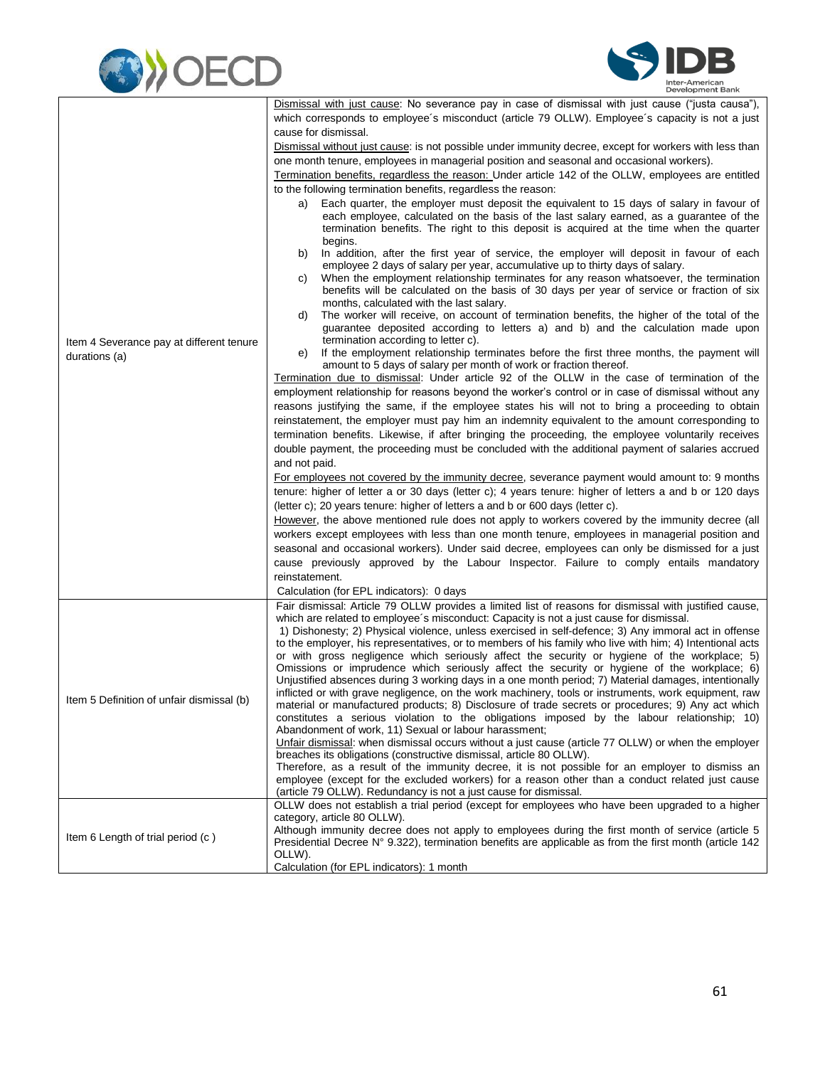| | |
|---|---|
| Item 4 Severance pay at different tenure durations (a) | Dismissal with just cause: No severance pay in case of dismissal with just cause ("justa causa"), which corresponds to employee´s misconduct (article 79 OLLW). Employee´s capacity is not a just cause for dismissal.<br>Dismissal without just cause: is not possible under immunity decree, except for workers with less than one month tenure, employees in managerial position and seasonal and occasional workers).<br>Termination benefits, regardless the reason: Under article 142 of the OLLW, employees are entitled to the following termination benefits, regardless the reason:<br>a) Each quarter, the employer must deposit the equivalent to 15 days of salary in favour of each employee, calculated on the basis of the last salary earned, as a guarantee of the termination benefits. The right to this deposit is acquired at the time when the quarter begins.<br>b) In addition, after the first year of service, the employer will deposit in favour of each employee 2 days of salary per year, accumulative up to thirty days of salary.<br>c) When the employment relationship terminates for any reason whatsoever, the termination benefits will be calculated on the basis of 30 days per year of service or fraction of six months, calculated with the last salary.<br>d) The worker will receive, on account of termination benefits, the higher of the total of the guarantee deposited according to letters a) and b) and the calculation made upon termination according to letter c).<br>e) If the employment relationship terminates before the first three months, the payment will amount to 5 days of salary per month of work or fraction thereof.<br>Termination due to dismissal: Under article 92 of the OLLW in the case of termination of the employment relationship for reasons beyond the worker's control or in case of dismissal without any reasons justifying the same, if the employee states his will not to bring a proceeding to obtain reinstatement, the employer must pay him an indemnity equivalent to the amount corresponding to termination benefits. Likewise, if after bringing the proceeding, the employee voluntarily receives double payment, the proceeding must be concluded with the additional payment of salaries accrued and not paid.<br>For employees not covered by the immunity decree, severance payment would amount to: 9 months tenure: higher of letter a or 30 days (letter c); 4 years tenure: higher of letters a and b or 120 days (letter c); 20 years tenure: higher of letters a and b or 600 days (letter c).<br>However, the above mentioned rule does not apply to workers covered by the immunity decree (all workers except employees with less than one month tenure, employees in managerial position and seasonal and occasional workers). Under said decree, employees can only be dismissed for a just cause previously approved by the Labour Inspector. Failure to comply entails mandatory reinstatement.<br>Calculation (for EPL indicators): 0 days |
| Item 5 Definition of unfair dismissal (b) | Fair dismissal: Article 79 OLLW provides a limited list of reasons for dismissal with justified cause, which are related to employee´s misconduct: Capacity is not a just cause for dismissal.<br>1) Dishonesty; 2) Physical violence, unless exercised in self-defence; 3) Any immoral act in offense to the employer, his representatives, or to members of his family who live with him; 4) Intentional acts or with gross negligence which seriously affect the security or hygiene of the workplace; 5) Omissions or imprudence which seriously affect the security or hygiene of the workplace; 6) Unjustified absences during 3 working days in a one month period; 7) Material damages, intentionally inflicted or with grave negligence, on the work machinery, tools or instruments, work equipment, raw material or manufactured products; 8) Disclosure of trade secrets or procedures; 9) Any act which constitutes a serious violation to the obligations imposed by the labour relationship; 10) Abandonment of work, 11) Sexual or labour harassment;<br>Unfair dismissal: when dismissal occurs without a just cause (article 77 OLLW) or when the employer breaches its obligations (constructive dismissal, article 80 OLLW).<br>Therefore, as a result of the immunity decree, it is not possible for an employer to dismiss an employee (except for the excluded workers) for a reason other than a conduct related just cause (article 79 OLLW). Redundancy is not a just cause for dismissal. |
| Item 6 Length of trial period (c ) | OLLW does not establish a trial period (except for employees who have been upgraded to a higher category, article 80 OLLW).<br>Although immunity decree does not apply to employees during the first month of service (article 5 Presidential Decree N° 9.322), termination benefits are applicable as from the first month (article 142 OLLW).<br>Calculation (for EPL indicators): 1 month |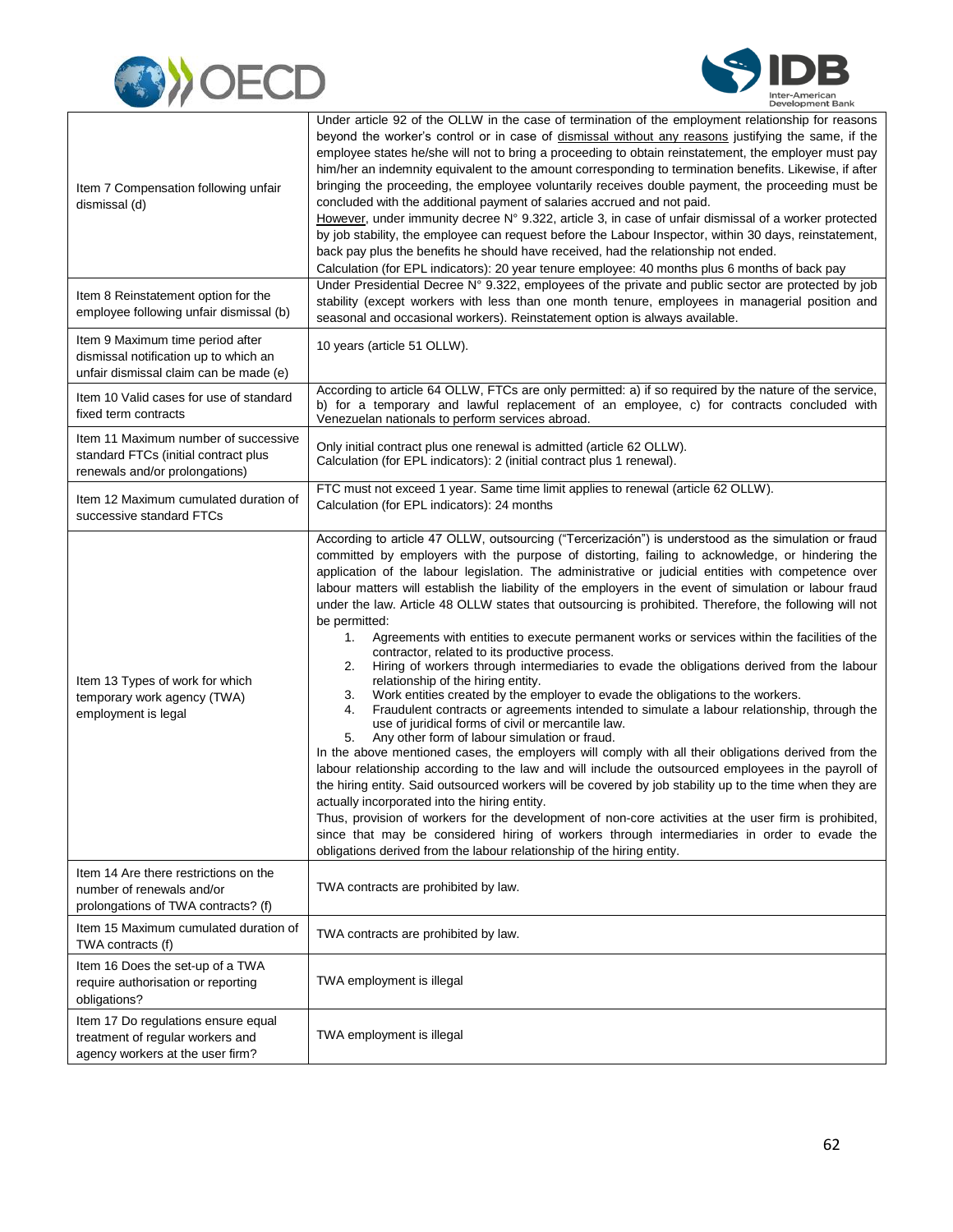| | |
|---|---|
| Item 7 Compensation following unfair dismissal (d) | Under article 92 of the OLLW in the case of termination of the employment relationship for reasons beyond the worker's control or in case of dismissal without any reasons justifying the same, if the employee states he/she will not to bring a proceeding to obtain reinstatement, the employer must pay him/her an indemnity equivalent to the amount corresponding to termination benefits. Likewise, if after bringing the proceeding, the employee voluntarily receives double payment, the proceeding must be concluded with the additional payment of salaries accrued and not paid.<br>However, under immunity decree N° 9.322, article 3, in case of unfair dismissal of a worker protected by job stability, the employee can request before the Labour Inspector, within 30 days, reinstatement, back pay plus the benefits he should have received, had the relationship not ended.<br>Calculation (for EPL indicators): 20 year tenure employee: 40 months plus 6 months of back pay |
| Item 8 Reinstatement option for the employee following unfair dismissal (b) | Under Presidential Decree N° 9.322, employees of the private and public sector are protected by job stability (except workers with less than one month tenure, employees in managerial position and seasonal and occasional workers). Reinstatement option is always available. |
| Item 9 Maximum time period after dismissal notification up to which an unfair dismissal claim can be made (e) | 10 years (article 51 OLLW). |
| Item 10 Valid cases for use of standard fixed term contracts | According to article 64 OLLW, FTCs are only permitted: a) if so required by the nature of the service, b) for a temporary and lawful replacement of an employee, c) for contracts concluded with Venezuelan nationals to perform services abroad. |
| Item 11 Maximum number of successive standard FTCs (initial contract plus renewals and/or prolongations) | Only initial contract plus one renewal is admitted (article 62 OLLW).<br>Calculation (for EPL indicators): 2 (initial contract plus 1 renewal). |
| Item 12 Maximum cumulated duration of successive standard FTCs | FTC must not exceed 1 year. Same time limit applies to renewal (article 62 OLLW).<br>Calculation (for EPL indicators): 24 months |
| Item 13 Types of work for which temporary work agency (TWA) employment is legal | According to article 47 OLLW, outsourcing ("Tercerización") is understood as the simulation or fraud committed by employers with the purpose of distorting, failing to acknowledge, or hindering the application of the labour legislation. The administrative or judicial entities with competence over labour matters will establish the liability of the employers in the event of simulation or labour fraud under the law. Article 48 OLLW states that outsourcing is prohibited. Therefore, the following will not be permitted:<br>1. Agreements with entities to execute permanent works or services within the facilities of the contractor, related to its productive process.<br>2. Hiring of workers through intermediaries to evade the obligations derived from the labour relationship of the hiring entity.<br>3. Work entities created by the employer to evade the obligations to the workers.<br>4. Fraudulent contracts or agreements intended to simulate a labour relationship, through the use of juridical forms of civil or mercantile law.<br>5. Any other form of labour simulation or fraud.<br>In the above mentioned cases, the employers will comply with all their obligations derived from the labour relationship according to the law and will include the outsourced employees in the payroll of the hiring entity. Said outsourced workers will be covered by job stability up to the time when they are actually incorporated into the hiring entity.<br>Thus, provision of workers for the development of non-core activities at the user firm is prohibited, since that may be considered hiring of workers through intermediaries in order to evade the obligations derived from the labour relationship of the hiring entity. |
| Item 14 Are there restrictions on the number of renewals and/or prolongations of TWA contracts? (f) | TWA contracts are prohibited by law. |
| Item 15 Maximum cumulated duration of TWA contracts (f) | TWA contracts are prohibited by law. |
| Item 16 Does the set-up of a TWA require authorisation or reporting obligations? | TWA employment is illegal |
| Item 17 Do regulations ensure equal treatment of regular workers and agency workers at the user firm? | TWA employment is illegal |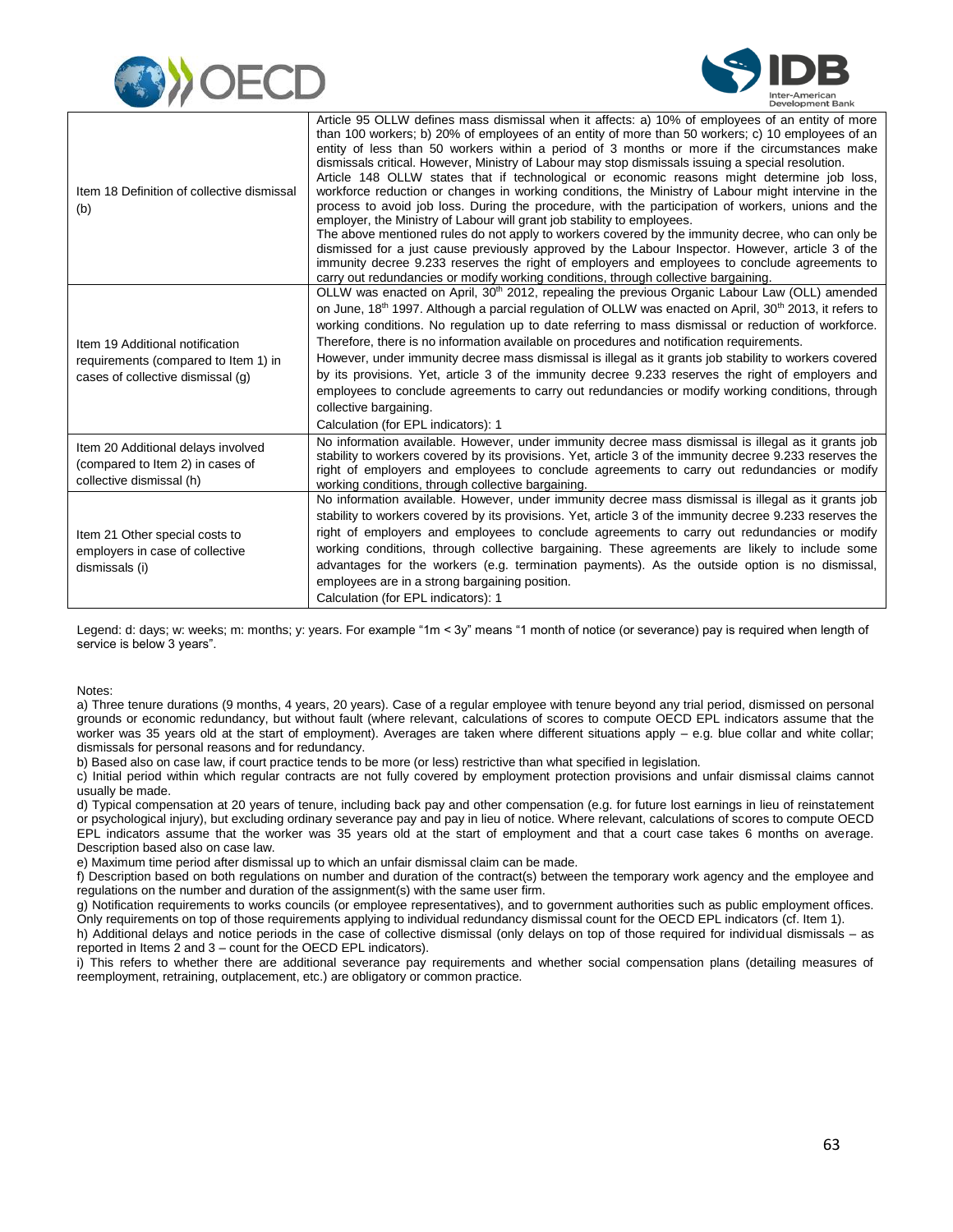| | |
|---|---|
| Item 18 Definition of collective dismissal (b) | Article 95 OLLW defines mass dismissal when it affects: a) 10% of employees of an entity of more than 100 workers; b) 20% of employees of an entity of more than 50 workers; c) 10 employees of an entity of less than 50 workers within a period of 3 months or more if the circumstances make dismissals critical. However, Ministry of Labour may stop dismissals issuing a special resolution. Article 148 OLLW states that if technological or economic reasons might determine job loss, workforce reduction or changes in working conditions, the Ministry of Labour might intervine in the process to avoid job loss. During the procedure, with the participation of workers, unions and the employer, the Ministry of Labour will grant job stability to employees. The above mentioned rules do not apply to workers covered by the immunity decree, who can only be dismissed for a just cause previously approved by the Labour Inspector. However, article 3 of the immunity decree 9.233 reserves the right of employers and employees to conclude agreements to carry out redundancies or modify working conditions, through collective bargaining. |
| Item 19 Additional notification requirements (compared to Item 1) in cases of collective dismissal (g) | OLLW was enacted on April, 30th 2012, repealing the previous Organic Labour Law (OLL) amended on June, 18th 1997. Although a parcial regulation of OLLW was enacted on April, 30th 2013, it refers to working conditions. No regulation up to date referring to mass dismissal or reduction of workforce. Therefore, there is no information available on procedures and notification requirements. However, under immunity decree mass dismissal is illegal as it grants job stability to workers covered by its provisions. Yet, article 3 of the immunity decree 9.233 reserves the right of employers and employees to conclude agreements to carry out redundancies or modify working conditions, through collective bargaining. Calculation (for EPL indicators): 1 |
| Item 20 Additional delays involved (compared to Item 2) in cases of collective dismissal (h) | No information available. However, under immunity decree mass dismissal is illegal as it grants job stability to workers covered by its provisions. Yet, article 3 of the immunity decree 9.233 reserves the right of employers and employees to conclude agreements to carry out redundancies or modify working conditions, through collective bargaining. |
| Item 21 Other special costs to employers in case of collective dismissals (i) | No information available. However, under immunity decree mass dismissal is illegal as it grants job stability to workers covered by its provisions. Yet, article 3 of the immunity decree 9.233 reserves the right of employers and employees to conclude agreements to carry out redundancies or modify working conditions, through collective bargaining. These agreements are likely to include some advantages for the workers (e.g. termination payments). As the outside option is no dismissal, employees are in a strong bargaining position. Calculation (for EPL indicators): 1 |

Legend: d: days; w: weeks; m: months; y: years. For example "1m < 3y" means "1 month of notice (or severance) pay is required when length of service is below 3 years".

Notes:

a) Three tenure durations (9 months, 4 years, 20 years). Case of a regular employee with tenure beyond any trial period, dismissed on personal grounds or economic redundancy, but without fault (where relevant, calculations of scores to compute OECD EPL indicators assume that the worker was 35 years old at the start of employment). Averages are taken where different situations apply – e.g. blue collar and white collar; dismissals for personal reasons and for redundancy.

b) Based also on case law, if court practice tends to be more (or less) restrictive than what specified in legislation.

c) Initial period within which regular contracts are not fully covered by employment protection provisions and unfair dismissal claims cannot usually be made.

d) Typical compensation at 20 years of tenure, including back pay and other compensation (e.g. for future lost earnings in lieu of reinstatement or psychological injury), but excluding ordinary severance pay and pay in lieu of notice. Where relevant, calculations of scores to compute OECD EPL indicators assume that the worker was 35 years old at the start of employment and that a court case takes 6 months on average. Description based also on case law.

e) Maximum time period after dismissal up to which an unfair dismissal claim can be made.

f) Description based on both regulations on number and duration of the contract(s) between the temporary work agency and the employee and regulations on the number and duration of the assignment(s) with the same user firm.

g) Notification requirements to works councils (or employee representatives), and to government authorities such as public employment offices. Only requirements on top of those requirements applying to individual redundancy dismissal count for the OECD EPL indicators (cf. Item 1).

h) Additional delays and notice periods in the case of collective dismissal (only delays on top of those required for individual dismissals – as reported in Items 2 and 3 – count for the OECD EPL indicators).

i) This refers to whether there are additional severance pay requirements and whether social compensation plans (detailing measures of reemployment, retraining, outplacement, etc.) are obligatory or common practice.